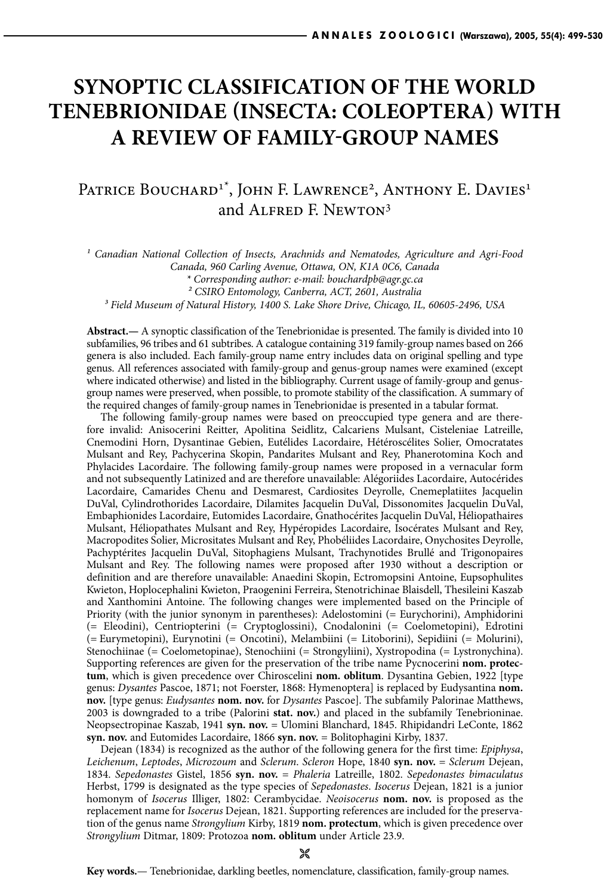# SYNOPTIC CLASSIFICATION OF THE WORLD TENEBRIONIDAE (INSECTA: COLEOPTERA) WITH A REVIEW OF FAMILY-GROUP NAMES

Patrice Bouchard[1*], John F. Lawrence[2], Anthony E. Davies[1] and Alfred F. Newton[3]

[1] *Canadian National Collection of Insects, Arachnids and Nematodes, Agriculture and Agri-Food Canada, 960 Carling Avenue, Ottawa, ON, K1A 0C6, Canada*
*\* Corresponding author: e-mail: bouchardpb@agr.gc.ca*
[2] *CSIRO Entomology, Canberra, ACT, 2601, Australia*
[3] *Field Museum of Natural History, 1400 S. Lake Shore Drive, Chicago, IL, 60605-2496, USA*

**Abstract.—** A synoptic classification of the Tenebrionidae is presented. The family is divided into 10 subfamilies, 96 tribes and 61 subtribes. A catalogue containing 319 family-group names based on 266 genera is also included. Each family-group name entry includes data on original spelling and type genus. All references associated with family-group and genus-group names were examined (except where indicated otherwise) and listed in the bibliography. Current usage of family-group and genus-group names were preserved, when possible, to promote stability of the classification. A summary of the required changes of family-group names in Tenebrionidae is presented in a tabular format.

The following family-group names were based on preoccupied type genera and are therefore invalid: Anisocerini Reitter, Apolitina Seidlitz, Calcariens Mulsant, Cisteleniae Latreille, Cnemodini Horn, Dysantinae Gebien, Eutélides Lacordaire, Hétéroscélites Solier, Omocratates Mulsant and Rey, Pachycerina Skopin, Pandarites Mulsant and Rey, Phanerotomina Koch and Phylacides Lacordaire. The following family-group names were proposed in a vernacular form and not subsequently Latinized and are therefore unavailable: Alégoriides Lacordaire, Autocérides Lacordaire, Camarides Chenu and Desmarest, Cardiosites Deyrolle, Cnemeplatiites Jacquelin DuVal, Cylindrothorides Lacordaire, Dilamites Jacquelin DuVal, Dissonomites Jacquelin DuVal, Embaphionides Lacordaire, Eutomides Lacordaire, Gnathocérites Jacquelin DuVal, Héliopathaires Mulsant, Héliopathates Mulsant and Rey, Hypéropides Lacordaire, Isocérates Mulsant and Rey, Macropodites Solier, Micrositates Mulsant and Rey, Phobéliides Lacordaire, Onychosites Deyrolle, Pachyptérites Jacquelin DuVal, Sitophagiens Mulsant, Trachynotides Brullé and Trigonopaires Mulsant and Rey. The following names were proposed after 1930 without a description or definition and are therefore unavailable: Anaedini Skopin, Ectromopsini Antoine, Eupsophulites Kwieton, Hoplocephalini Kwieton, Praogenini Ferreira, Stenotrichinae Blaisdell, Thesileini Kaszab and Xanthomini Antoine. The following changes were implemented based on the Principle of Priority (with the junior synonym in parentheses): Adelostomini (= Eurychorini), Amphidorini (= Eleodini), Centriopterini (= Cryptoglossini), Cnodalonini (= Coelometopini), Edrotini (= Eurymetopini), Eurynotini (= Oncotini), Melambiini (= Litoborini), Sepidiini (= Molurini), Stenochiinae (= Coelometopinae), Stenochiini (= Strongyliini), Xystropodina (= Lystronychina). Supporting references are given for the preservation of the tribe name Pycnocerini **nom. protectum**, which is given precedence over Chiroscelini **nom. oblitum**. Dysantina Gebien, 1922 [type genus: *Dysantes* Pascoe, 1871; not Foerster, 1868: Hymenoptera] is replaced by Eudysantina **nom. nov.** [type genus: *Eudysantes* **nom. nov.** for *Dysantes* Pascoe]. The subfamily Palorinae Matthews, 2003 is downgraded to a tribe (Palorini **stat. nov.**) and placed in the subfamily Tenebrioninae. Neopsectropinae Kaszab, 1941 **syn. nov.** = Ulomini Blanchard, 1845. Rhipidandri LeConte, 1862 **syn. nov.** and Eutomides Lacordaire, 1866 **syn. nov.** = Bolitophagini Kirby, 1837.

Dejean (1834) is recognized as the author of the following genera for the first time: *Epiphysa*, *Leichenum*, *Leptodes*, *Microzoum* and *Sclerum*. *Scleron* Hope, 1840 **syn. nov.** = *Sclerum* Dejean, 1834. *Sepedonastes* Gistel, 1856 **syn. nov.** = *Phaleria* Latreille, 1802. *Sepedonastes bimaculatus* Herbst, 1799 is designated as the type species of *Sepedonastes*. *Isocerus* Dejean, 1821 is a junior homonym of *Isocerus* Illiger, 1802: Cerambycidae. *Neoisocerus* **nom. nov.** is proposed as the replacement name for *Isocerus* Dejean, 1821. Supporting references are included for the preservation of the genus name *Strongylium* Kirby, 1819 **nom. protectum**, which is given precedence over *Strongylium* Ditmar, 1809: Protozoa **nom. oblitum** under Article 23.9.

**Key words.—** Tenebrionidae, darkling beetles, nomenclature, classification, family-group names.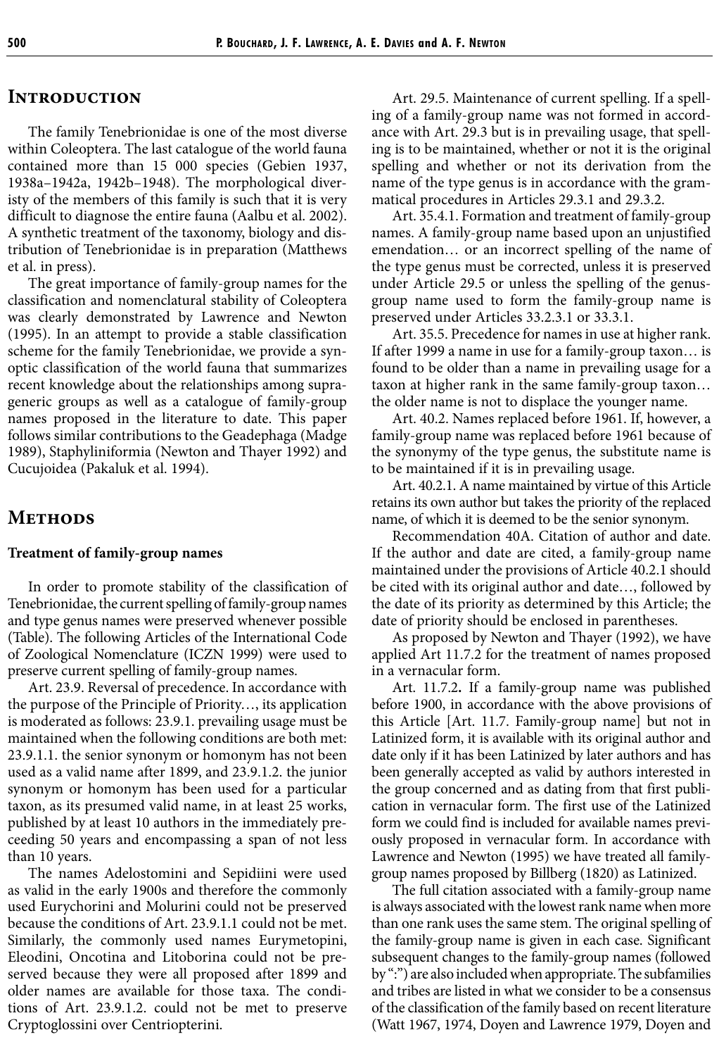## Introduction

The family Tenebrionidae is one of the most diverse within Coleoptera. The last catalogue of the world fauna contained more than 15 000 species (Gebien 1937, 1938a–1942a, 1942b–1948). The morphological diversity of the members of this family is such that it is very difficult to diagnose the entire fauna (Aalbu et al. 2002). A synthetic treatment of the taxonomy, biology and distribution of Tenebrionidae is in preparation (Matthews et al. in press).

The great importance of family-group names for the classification and nomenclatural stability of Coleoptera was clearly demonstrated by Lawrence and Newton (1995). In an attempt to provide a stable classification scheme for the family Tenebrionidae, we provide a synoptic classification of the world fauna that summarizes recent knowledge about the relationships among supra-generic groups as well as a catalogue of family-group names proposed in the literature to date. This paper follows similar contributions to the Geadephaga (Madge 1989), Staphyliniformia (Newton and Thayer 1992) and Cucujoidea (Pakaluk et al. 1994).

## Methods

### Treatment of family-group names

In order to promote stability of the classification of Tenebrionidae, the current spelling of family-group names and type genus names were preserved whenever possible (Table). The following Articles of the International Code of Zoological Nomenclature (ICZN 1999) were used to preserve current spelling of family-group names.

Art. 23.9. Reversal of precedence. In accordance with the purpose of the Principle of Priority…, its application is moderated as follows: 23.9.1. prevailing usage must be maintained when the following conditions are both met: 23.9.1.1. the senior synonym or homonym has not been used as a valid name after 1899, and 23.9.1.2. the junior synonym or homonym has been used for a particular taxon, as its presumed valid name, in at least 25 works, published by at least 10 authors in the immediately preceeding 50 years and encompassing a span of not less than 10 years.

The names Adelostomini and Sepidiini were used as valid in the early 1900s and therefore the commonly used Eurychorini and Molurini could not be preserved because the conditions of Art. 23.9.1.1 could not be met. Similarly, the commonly used names Eurymetopini, Eleodini, Oncotina and Litoborina could not be preserved because they were all proposed after 1899 and older names are available for those taxa. The conditions of Art. 23.9.1.2. could not be met to preserve Cryptoglossini over Centriopterini.

Art. 29.5. Maintenance of current spelling. If a spelling of a family-group name was not formed in accordance with Art. 29.3 but is in prevailing usage, that spelling is to be maintained, whether or not it is the original spelling and whether or not its derivation from the name of the type genus is in accordance with the grammatical procedures in Articles 29.3.1 and 29.3.2.

Art. 35.4.1. Formation and treatment of family-group names. A family-group name based upon an unjustified emendation… or an incorrect spelling of the name of the type genus must be corrected, unless it is preserved under Article 29.5 or unless the spelling of the genus-group name used to form the family-group name is preserved under Articles 33.2.3.1 or 33.3.1.

Art. 35.5. Precedence for names in use at higher rank. If after 1999 a name in use for a family-group taxon… is found to be older than a name in prevailing usage for a taxon at higher rank in the same family-group taxon… the older name is not to displace the younger name.

Art. 40.2. Names replaced before 1961. If, however, a family-group name was replaced before 1961 because of the synonymy of the type genus, the substitute name is to be maintained if it is in prevailing usage.

Art. 40.2.1. A name maintained by virtue of this Article retains its own author but takes the priority of the replaced name, of which it is deemed to be the senior synonym.

Recommendation 40A. Citation of author and date. If the author and date are cited, a family-group name maintained under the provisions of Article 40.2.1 should be cited with its original author and date…, followed by the date of its priority as determined by this Article; the date of priority should be enclosed in parentheses.

As proposed by Newton and Thayer (1992), we have applied Art 11.7.2 for the treatment of names proposed in a vernacular form.

Art. 11.7.2**.** If a family-group name was published before 1900, in accordance with the above provisions of this Article [Art. 11.7. Family-group name] but not in Latinized form, it is available with its original author and date only if it has been Latinized by later authors and has been generally accepted as valid by authors interested in the group concerned and as dating from that first publication in vernacular form. The first use of the Latinized form we could find is included for available names previously proposed in vernacular form. In accordance with Lawrence and Newton (1995) we have treated all family-group names proposed by Billberg (1820) as Latinized.

The full citation associated with a family-group name is always associated with the lowest rank name when more than one rank uses the same stem. The original spelling of the family-group name is given in each case. Significant subsequent changes to the family-group names (followed by ":") are also included when appropriate. The subfamilies and tribes are listed in what we consider to be a consensus of the classification of the family based on recent literature (Watt 1967, 1974, Doyen and Lawrence 1979, Doyen and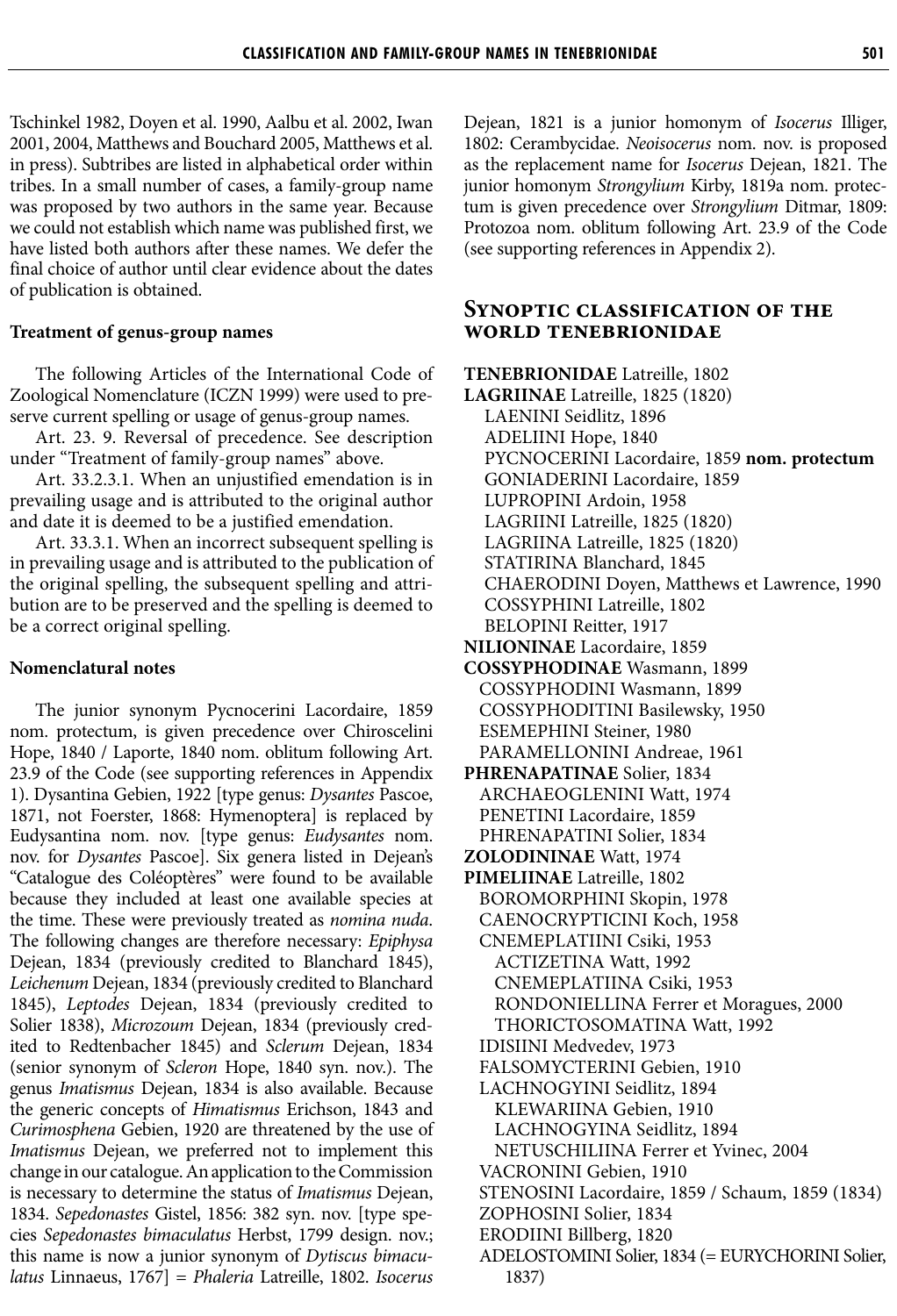Tschinkel 1982, Doyen et al. 1990, Aalbu et al. 2002, Iwan 2001, 2004, Matthews and Bouchard 2005, Matthews et al. in press). Subtribes are listed in alphabetical order within tribes. In a small number of cases, a family-group name was proposed by two authors in the same year. Because we could not establish which name was published first, we have listed both authors after these names. We defer the final choice of author until clear evidence about the dates of publication is obtained.

### Treatment of genus-group names

The following Articles of the International Code of Zoological Nomenclature (ICZN 1999) were used to preserve current spelling or usage of genus-group names.

Art. 23. 9. Reversal of precedence. See description under "Treatment of family-group names" above.

Art. 33.2.3.1. When an unjustified emendation is in prevailing usage and is attributed to the original author and date it is deemed to be a justified emendation.

Art. 33.3.1. When an incorrect subsequent spelling is in prevailing usage and is attributed to the publication of the original spelling, the subsequent spelling and attribution are to be preserved and the spelling is deemed to be a correct original spelling.

### Nomenclatural notes

The junior synonym Pycnocerini Lacordaire, 1859 nom. protectum, is given precedence over Chiroscelini Hope, 1840 / Laporte, 1840 nom. oblitum following Art. 23.9 of the Code (see supporting references in Appendix 1). Dysantina Gebien, 1922 [type genus: *Dysantes* Pascoe, 1871, not Foerster, 1868: Hymenoptera] is replaced by Eudysantina nom. nov. [type genus: *Eudysantes* nom. nov. for *Dysantes* Pascoe]. Six genera listed in Dejean's "Catalogue des Coléoptères" were found to be available because they included at least one available species at the time. These were previously treated as *nomina nuda*. The following changes are therefore necessary: *Epiphysa* Dejean, 1834 (previously credited to Blanchard 1845), *Leichenum* Dejean, 1834 (previously credited to Blanchard 1845), *Leptodes* Dejean, 1834 (previously credited to Solier 1838), *Microzoum* Dejean, 1834 (previously credited to Redtenbacher 1845) and *Sclerum* Dejean, 1834 (senior synonym of *Scleron* Hope, 1840 syn. nov.). The genus *Imatismus* Dejean, 1834 is also available. Because the generic concepts of *Himatismus* Erichson, 1843 and *Curimosphena* Gebien, 1920 are threatened by the use of *Imatismus* Dejean, we preferred not to implement this change in our catalogue. An application to the Commission is necessary to determine the status of *Imatismus* Dejean, 1834. *Sepedonastes* Gistel, 1856: 382 syn. nov. [type species *Sepedonastes bimaculatus* Herbst, 1799 design. nov.; this name is now a junior synonym of *Dytiscus bimaculatus* Linnaeus, 1767] = *Phaleria* Latreille, 1802. *Isocerus* Dejean, 1821 is a junior homonym of *Isocerus* Illiger, 1802: Cerambycidae. *Neoisocerus* nom. nov. is proposed as the replacement name for *Isocerus* Dejean, 1821. The junior homonym *Strongylium* Kirby, 1819a nom. protectum is given precedence over *Strongylium* Ditmar, 1809: Protozoa nom. oblitum following Art. 23.9 of the Code (see supporting references in Appendix 2).

## Synoptic classification of the world Tenebrionidae

**TENEBRIONIDAE** Latreille, 1802
**LAGRIINAE** Latreille, 1825 (1820)
- LAENINI Seidlitz, 1896
- ADELIINI Hope, 1840
- PYCNOCERINI Lacordaire, 1859 **nom. protectum**
- GONIADERINI Lacordaire, 1859
- LUPROPINI Ardoin, 1958
- LAGRIINI Latreille, 1825 (1820)
  - LAGRIINA Latreille, 1825 (1820)
  - STATIRINA Blanchard, 1845
- CHAERODINI Doyen, Matthews et Lawrence, 1990
- COSSYPHINI Latreille, 1802
- BELOPINI Reitter, 1917

**NILIONINAE** Lacordaire, 1859
**COSSYPHODINAE** Wasmann, 1899
- COSSYPHODINI Wasmann, 1899
- COSSYPHODITINI Basilewsky, 1950
- ESEMEPHINI Steiner, 1980
- PARAMELLONINI Andreae, 1961

**PHRENAPATINAE** Solier, 1834
- ARCHAEOGLENINI Watt, 1974
- PENETINI Lacordaire, 1859
- PHRENAPATINI Solier, 1834

**ZOLODININAE** Watt, 1974
**PIMELIINAE** Latreille, 1802
- BOROMORPHINI Skopin, 1978
- CAENOCRYPTICINI Koch, 1958
- CNEMEPLATIINI Csiki, 1953
  - ACTIZETINA Watt, 1992
  - CNEMEPLATIINA Csiki, 1953
  - RONDONIELLINA Ferrer et Moragues, 2000
  - THORICTOSOMATINA Watt, 1992
- IDISIINI Medvedev, 1973
- FALSOMYCTERINI Gebien, 1910
- LACHNOGYINI Seidlitz, 1894
  - KLEWARIINA Gebien, 1910
  - LACHNOGYINA Seidlitz, 1894
  - NETUSCHILIINA Ferrer et Yvinec, 2004
- VACRONINI Gebien, 1910
- STENOSINI Lacordaire, 1859 / Schaum, 1859 (1834)
- ZOPHOSINI Solier, 1834
- ERODIINI Billberg, 1820
- ADELOSTOMINI Solier, 1834 (= EURYCHORINI Solier, 1837)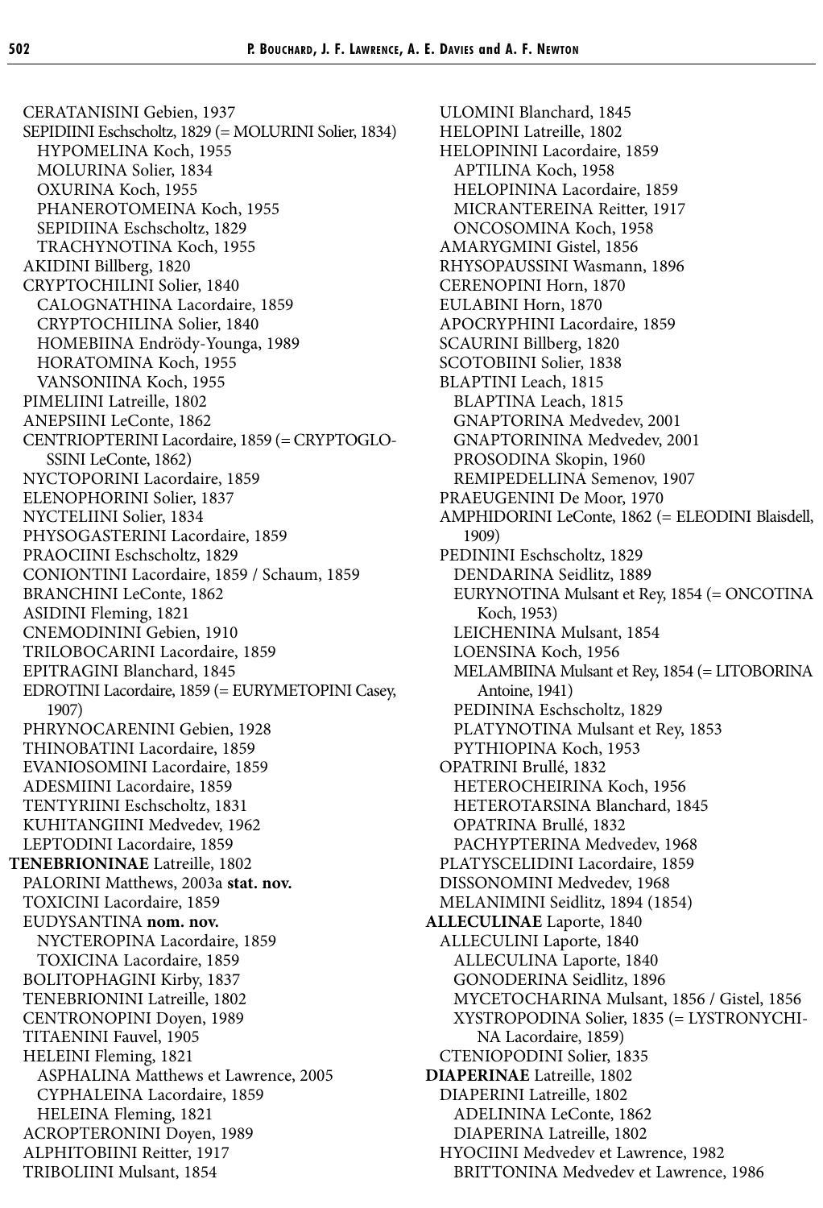CERATANISINI Gebien, 1937
SEPIDIINI Eschscholtz, 1829 (= MOLURINI Solier, 1834)
HYPOMELINA Koch, 1955
MOLURINA Solier, 1834
OXURINA Koch, 1955
PHANEROTOMEINA Koch, 1955
SEPIDIINA Eschscholtz, 1829
TRACHYNOTINA Koch, 1955
AKIDINI Billberg, 1820
CRYPTOCHILINI Solier, 1840
CALOGNATHINA Lacordaire, 1859
CRYPTOCHILINA Solier, 1840
HOMEBIINA Endrödy-Younga, 1989
HORATOMINA Koch, 1955
VANSONIINA Koch, 1955
PIMELIINI Latreille, 1802
ANEPSIINI LeConte, 1862
CENTRIOPTERINI Lacordaire, 1859 (= CRYPTOGLOSSINI LeConte, 1862)
NYCTOPORINI Lacordaire, 1859
ELENOPHORINI Solier, 1837
NYCTELIINI Solier, 1834
PHYSOGASTERINI Lacordaire, 1859
PRAOCIINI Eschscholtz, 1829
CONIONTINI Lacordaire, 1859 / Schaum, 1859
BRANCHINI LeConte, 1862
ASIDINI Fleming, 1821
CNEMODININI Gebien, 1910
TRILOBOCARINI Lacordaire, 1859
EPITRAGINI Blanchard, 1845
EDROTINI Lacordaire, 1859 (= EURYMETOPINI Casey, 1907)
PHRYNOCARENINI Gebien, 1928
THINOBATINI Lacordaire, 1859
EVANIOSOMINI Lacordaire, 1859
ADESMIINI Lacordaire, 1859
TENTYRIINI Eschscholtz, 1831
KUHITANGIINI Medvedev, 1962
LEPTODINI Lacordaire, 1859

**TENEBRIONINAE** Latreille, 1802
PALORINI Matthews, 2003a **stat. nov.**
TOXICINI Lacordaire, 1859
EUDYSANTINA **nom. nov.**
NYCTEROPINA Lacordaire, 1859
TOXICINA Lacordaire, 1859
BOLITOPHAGINI Kirby, 1837
TENEBRIONINI Latreille, 1802
CENTRONOPINI Doyen, 1989
TITAENINI Fauvel, 1905
HELEINI Fleming, 1821
ASPHALINA Matthews et Lawrence, 2005
CYPHALEINA Lacordaire, 1859
HELEINA Fleming, 1821
ACROPTERONINI Doyen, 1989
ALPHITOBIINI Reitter, 1917
TRIBOLIINI Mulsant, 1854
ULOMINI Blanchard, 1845
HELOPINI Latreille, 1802
HELOPININI Lacordaire, 1859
APTILINA Koch, 1958
HELOPININA Lacordaire, 1859
MICRANTEREINA Reitter, 1917
ONCOSOMINA Koch, 1958
AMARYGMINI Gistel, 1856
RHYSOPAUSSINI Wasmann, 1896
CERENOPINI Horn, 1870
EULABINI Horn, 1870
APOCRYPHINI Lacordaire, 1859
SCAURINI Billberg, 1820
SCOTOBIINI Solier, 1838
BLAPTINI Leach, 1815
BLAPTINA Leach, 1815
GNAPTORINA Medvedev, 2001
GNAPTORININA Medvedev, 2001
PROSODINA Skopin, 1960
REMIPEDELLINA Semenov, 1907
PRAEUGENINI De Moor, 1970
AMPHIDORINI LeConte, 1862 (= ELEODINI Blaisdell, 1909)
PEDININI Eschscholtz, 1829
DENDARINA Seidlitz, 1889
EURYNOTINA Mulsant et Rey, 1854 (= ONCOTINA Koch, 1953)
LEICHENINA Mulsant, 1854
LOENSINA Koch, 1956
MELAMBIINA Mulsant et Rey, 1854 (= LITOBORINA Antoine, 1941)
PEDININA Eschscholtz, 1829
PLATYNOTINA Mulsant et Rey, 1853
PYTHIOPINA Koch, 1953
OPATRINI Brullé, 1832
HETEROCHEIRINA Koch, 1956
HETEROTARSINA Blanchard, 1845
OPATRINA Brullé, 1832
PACHYPTERINA Medvedev, 1968
PLATYSCELIDINI Lacordaire, 1859
DISSONOMINI Medvedev, 1968
MELANIMINI Seidlitz, 1894 (1854)

**ALLECULINAE** Laporte, 1840
ALLECULINI Laporte, 1840
ALLECULINA Laporte, 1840
GONODERINA Seidlitz, 1896
MYCETOCHARINA Mulsant, 1856 / Gistel, 1856
XYSTROPODINA Solier, 1835 (= LYSTRONYCHINA Lacordaire, 1859)
CTENIOPODINI Solier, 1835

**DIAPERINAE** Latreille, 1802
DIAPERINI Latreille, 1802
ADELININA LeConte, 1862
DIAPERINA Latreille, 1802
HYOCIINI Medvedev et Lawrence, 1982
BRITTONINA Medvedev et Lawrence, 1986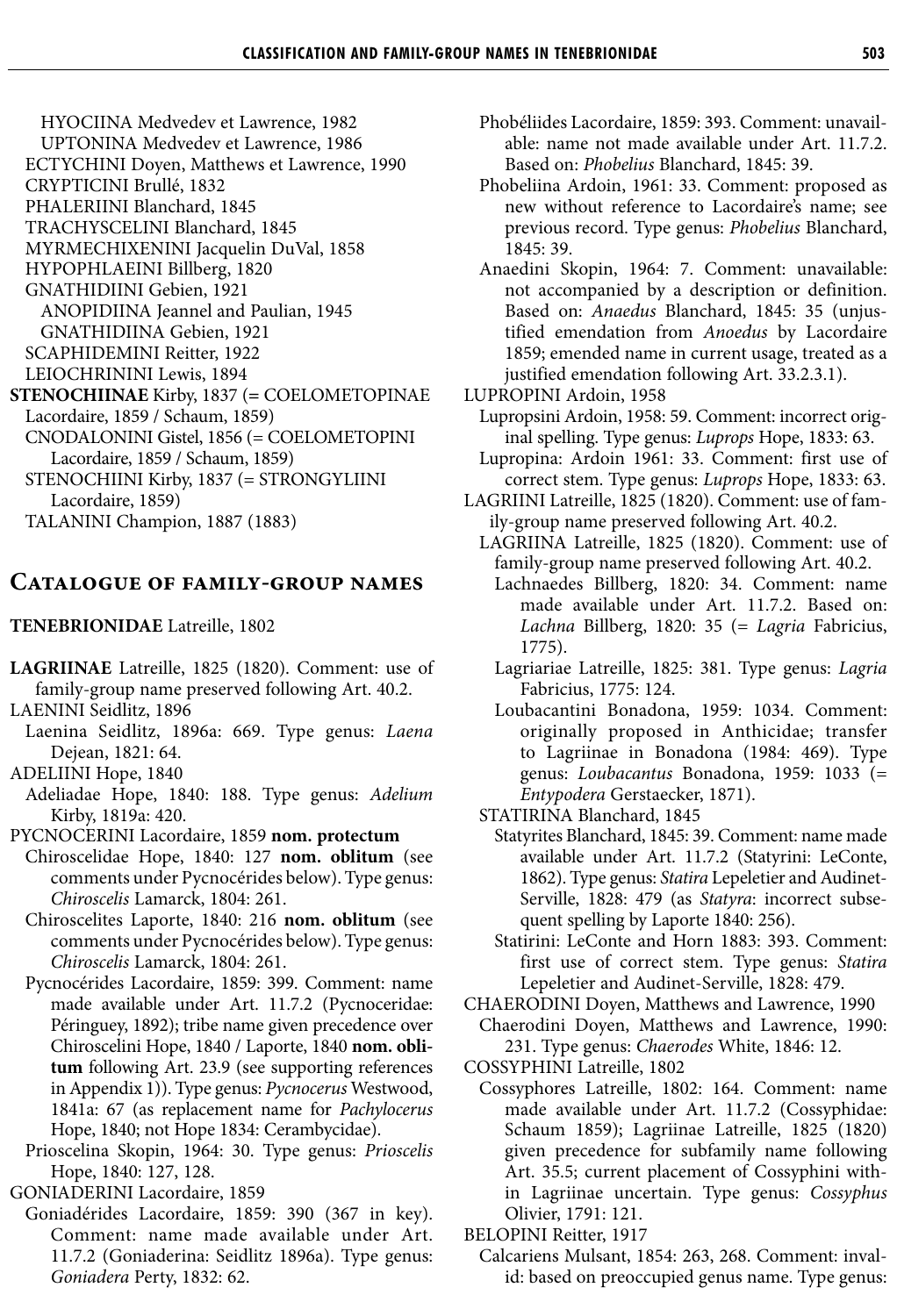HYOCIINA Medvedev et Lawrence, 1982
UPTONINA Medvedev et Lawrence, 1986
ECTYCHINI Doyen, Matthews et Lawrence, 1990
CRYPTICINI Brullé, 1832
PHALERIINI Blanchard, 1845
TRACHYSCELINI Blanchard, 1845
MYRMECHIXENINI Jacquelin DuVal, 1858
HYPOPHLAEINI Billberg, 1820
GNATHIDIINI Gebien, 1921
ANOPIDIINA Jeannel and Paulian, 1945
GNATHIDIINA Gebien, 1921
SCAPHIDEMINI Reitter, 1922
LEIOCHRININI Lewis, 1894

**STENOCHIINAE** Kirby, 1837 (= COELOMETOPINAE Lacordaire, 1859 / Schaum, 1859)
CNODALONINI Gistel, 1856 (= COELOMETOPINI Lacordaire, 1859 / Schaum, 1859)
STENOCHIINI Kirby, 1837 (= STRONGYLIINI Lacordaire, 1859)
TALANINI Champion, 1887 (1883)

## Catalogue of family-group names

**TENEBRIONIDAE** Latreille, 1802

**LAGRIINAE** Latreille, 1825 (1820). Comment: use of family-group name preserved following Art. 40.2.

LAENINI Seidlitz, 1896
Laenina Seidlitz, 1896a: 669. Type genus: *Laena* Dejean, 1821: 64.

ADELIINI Hope, 1840
Adeliadae Hope, 1840: 188. Type genus: *Adelium* Kirby, 1819a: 420.

PYCNOCERINI Lacordaire, 1859 **nom. protectum**
Chiroscelidae Hope, 1840: 127 **nom. oblitum** (see comments under Pycnocérides below). Type genus: *Chiroscelis* Lamarck, 1804: 261.
Chiroscelites Laporte, 1840: 216 **nom. oblitum** (see comments under Pycnocérides below). Type genus: *Chiroscelis* Lamarck, 1804: 261.
Pycnocérides Lacordaire, 1859: 399. Comment: name made available under Art. 11.7.2 (Pycnoceridae: Péringuey, 1892); tribe name given precedence over Chiroscelini Hope, 1840 / Laporte, 1840 **nom. oblitum** following Art. 23.9 (see supporting references in Appendix 1)). Type genus: *Pycnocerus* Westwood, 1841a: 67 (as replacement name for *Pachylocerus* Hope, 1840; not Hope 1834: Cerambycidae).
Prioscelina Skopin, 1964: 30. Type genus: *Prioscelis* Hope, 1840: 127, 128.

GONIADERINI Lacordaire, 1859
Goniadérides Lacordaire, 1859: 390 (367 in key). Comment: name made available under Art. 11.7.2 (Goniaderina: Seidlitz 1896a). Type genus: *Goniadera* Perty, 1832: 62.
Phobéliides Lacordaire, 1859: 393. Comment: unavailable: name not made available under Art. 11.7.2. Based on: *Phobelius* Blanchard, 1845: 39.
Phobeliina Ardoin, 1961: 33. Comment: proposed as new without reference to Lacordaire's name; see previous record. Type genus: *Phobelius* Blanchard, 1845: 39.
Anaedini Skopin, 1964: 7. Comment: unavailable: not accompanied by a description or definition. Based on: *Anaedus* Blanchard, 1845: 35 (unjustified emendation from *Anoedus* by Lacordaire 1859; emended name in current usage, treated as a justified emendation following Art. 33.2.3.1).

LUPROPINI Ardoin, 1958
Lupropsini Ardoin, 1958: 59. Comment: incorrect original spelling. Type genus: *Luprops* Hope, 1833: 63.
Lupropina: Ardoin 1961: 33. Comment: first use of correct stem. Type genus: *Luprops* Hope, 1833: 63.

LAGRIINI Latreille, 1825 (1820). Comment: use of family-group name preserved following Art. 40.2.
LAGRIINA Latreille, 1825 (1820). Comment: use of family-group name preserved following Art. 40.2.
Lachnaedes Billberg, 1820: 34. Comment: name made available under Art. 11.7.2. Based on: *Lachna* Billberg, 1820: 35 (= *Lagria* Fabricius, 1775).
Lagriariae Latreille, 1825: 381. Type genus: *Lagria* Fabricius, 1775: 124.
Loubacantini Bonadona, 1959: 1034. Comment: originally proposed in Anthicidae; transfer to Lagriinae in Bonadona (1984: 469). Type genus: *Loubacantus* Bonadona, 1959: 1033 (= *Entypodera* Gerstaecker, 1871).
STATIRINA Blanchard, 1845
Statyrites Blanchard, 1845: 39. Comment: name made available under Art. 11.7.2 (Statyrini: LeConte, 1862). Type genus: *Statira* Lepeletier and Audinet-Serville, 1828: 479 (as *Statyra*: incorrect subsequent spelling by Laporte 1840: 256).
Statirini: LeConte and Horn 1883: 393. Comment: first use of correct stem. Type genus: *Statira* Lepeletier and Audinet-Serville, 1828: 479.

CHAERODINI Doyen, Matthews and Lawrence, 1990
Chaerodini Doyen, Matthews and Lawrence, 1990: 231. Type genus: *Chaerodes* White, 1846: 12.

COSSYPHINI Latreille, 1802
Cossyphores Latreille, 1802: 164. Comment: name made available under Art. 11.7.2 (Cossyphidae: Schaum 1859); Lagriinae Latreille, 1825 (1820) given precedence for subfamily name following Art. 35.5; current placement of Cossyphini within Lagriinae uncertain. Type genus: *Cossyphus* Olivier, 1791: 121.

BELOPINI Reitter, 1917
Calcariens Mulsant, 1854: 263, 268. Comment: invalid: based on preoccupied genus name. Type genus: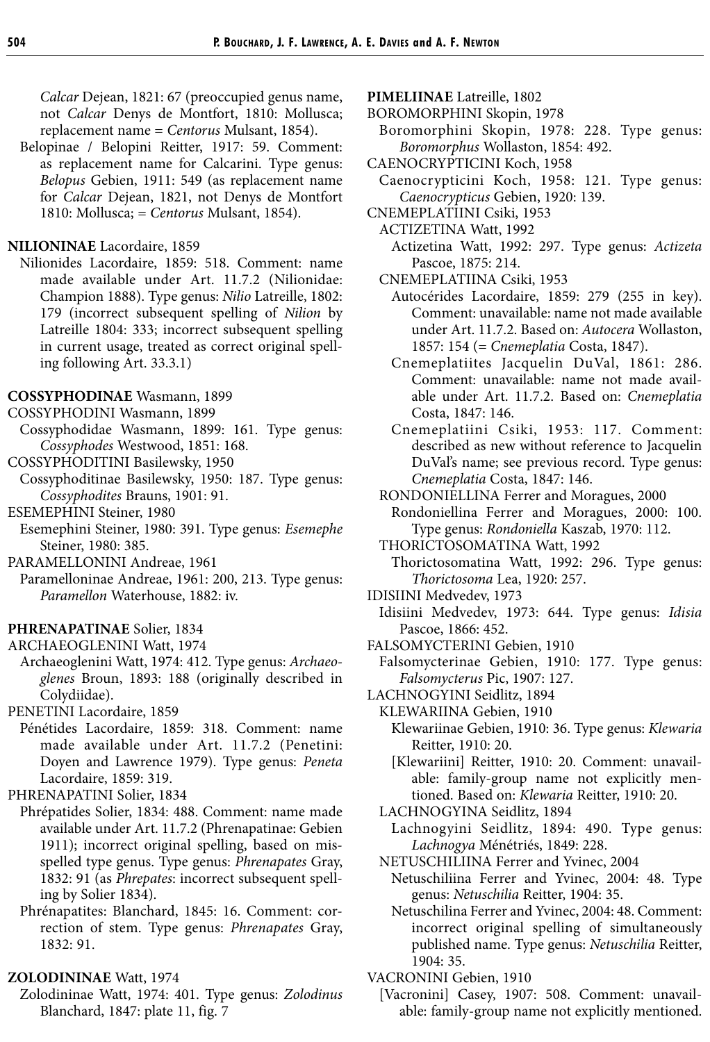*Calcar* Dejean, 1821: 67 (preoccupied genus name, not *Calcar* Denys de Montfort, 1810: Mollusca; replacement name = *Centorus* Mulsant, 1854).

Belopinae / Belopini Reitter, 1917: 59. Comment: as replacement name for Calcarini. Type genus: *Belopus* Gebien, 1911: 549 (as replacement name for *Calcar* Dejean, 1821, not Denys de Montfort 1810: Mollusca; = *Centorus* Mulsant, 1854).

**NILIONINAE** Lacordaire, 1859

Nilionides Lacordaire, 1859: 518. Comment: name made available under Art. 11.7.2 (Nilionidae: Champion 1888). Type genus: *Nilio* Latreille, 1802: 179 (incorrect subsequent spelling of *Nilion* by Latreille 1804: 333; incorrect subsequent spelling in current usage, treated as correct original spelling following Art. 33.3.1)

**COSSYPHODINAE** Wasmann, 1899

COSSYPHODINI Wasmann, 1899

Cossyphodidae Wasmann, 1899: 161. Type genus: *Cossyphodes* Westwood, 1851: 168.

COSSYPHODITINI Basilewsky, 1950

Cossyphoditinae Basilewsky, 1950: 187. Type genus: *Cossyphodites* Brauns, 1901: 91.

ESEMEPHINI Steiner, 1980

Esemephini Steiner, 1980: 391. Type genus: *Esemephe* Steiner, 1980: 385.

PARAMELLONINI Andreae, 1961

Paramelloninae Andreae, 1961: 200, 213. Type genus: *Paramellon* Waterhouse, 1882: iv.

**PHRENAPATINAE** Solier, 1834

ARCHAEOGLENINI Watt, 1974

Archaeoglenini Watt, 1974: 412. Type genus: *Archaeoglenes* Broun, 1893: 188 (originally described in Colydiidae).

PENETINI Lacordaire, 1859

Pénétides Lacordaire, 1859: 318. Comment: name made available under Art. 11.7.2 (Penetini: Doyen and Lawrence 1979). Type genus: *Peneta* Lacordaire, 1859: 319.

PHRENAPATINI Solier, 1834

Phrépatides Solier, 1834: 488. Comment: name made available under Art. 11.7.2 (Phrenapatinae: Gebien 1911); incorrect original spelling, based on misspelled type genus. Type genus: *Phrenapates* Gray, 1832: 91 (as *Phrepates*: incorrect subsequent spelling by Solier 1834).

Phrénapatites: Blanchard, 1845: 16. Comment: correction of stem. Type genus: *Phrenapates* Gray, 1832: 91.

**ZOLODININAE** Watt, 1974

Zolodininae Watt, 1974: 401. Type genus: *Zolodinus* Blanchard, 1847: plate 11, fig. 7

**PIMELIINAE** Latreille, 1802

BOROMORPHINI Skopin, 1978

Boromorphini Skopin, 1978: 228. Type genus: *Boromorphus* Wollaston, 1854: 492.

CAENOCRYPTICINI Koch, 1958

Caenocrypticini Koch, 1958: 121. Type genus: *Caenocrypticus* Gebien, 1920: 139.

CNEMEPLATIINI Csiki, 1953

ACTIZETINA Watt, 1992

Actizetina Watt, 1992: 297. Type genus: *Actizeta* Pascoe, 1875: 214.

CNEMEPLATIINA Csiki, 1953

Autocérides Lacordaire, 1859: 279 (255 in key). Comment: unavailable: name not made available under Art. 11.7.2. Based on: *Autocera* Wollaston, 1857: 154 (= *Cnemeplatia* Costa, 1847).

Cnemeplatiites Jacquelin DuVal, 1861: 286. Comment: unavailable: name not made available under Art. 11.7.2. Based on: *Cnemeplatia* Costa, 1847: 146.

Cnemeplatiini Csiki, 1953: 117. Comment: described as new without reference to Jacquelin DuVal's name; see previous record. Type genus: *Cnemeplatia* Costa, 1847: 146.

RONDONIELLINA Ferrer and Moragues, 2000

Rondoniellina Ferrer and Moragues, 2000: 100. Type genus: *Rondoniella* Kaszab, 1970: 112.

THORICTOSOMATINA Watt, 1992

Thorictosomatina Watt, 1992: 296. Type genus: *Thorictosoma* Lea, 1920: 257.

IDISIINI Medvedev, 1973

Idisiini Medvedev, 1973: 644. Type genus: *Idisia* Pascoe, 1866: 452.

FALSOMYCTERINI Gebien, 1910

Falsomycterinae Gebien, 1910: 177. Type genus: *Falsomycterus* Pic, 1907: 127.

LACHNOGYINI Seidlitz, 1894

KLEWARIINA Gebien, 1910

Klewariinae Gebien, 1910: 36. Type genus: *Klewaria* Reitter, 1910: 20.

[Klewariini] Reitter, 1910: 20. Comment: unavailable: family-group name not explicitly mentioned. Based on: *Klewaria* Reitter, 1910: 20.

LACHNOGYINA Seidlitz, 1894

Lachnogyini Seidlitz, 1894: 490. Type genus: *Lachnogya* Ménétriés, 1849: 228.

NETUSCHILIINA Ferrer and Yvinec, 2004

Netuschiliina Ferrer and Yvinec, 2004: 48. Type genus: *Netuschilia* Reitter, 1904: 35.

Netuschilina Ferrer and Yvinec, 2004: 48. Comment: incorrect original spelling of simultaneously published name. Type genus: *Netuschilia* Reitter, 1904: 35.

VACRONINI Gebien, 1910

[Vacronini] Casey, 1907: 508. Comment: unavailable: family-group name not explicitly mentioned.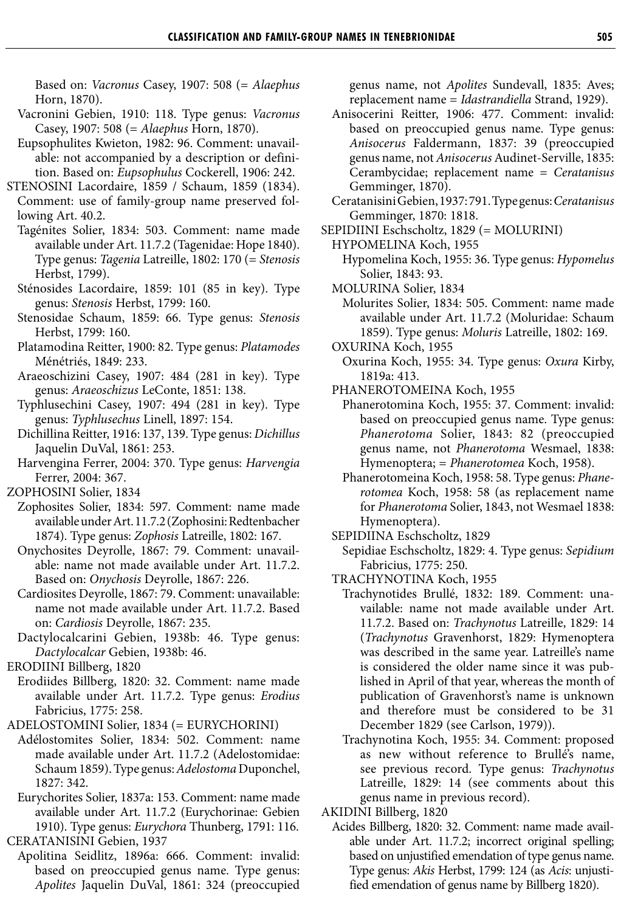Based on: *Vacronus* Casey, 1907: 508 (= *Alaephus* Horn, 1870).

Vacronini Gebien, 1910: 118. Type genus: *Vacronus* Casey, 1907: 508 (= *Alaephus* Horn, 1870).

Eupsophulites Kwieton, 1982: 96. Comment: unavailable: not accompanied by a description or definition. Based on: *Eupsophulus* Cockerell, 1906: 242.

STENOSINI Lacordaire, 1859 / Schaum, 1859 (1834). Comment: use of family-group name preserved following Art. 40.2.

Tagénites Solier, 1834: 503. Comment: name made available under Art. 11.7.2 (Tagenidae: Hope 1840). Type genus: *Tagenia* Latreille, 1802: 170 (= *Stenosis* Herbst, 1799).

Sténosides Lacordaire, 1859: 101 (85 in key). Type genus: *Stenosis* Herbst, 1799: 160.

Stenosidae Schaum, 1859: 66. Type genus: *Stenosis* Herbst, 1799: 160.

Platamodina Reitter, 1900: 82. Type genus: *Platamodes* Ménétriés, 1849: 233.

Araeoschizini Casey, 1907: 484 (281 in key). Type genus: *Araeoschizus* LeConte, 1851: 138.

Typhlusechini Casey, 1907: 494 (281 in key). Type genus: *Typhlusechus* Linell, 1897: 154.

Dichillina Reitter, 1916: 137, 139. Type genus: *Dichillus* Jaquelin DuVal, 1861: 253.

Harvengina Ferrer, 2004: 370. Type genus: *Harvengia* Ferrer, 2004: 367.

ZOPHOSINI Solier, 1834

Zophosites Solier, 1834: 597. Comment: name made available under Art. 11.7.2 (Zophosini: Redtenbacher 1874). Type genus: *Zophosis* Latreille, 1802: 167.

Onychosites Deyrolle, 1867: 79. Comment: unavailable: name not made available under Art. 11.7.2. Based on: *Onychosis* Deyrolle, 1867: 226.

Cardiosites Deyrolle, 1867: 79. Comment: unavailable: name not made available under Art. 11.7.2. Based on: *Cardiosis* Deyrolle, 1867: 235.

Dactylocalcarini Gebien, 1938b: 46. Type genus: *Dactylocalcar* Gebien, 1938b: 46.

ERODIINI Billberg, 1820

Erodiides Billberg, 1820: 32. Comment: name made available under Art. 11.7.2. Type genus: *Erodius* Fabricius, 1775: 258.

ADELOSTOMINI Solier, 1834 (= EURYCHORINI)

Adélostomites Solier, 1834: 502. Comment: name made available under Art. 11.7.2 (Adelostomidae: Schaum 1859). Type genus: *Adelostoma* Duponchel, 1827: 342.

Eurychorites Solier, 1837a: 153. Comment: name made available under Art. 11.7.2 (Eurychorinae: Gebien 1910). Type genus: *Eurychora* Thunberg, 1791: 116.

CERATANISINI Gebien, 1937

Apolitina Seidlitz, 1896a: 666. Comment: invalid: based on preoccupied genus name. Type genus: *Apolites* Jaquelin DuVal, 1861: 324 (preoccupied genus name, not *Apolites* Sundevall, 1835: Aves; replacement name = *Idastrandiella* Strand, 1929).

Anisocerini Reitter, 1906: 477. Comment: invalid: based on preoccupied genus name. Type genus: *Anisocerus* Faldermann, 1837: 39 (preoccupied genus name, not *Anisocerus* Audinet-Serville, 1835: Cerambycidae; replacement name = *Ceratanisus* Gemminger, 1870).

Ceratanisini Gebien, 1937: 791. Type genus: *Ceratanisus* Gemminger, 1870: 1818.

SEPIDIINI Eschscholtz, 1829 (= MOLURINI)

HYPOMELINA Koch, 1955

Hypomelina Koch, 1955: 36. Type genus: *Hypomelus* Solier, 1843: 93.

MOLURINA Solier, 1834

Molurites Solier, 1834: 505. Comment: name made available under Art. 11.7.2 (Moluridae: Schaum 1859). Type genus: *Moluris* Latreille, 1802: 169.

OXURINA Koch, 1955

Oxurina Koch, 1955: 34. Type genus: *Oxura* Kirby, 1819a: 413.

PHANEROTOMEINA Koch, 1955

Phanerotomina Koch, 1955: 37. Comment: invalid: based on preoccupied genus name. Type genus: *Phanerotoma* Solier, 1843: 82 (preoccupied genus name, not *Phanerotoma* Wesmael, 1838: Hymenoptera; = *Phanerotomea* Koch, 1958).

Phanerotomeina Koch, 1958: 58. Type genus: *Phanerotomea* Koch, 1958: 58 (as replacement name for *Phanerotoma* Solier, 1843, not Wesmael 1838: Hymenoptera).

SEPIDIINA Eschscholtz, 1829

Sepidiae Eschscholtz, 1829: 4. Type genus: *Sepidium* Fabricius, 1775: 250.

TRACHYNOTINA Koch, 1955

Trachynotides Brullé, 1832: 189. Comment: unavailable: name not made available under Art. 11.7.2. Based on: *Trachynotus* Latreille, 1829: 14 (*Trachynotus* Gravenhorst, 1829: Hymenoptera was described in the same year. Latreille's name is considered the older name since it was published in April of that year, whereas the month of publication of Gravenhorst's name is unknown and therefore must be considered to be 31 December 1829 (see Carlson, 1979)).

Trachynotina Koch, 1955: 34. Comment: proposed as new without reference to Brullé's name, see previous record. Type genus: *Trachynotus* Latreille, 1829: 14 (see comments about this genus name in previous record).

AKIDINI Billberg, 1820

Acides Billberg, 1820: 32. Comment: name made available under Art. 11.7.2; incorrect original spelling; based on unjustified emendation of type genus name. Type genus: *Akis* Herbst, 1799: 124 (as *Acis*: unjustified emendation of genus name by Billberg 1820).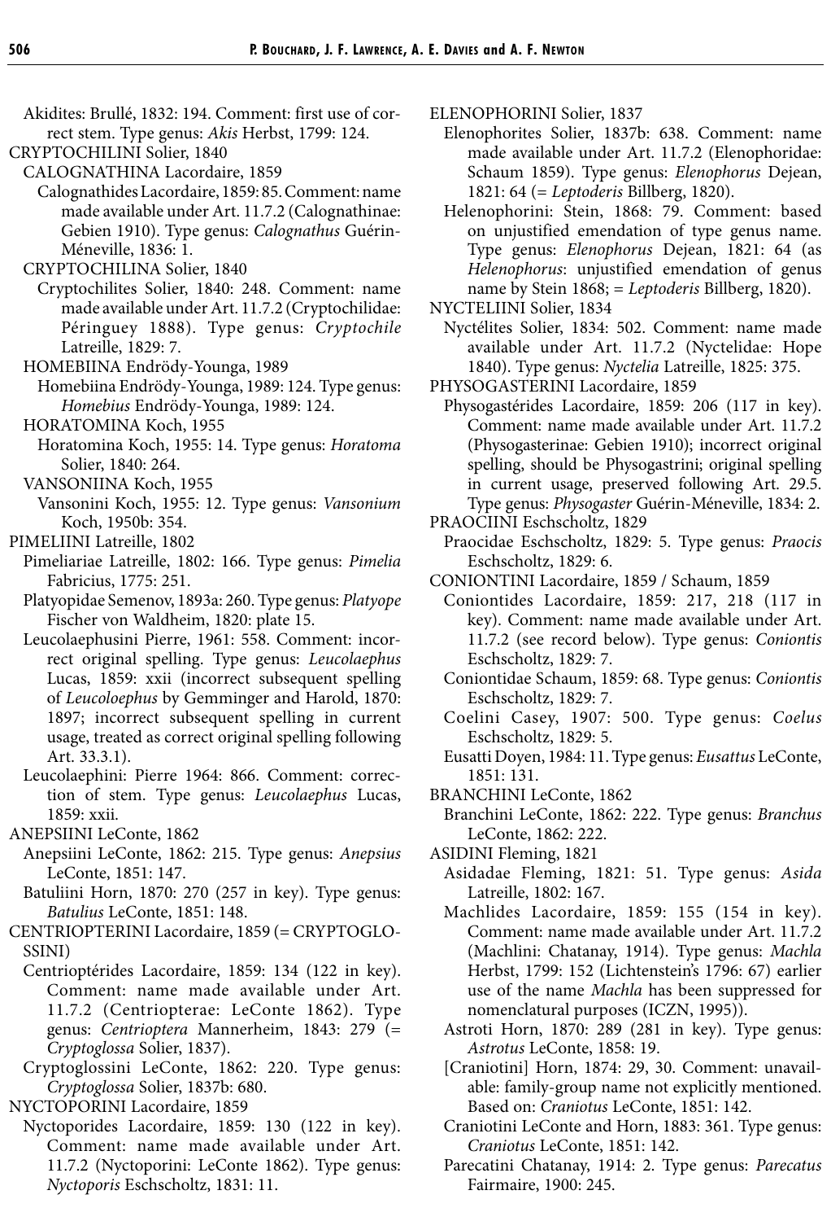Akidites: Brullé, 1832: 194. Comment: first use of correct stem. Type genus: *Akis* Herbst, 1799: 124.

CRYPTOCHILINI Solier, 1840

CALOGNATHINA Lacordaire, 1859

Calognathides Lacordaire, 1859: 85. Comment: name made available under Art. 11.7.2 (Calognathinae: Gebien 1910). Type genus: *Calognathus* Guérin-Méneville, 1836: 1.

CRYPTOCHILINA Solier, 1840

Cryptochilites Solier, 1840: 248. Comment: name made available under Art. 11.7.2 (Cryptochilidae: Péringuey 1888). Type genus: *Cryptochile* Latreille, 1829: 7.

HOMEBIINA Endrödy-Younga, 1989

Homebiina Endrödy-Younga, 1989: 124. Type genus: *Homebius* Endrödy-Younga, 1989: 124.

HORATOMINA Koch, 1955

Horatomina Koch, 1955: 14. Type genus: *Horatoma* Solier, 1840: 264.

VANSONIINA Koch, 1955

Vansonini Koch, 1955: 12. Type genus: *Vansonium* Koch, 1950b: 354.

PIMELIINI Latreille, 1802

Pimeliariae Latreille, 1802: 166. Type genus: *Pimelia* Fabricius, 1775: 251.

Platyopidae Semenov, 1893a: 260. Type genus: *Platyope* Fischer von Waldheim, 1820: plate 15.

Leucolaephusini Pierre, 1961: 558. Comment: incorrect original spelling. Type genus: *Leucolaephus* Lucas, 1859: xxii (incorrect subsequent spelling of *Leucoloephus* by Gemminger and Harold, 1870: 1897; incorrect subsequent spelling in current usage, treated as correct original spelling following Art. 33.3.1).

Leucolaephini: Pierre 1964: 866. Comment: correction of stem. Type genus: *Leucolaephus* Lucas, 1859: xxii.

ANEPSIINI LeConte, 1862

Anepsiini LeConte, 1862: 215. Type genus: *Anepsius* LeConte, 1851: 147.

Batuliini Horn, 1870: 270 (257 in key). Type genus: *Batulius* LeConte, 1851: 148.

CENTRIOPTERINI Lacordaire, 1859 (= CRYPTOGLOSSINI)

Centrioptérides Lacordaire, 1859: 134 (122 in key). Comment: name made available under Art. 11.7.2 (Centriopterae: LeConte 1862). Type genus: *Centrioptera* Mannerheim, 1843: 279 (= *Cryptoglossa* Solier, 1837).

Cryptoglossini LeConte, 1862: 220. Type genus: *Cryptoglossa* Solier, 1837b: 680.

NYCTOPORINI Lacordaire, 1859

Nyctoporides Lacordaire, 1859: 130 (122 in key). Comment: name made available under Art. 11.7.2 (Nyctoporini: LeConte 1862). Type genus: *Nyctoporis* Eschscholtz, 1831: 11.

ELENOPHORINI Solier, 1837

Elenophorites Solier, 1837b: 638. Comment: name made available under Art. 11.7.2 (Elenophoridae: Schaum 1859). Type genus: *Elenophorus* Dejean, 1821: 64 (= *Leptoderis* Billberg, 1820).

Helenophorini: Stein, 1868: 79. Comment: based on unjustified emendation of type genus name. Type genus: *Elenophorus* Dejean, 1821: 64 (as *Helenophorus*: unjustified emendation of genus name by Stein 1868; = *Leptoderis* Billberg, 1820).

NYCTELIINI Solier, 1834

Nyctélites Solier, 1834: 502. Comment: name made available under Art. 11.7.2 (Nyctelidae: Hope 1840). Type genus: *Nyctelia* Latreille, 1825: 375.

PHYSOGASTERINI Lacordaire, 1859

Physogastérides Lacordaire, 1859: 206 (117 in key). Comment: name made available under Art. 11.7.2 (Physogasterinae: Gebien 1910); incorrect original spelling, should be Physogastrini; original spelling in current usage, preserved following Art. 29.5. Type genus: *Physogaster* Guérin-Méneville, 1834: 2.

PRAOCIINI Eschscholtz, 1829

Praocidae Eschscholtz, 1829: 5. Type genus: *Praocis* Eschscholtz, 1829: 6.

CONIONTINI Lacordaire, 1859 / Schaum, 1859

Coniontides Lacordaire, 1859: 217, 218 (117 in key). Comment: name made available under Art. 11.7.2 (see record below). Type genus: *Coniontis* Eschscholtz, 1829: 7.

Coniontidae Schaum, 1859: 68. Type genus: *Coniontis* Eschscholtz, 1829: 7.

Coelini Casey, 1907: 500. Type genus: *Coelus* Eschscholtz, 1829: 5.

Eusatti Doyen, 1984: 11. Type genus: *Eusattus* LeConte, 1851: 131.

BRANCHINI LeConte, 1862

Branchini LeConte, 1862: 222. Type genus: *Branchus* LeConte, 1862: 222.

ASIDINI Fleming, 1821

Asidadae Fleming, 1821: 51. Type genus: *Asida* Latreille, 1802: 167.

Machlides Lacordaire, 1859: 155 (154 in key). Comment: name made available under Art. 11.7.2 (Machlini: Chatanay, 1914). Type genus: *Machla* Herbst, 1799: 152 (Lichtenstein's 1796: 67) earlier use of the name *Machla* has been suppressed for nomenclatural purposes (ICZN, 1995)).

Astroti Horn, 1870: 289 (281 in key). Type genus: *Astrotus* LeConte, 1858: 19.

[Craniotini] Horn, 1874: 29, 30. Comment: unavailable: family-group name not explicitly mentioned. Based on: *Craniotus* LeConte, 1851: 142.

Craniotini LeConte and Horn, 1883: 361. Type genus: *Craniotus* LeConte, 1851: 142.

Parecatini Chatanay, 1914: 2. Type genus: *Parecatus* Fairmaire, 1900: 245.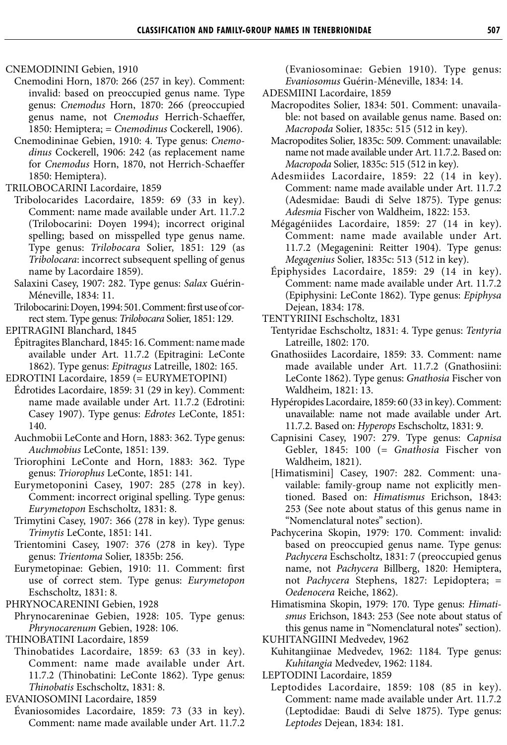CNEMODININI Gebien, 1910

Cnemodini Horn, 1870: 266 (257 in key). Comment: invalid: based on preoccupied genus name. Type genus: *Cnemodus* Horn, 1870: 266 (preoccupied genus name, not *Cnemodus* Herrich-Schaeffer, 1850: Hemiptera; = *Cnemodinus* Cockerell, 1906).

Cnemodininae Gebien, 1910: 4. Type genus: *Cnemodinus* Cockerell, 1906: 242 (as replacement name for *Cnemodus* Horn, 1870, not Herrich-Schaeffer 1850: Hemiptera).

TRILOBOCARINI Lacordaire, 1859

Tribolocarides Lacordaire, 1859: 69 (33 in key). Comment: name made available under Art. 11.7.2 (Trilobocarini: Doyen 1994); incorrect original spelling; based on misspelled type genus name. Type genus: *Trilobocara* Solier, 1851: 129 (as *Tribolocara*: incorrect subsequent spelling of genus name by Lacordaire 1859).

Salaxini Casey, 1907: 282. Type genus: *Salax* Guérin-Méneville, 1834: 11.

Trilobocarini: Doyen, 1994: 501. Comment: first use of correct stem. Type genus: *Trilobocara* Solier, 1851: 129.

EPITRAGINI Blanchard, 1845

Épitragites Blanchard, 1845: 16. Comment: name made available under Art. 11.7.2 (Epitragini: LeConte 1862). Type genus: *Epitragus* Latreille, 1802: 165.

EDROTINI Lacordaire, 1859 (= EURYMETOPINI)

Édrotides Lacordaire, 1859: 31 (29 in key). Comment: name made available under Art. 11.7.2 (Edrotini: Casey 1907). Type genus: *Edrotes* LeConte, 1851: 140.

Auchmobii LeConte and Horn, 1883: 362. Type genus: *Auchmobius* LeConte, 1851: 139.

Triorophini LeConte and Horn, 1883: 362. Type genus: *Triorophus* LeConte, 1851: 141.

Eurymetoponini Casey, 1907: 285 (278 in key). Comment: incorrect original spelling. Type genus: *Eurymetopon* Eschscholtz, 1831: 8.

Trimytini Casey, 1907: 366 (278 in key). Type genus: *Trimytis* LeConte, 1851: 141.

Trientomini Casey, 1907: 376 (278 in key). Type genus: *Trientoma* Solier, 1835b: 256.

Eurymetopinae: Gebien, 1910: 11. Comment: first use of correct stem. Type genus: *Eurymetopon* Eschscholtz, 1831: 8.

PHRYNOCARENINI Gebien, 1928

Phrynocareninae Gebien, 1928: 105. Type genus: *Phrynocarenum* Gebien, 1928: 106.

THINOBATINI Lacordaire, 1859

Thinobatides Lacordaire, 1859: 63 (33 in key). Comment: name made available under Art. 11.7.2 (Thinobatini: LeConte 1862). Type genus: *Thinobatis* Eschscholtz, 1831: 8.

EVANIOSOMINI Lacordaire, 1859

Évaniosomides Lacordaire, 1859: 73 (33 in key). Comment: name made available under Art. 11.7.2 (Evaniosominae: Gebien 1910). Type genus: *Evaniosomus* Guérin-Méneville, 1834: 14.

ADESMIINI Lacordaire, 1859

Macropodites Solier, 1834: 501. Comment: unavailable: not based on available genus name. Based on: *Macropoda* Solier, 1835c: 515 (512 in key).

Macropodites Solier, 1835c: 509. Comment: unavailable: name not made available under Art. 11.7.2. Based on: *Macropoda* Solier, 1835c: 515 (512 in key).

Adesmiides Lacordaire, 1859: 22 (14 in key). Comment: name made available under Art. 11.7.2 (Adesmidae: Baudi di Selve 1875). Type genus: *Adesmia* Fischer von Waldheim, 1822: 153.

Mégagéniides Lacordaire, 1859: 27 (14 in key). Comment: name made available under Art. 11.7.2 (Megagenini: Reitter 1904). Type genus: *Megagenius* Solier, 1835c: 513 (512 in key).

Épiphysides Lacordaire, 1859: 29 (14 in key). Comment: name made available under Art. 11.7.2 (Epiphysini: LeConte 1862). Type genus: *Epiphysa* Dejean, 1834: 178.

TENTYRIINI Eschscholtz, 1831

Tentyridae Eschscholtz, 1831: 4. Type genus: *Tentyria* Latreille, 1802: 170.

Gnathosiides Lacordaire, 1859: 33. Comment: name made available under Art. 11.7.2 (Gnathosiini: LeConte 1862). Type genus: *Gnathosia* Fischer von Waldheim, 1821: 13.

Hypéropides Lacordaire, 1859: 60 (33 in key). Comment: unavailable: name not made available under Art. 11.7.2. Based on: *Hyperops* Eschscholtz, 1831: 9.

Capnisini Casey, 1907: 279. Type genus: *Capnisa* Gebler, 1845: 100 (= *Gnathosia* Fischer von Waldheim, 1821).

[Himatismini] Casey, 1907: 282. Comment: unavailable: family-group name not explicitly mentioned. Based on: *Himatismus* Erichson, 1843: 253 (See note about status of this genus name in "Nomenclatural notes" section).

Pachycerina Skopin, 1979: 170. Comment: invalid: based on preoccupied genus name. Type genus: *Pachycera* Eschscholtz, 1831: 7 (preoccupied genus name, not *Pachycera* Billberg, 1820: Hemiptera, not *Pachycera* Stephens, 1827: Lepidoptera; = *Oedenocera* Reiche, 1862).

Himatismina Skopin, 1979: 170. Type genus: *Himatismus* Erichson, 1843: 253 (See note about status of this genus name in "Nomenclatural notes" section).

KUHITANGIINI Medvedev, 1962

Kuhitangiinae Medvedev, 1962: 1184. Type genus: *Kuhitangia* Medvedev, 1962: 1184.

LEPTODINI Lacordaire, 1859

Leptodides Lacordaire, 1859: 108 (85 in key). Comment: name made available under Art. 11.7.2 (Leptodidae: Baudi di Selve 1875). Type genus: *Leptodes* Dejean, 1834: 181.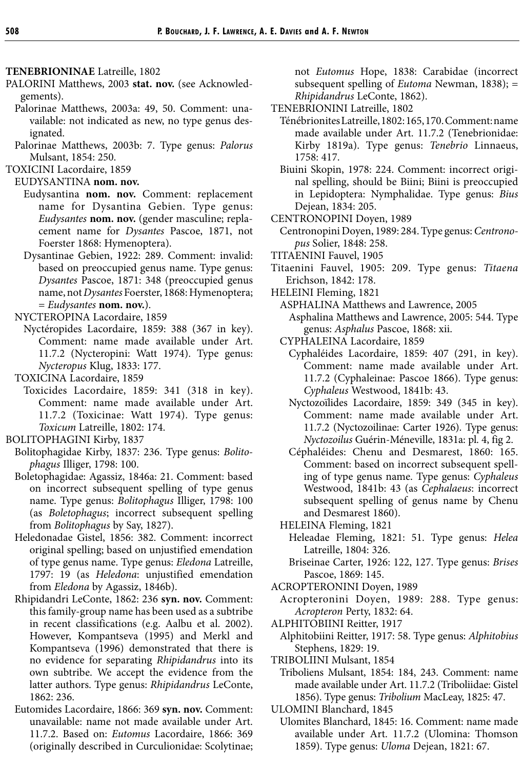**TENEBRIONINAE** Latreille, 1802

PALORINI Matthews, 2003 **stat. nov.** (see Acknowledgements).

Palorinae Matthews, 2003a: 49, 50. Comment: unavailable: not indicated as new, no type genus designated.

Palorinae Matthews, 2003b: 7. Type genus: *Palorus* Mulsant, 1854: 250.

TOXICINI Lacordaire, 1859

EUDYSANTINA **nom. nov.**

Eudysantina **nom. nov.** Comment: replacement name for Dysantina Gebien. Type genus: *Eudysantes* **nom. nov.** (gender masculine; replacement name for *Dysantes* Pascoe, 1871, not Foerster 1868: Hymenoptera).

Dysantinae Gebien, 1922: 289. Comment: invalid: based on preoccupied genus name. Type genus: *Dysantes* Pascoe, 1871: 348 (preoccupied genus name, not *Dysantes* Foerster, 1868: Hymenoptera; = *Eudysantes* **nom. nov.**).

NYCTEROPINA Lacordaire, 1859

Nyctéropides Lacordaire, 1859: 388 (367 in key). Comment: name made available under Art. 11.7.2 (Nycteropini: Watt 1974). Type genus: *Nycteropus* Klug, 1833: 177.

TOXICINA Lacordaire, 1859

Toxicides Lacordaire, 1859: 341 (318 in key). Comment: name made available under Art. 11.7.2 (Toxicinae: Watt 1974). Type genus: *Toxicum* Latreille, 1802: 174.

BOLITOPHAGINI Kirby, 1837

Bolitophagidae Kirby, 1837: 236. Type genus: *Bolitophagus* Illiger, 1798: 100.

Boletophagidae: Agassiz, 1846a: 21. Comment: based on incorrect subsequent spelling of type genus name. Type genus: *Bolitophagus* Illiger, 1798: 100 (as *Boletophagus*; incorrect subsequent spelling from *Bolitophagus* by Say, 1827).

Heledonadae Gistel, 1856: 382. Comment: incorrect original spelling; based on unjustified emendation of type genus name. Type genus: *Eledona* Latreille, 1797: 19 (as *Heledona*: unjustified emendation from *Eledona* by Agassiz, 1846b).

Rhipidandri LeConte, 1862: 236 **syn. nov.** Comment: this family-group name has been used as a subtribe in recent classifications (e.g. Aalbu et al. 2002). However, Kompantseva (1995) and Merkl and Kompantseva (1996) demonstrated that there is no evidence for separating *Rhipidandrus* into its own subtribe. We accept the evidence from the latter authors. Type genus: *Rhipidandrus* LeConte, 1862: 236.

Eutomides Lacordaire, 1866: 369 **syn. nov.** Comment: unavailable: name not made available under Art. 11.7.2. Based on: *Eutomus* Lacordaire, 1866: 369 (originally described in Curculionidae: Scolytinae; not *Eutomus* Hope, 1838: Carabidae (incorrect subsequent spelling of *Eutoma* Newman, 1838); = *Rhipidandrus* LeConte, 1862).

TENEBRIONINI Latreille, 1802

Ténébrionites Latreille, 1802: 165, 170. Comment: name made available under Art. 11.7.2 (Tenebrionidae: Kirby 1819a). Type genus: *Tenebrio* Linnaeus, 1758: 417.

Biuini Skopin, 1978: 224. Comment: incorrect original spelling, should be Biini; Biini is preoccupied in Lepidoptera: Nymphalidae. Type genus: *Bius* Dejean, 1834: 205.

CENTRONOPINI Doyen, 1989

Centronopini Doyen, 1989: 284. Type genus: *Centronopus* Solier, 1848: 258.

TITAENINI Fauvel, 1905

Titaenini Fauvel, 1905: 209. Type genus: *Titaena* Erichson, 1842: 178.

HELEINI Fleming, 1821

ASPHALINA Matthews and Lawrence, 2005

Asphalina Matthews and Lawrence, 2005: 544. Type genus: *Asphalus* Pascoe, 1868: xii.

CYPHALEINA Lacordaire, 1859

Cyphaléides Lacordaire, 1859: 407 (291, in key). Comment: name made available under Art. 11.7.2 (Cyphaleinae: Pascoe 1866). Type genus: *Cyphaleus* Westwood, 1841b: 43.

Nyctozoïlides Lacordaire, 1859: 349 (345 in key). Comment: name made available under Art. 11.7.2 (Nyctozoilinae: Carter 1926). Type genus: *Nyctozoilus* Guérin-Méneville, 1831a: pl. 4, fig 2.

Céphaléides: Chenu and Desmarest, 1860: 165. Comment: based on incorrect subsequent spelling of type genus name. Type genus: *Cyphaleus* Westwood, 1841b: 43 (as *Cephalaeus*: incorrect subsequent spelling of genus name by Chenu and Desmarest 1860).

HELEINA Fleming, 1821

Heleadae Fleming, 1821: 51. Type genus: *Helea* Latreille, 1804: 326.

Briseinae Carter, 1926: 122, 127. Type genus: *Brises* Pascoe, 1869: 145.

ACROPTERONINI Doyen, 1989

Acropteronini Doyen, 1989: 288. Type genus: *Acropteron* Perty, 1832: 64.

ALPHITOBIINI Reitter, 1917

Alphitobiini Reitter, 1917: 58. Type genus: *Alphitobius* Stephens, 1829: 19.

TRIBOLIINI Mulsant, 1854

Triboliens Mulsant, 1854: 184, 243. Comment: name made available under Art. 11.7.2 (Triboliidae: Gistel 1856). Type genus: *Tribolium* MacLeay, 1825: 47.

ULOMINI Blanchard, 1845

Ulomites Blanchard, 1845: 16. Comment: name made available under Art. 11.7.2 (Ulomina: Thomson 1859). Type genus: *Uloma* Dejean, 1821: 67.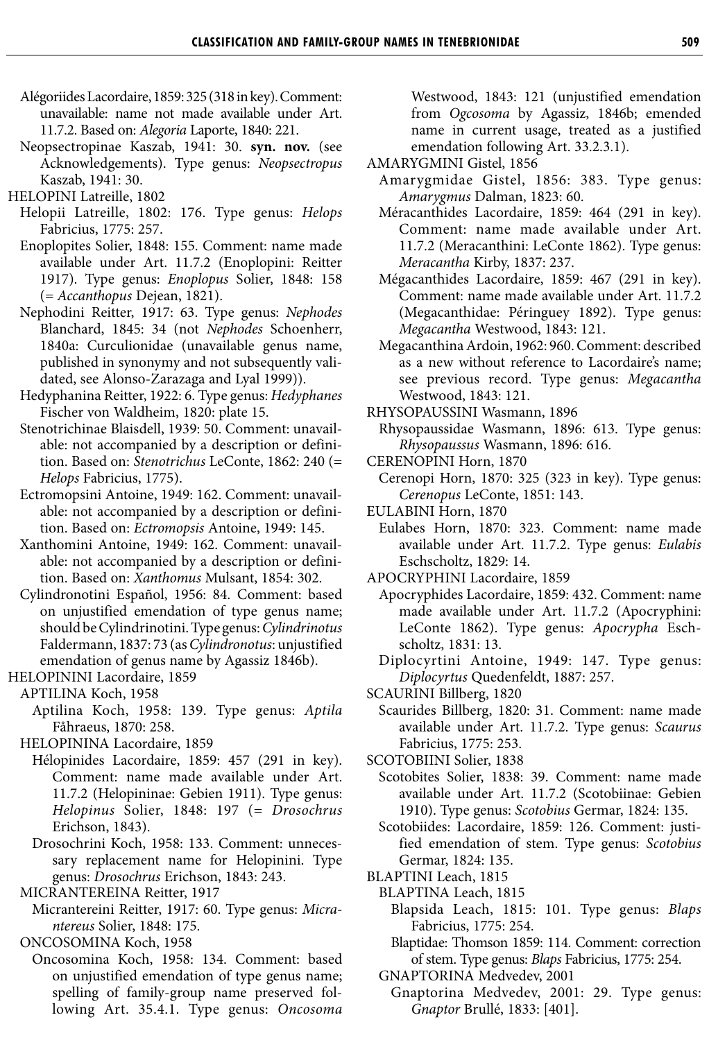Alégoriides Lacordaire, 1859: 325 (318 in key). Comment: unavailable: name not made available under Art. 11.7.2. Based on: *Alegoria* Laporte, 1840: 221.

Neopsectropinae Kaszab, 1941: 30. **syn. nov.** (see Acknowledgements). Type genus: *Neopsectropus* Kaszab, 1941: 30.

HELOPINI Latreille, 1802

Helopii Latreille, 1802: 176. Type genus: *Helops* Fabricius, 1775: 257.

Enoplopites Solier, 1848: 155. Comment: name made available under Art. 11.7.2 (Enoplopini: Reitter 1917). Type genus: *Enoplopus* Solier, 1848: 158 (= *Accanthopus* Dejean, 1821).

Nephodini Reitter, 1917: 63. Type genus: *Nephodes* Blanchard, 1845: 34 (not *Nephodes* Schoenherr, 1840a: Curculionidae (unavailable genus name, published in synonymy and not subsequently validated, see Alonso-Zarazaga and Lyal 1999)).

Hedyphanina Reitter, 1922: 6. Type genus: *Hedyphanes* Fischer von Waldheim, 1820: plate 15.

Stenotrichinae Blaisdell, 1939: 50. Comment: unavailable: not accompanied by a description or definition. Based on: *Stenotrichus* LeConte, 1862: 240 (= *Helops* Fabricius, 1775).

Ectromopsini Antoine, 1949: 162. Comment: unavailable: not accompanied by a description or definition. Based on: *Ectromopsis* Antoine, 1949: 145.

Xanthomini Antoine, 1949: 162. Comment: unavailable: not accompanied by a description or definition. Based on: *Xanthomus* Mulsant, 1854: 302.

Cylindronotini Español, 1956: 84. Comment: based on unjustified emendation of type genus name; should be Cylindrinotini. Type genus: *Cylindrinotus* Faldermann, 1837: 73 (as *Cylindronotus*: unjustified emendation of genus name by Agassiz 1846b).

HELOPININI Lacordaire, 1859

APTILINA Koch, 1958

Aptilina Koch, 1958: 139. Type genus: *Aptila* Fåhraeus, 1870: 258.

HELOPININA Lacordaire, 1859

Hélopinides Lacordaire, 1859: 457 (291 in key). Comment: name made available under Art. 11.7.2 (Helopininae: Gebien 1911). Type genus: *Helopinus* Solier, 1848: 197 (= *Drosochrus* Erichson, 1843).

Drosochrini Koch, 1958: 133. Comment: unnecessary replacement name for Helopinini. Type genus: *Drosochrus* Erichson, 1843: 243.

MICRANTEREINA Reitter, 1917

Micrantereini Reitter, 1917: 60. Type genus: *Micrantereus* Solier, 1848: 175.

ONCOSOMINA Koch, 1958

Oncosomina Koch, 1958: 134. Comment: based on unjustified emendation of type genus name; spelling of family-group name preserved following Art. 35.4.1. Type genus: *Oncosoma* Westwood, 1843: 121 (unjustified emendation from *Ogcosoma* by Agassiz, 1846b; emended name in current usage, treated as a justified emendation following Art. 33.2.3.1).

AMARYGMINI Gistel, 1856

Amarygmidae Gistel, 1856: 383. Type genus: *Amarygmus* Dalman, 1823: 60.

Méracanthides Lacordaire, 1859: 464 (291 in key). Comment: name made available under Art. 11.7.2 (Meracanthini: LeConte 1862). Type genus: *Meracantha* Kirby, 1837: 237.

Mégacanthides Lacordaire, 1859: 467 (291 in key). Comment: name made available under Art. 11.7.2 (Megacanthidae: Péringuey 1892). Type genus: *Megacantha* Westwood, 1843: 121.

Megacanthina Ardoin, 1962: 960. Comment: described as a new without reference to Lacordaire's name; see previous record. Type genus: *Megacantha* Westwood, 1843: 121.

RHYSOPAUSSINI Wasmann, 1896

Rhysopaussidae Wasmann, 1896: 613. Type genus: *Rhysopaussus* Wasmann, 1896: 616.

CERENOPINI Horn, 1870

Cerenopi Horn, 1870: 325 (323 in key). Type genus: *Cerenopus* LeConte, 1851: 143.

EULABINI Horn, 1870

Eulabes Horn, 1870: 323. Comment: name made available under Art. 11.7.2. Type genus: *Eulabis* Eschscholtz, 1829: 14.

APOCRYPHINI Lacordaire, 1859

Apocryphides Lacordaire, 1859: 432. Comment: name made available under Art. 11.7.2 (Apocryphini: LeConte 1862). Type genus: *Apocrypha* Eschscholtz, 1831: 13.

Diplocyrtini Antoine, 1949: 147. Type genus: *Diplocyrtus* Quedenfeldt, 1887: 257.

SCAURINI Billberg, 1820

Scaurides Billberg, 1820: 31. Comment: name made available under Art. 11.7.2. Type genus: *Scaurus* Fabricius, 1775: 253.

SCOTOBIINI Solier, 1838

Scotobites Solier, 1838: 39. Comment: name made available under Art. 11.7.2 (Scotobiinae: Gebien 1910). Type genus: *Scotobius* Germar, 1824: 135.

Scotobiides: Lacordaire, 1859: 126. Comment: justified emendation of stem. Type genus: *Scotobius* Germar, 1824: 135.

BLAPTINI Leach, 1815

BLAPTINA Leach, 1815

Blapsida Leach, 1815: 101. Type genus: *Blaps* Fabricius, 1775: 254.

Blaptidae: Thomson 1859: 114. Comment: correction of stem. Type genus: *Blaps* Fabricius, 1775: 254.

GNAPTORINA Medvedev, 2001

Gnaptorina Medvedev, 2001: 29. Type genus: *Gnaptor* Brullé, 1833: [401].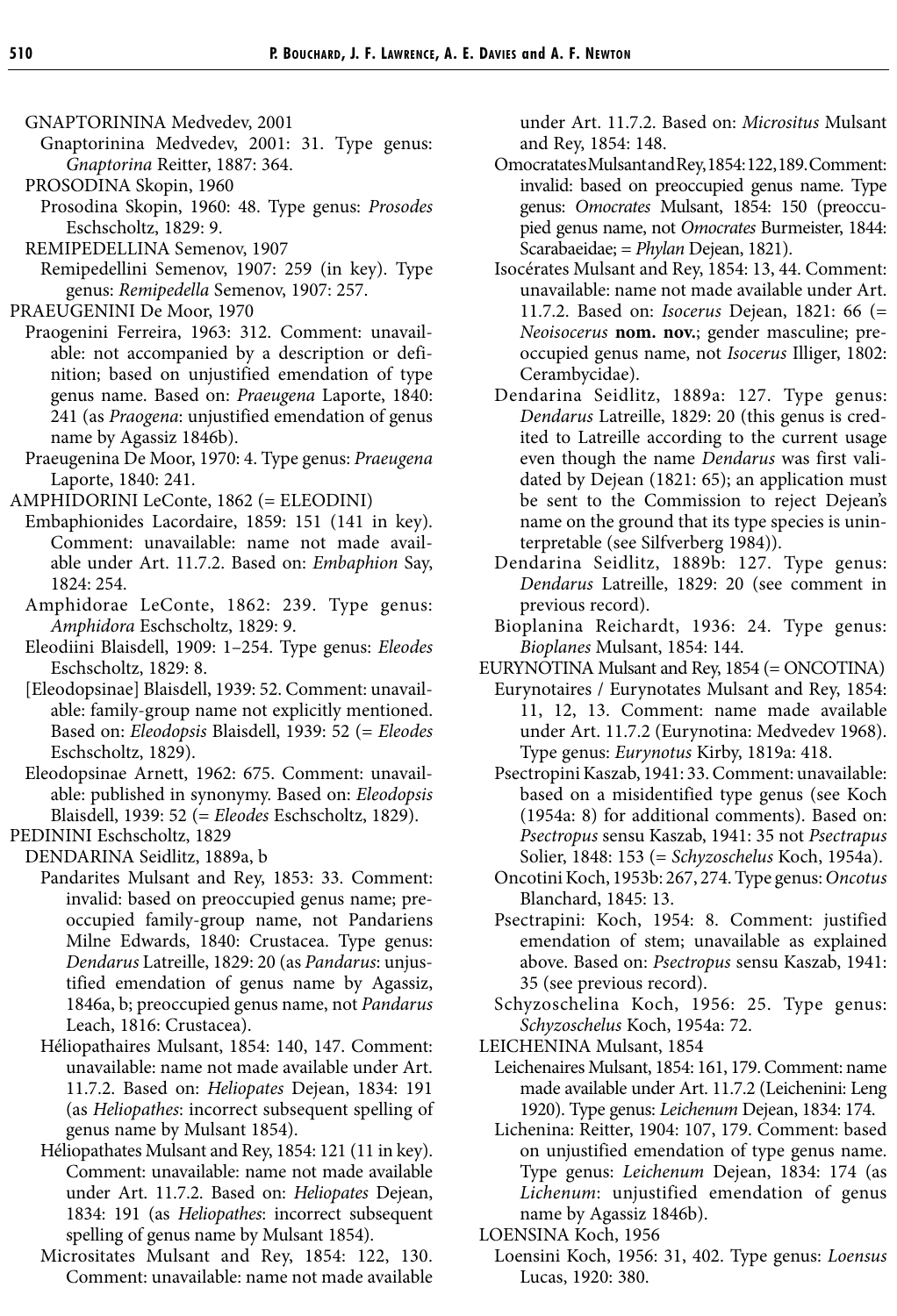GNAPTORININA Medvedev, 2001

Gnaptorinina Medvedev, 2001: 31. Type genus: *Gnaptorina* Reitter, 1887: 364.

PROSODINA Skopin, 1960

Prosodina Skopin, 1960: 48. Type genus: *Prosodes* Eschscholtz, 1829: 9.

REMIPEDELLINA Semenov, 1907

Remipedellini Semenov, 1907: 259 (in key). Type genus: *Remipedella* Semenov, 1907: 257.

PRAEUGENINI De Moor, 1970

Praogenini Ferreira, 1963: 312. Comment: unavailable: not accompanied by a description or definition; based on unjustified emendation of type genus name. Based on: *Praeugena* Laporte, 1840: 241 (as *Praogena*: unjustified emendation of genus name by Agassiz 1846b).

Praeugenina De Moor, 1970: 4. Type genus: *Praeugena* Laporte, 1840: 241.

AMPHIDORINI LeConte, 1862 (= ELEODINI)

Embaphionides Lacordaire, 1859: 151 (141 in key). Comment: unavailable: name not made available under Art. 11.7.2. Based on: *Embaphion* Say, 1824: 254.

Amphidorae LeConte, 1862: 239. Type genus: *Amphidora* Eschscholtz, 1829: 9.

Eleodiini Blaisdell, 1909: 1–254. Type genus: *Eleodes* Eschscholtz, 1829: 8.

[Eleodopsinae] Blaisdell, 1939: 52. Comment: unavailable: family-group name not explicitly mentioned. Based on: *Eleodopsis* Blaisdell, 1939: 52 (= *Eleodes* Eschscholtz, 1829).

Eleodopsinae Arnett, 1962: 675. Comment: unavailable: published in synonymy. Based on: *Eleodopsis* Blaisdell, 1939: 52 (= *Eleodes* Eschscholtz, 1829).

PEDININI Eschscholtz, 1829

DENDARINA Seidlitz, 1889a, b

Pandarites Mulsant and Rey, 1853: 33. Comment: invalid: based on preoccupied genus name; preoccupied family-group name, not Pandariens Milne Edwards, 1840: Crustacea. Type genus: *Dendarus* Latreille, 1829: 20 (as *Pandarus*: unjustified emendation of genus name by Agassiz, 1846a, b; preoccupied genus name, not *Pandarus* Leach, 1816: Crustacea).

Héliopathaires Mulsant, 1854: 140, 147. Comment: unavailable: name not made available under Art. 11.7.2. Based on: *Heliopates* Dejean, 1834: 191 (as *Heliopathes*: incorrect subsequent spelling of genus name by Mulsant 1854).

Héliopathates Mulsant and Rey, 1854: 121 (11 in key). Comment: unavailable: name not made available under Art. 11.7.2. Based on: *Heliopates* Dejean, 1834: 191 (as *Heliopathes*: incorrect subsequent spelling of genus name by Mulsant 1854).

Micrositates Mulsant and Rey, 1854: 122, 130. Comment: unavailable: name not made available under Art. 11.7.2. Based on: *Micrositus* Mulsant and Rey, 1854: 148.

Omocratates Mulsant and Rey, 1854: 122, 189. Comment: invalid: based on preoccupied genus name. Type genus: *Omocrates* Mulsant, 1854: 150 (preoccupied genus name, not *Omocrates* Burmeister, 1844: Scarabaeidae; = *Phylan* Dejean, 1821).

Isocérates Mulsant and Rey, 1854: 13, 44. Comment: unavailable: name not made available under Art. 11.7.2. Based on: *Isocerus* Dejean, 1821: 66 (= *Neoisocerus* **nom. nov.**; gender masculine; preoccupied genus name, not *Isocerus* Illiger, 1802: Cerambycidae).

Dendarina Seidlitz, 1889a: 127. Type genus: *Dendarus* Latreille, 1829: 20 (this genus is credited to Latreille according to the current usage even though the name *Dendarus* was first validated by Dejean (1821: 65); an application must be sent to the Commission to reject Dejean's name on the ground that its type species is uninterpretable (see Silfverberg 1984)).

Dendarina Seidlitz, 1889b: 127. Type genus: *Dendarus* Latreille, 1829: 20 (see comment in previous record).

Bioplanina Reichardt, 1936: 24. Type genus: *Bioplanes* Mulsant, 1854: 144.

EURYNOTINA Mulsant and Rey, 1854 (= ONCOTINA)

Eurynotaires / Eurynotates Mulsant and Rey, 1854: 11, 12, 13. Comment: name made available under Art. 11.7.2 (Eurynotina: Medvedev 1968). Type genus: *Eurynotus* Kirby, 1819a: 418.

Psectropini Kaszab, 1941: 33. Comment: unavailable: based on a misidentified type genus (see Koch (1954a: 8) for additional comments). Based on: *Psectropus* sensu Kaszab, 1941: 35 not *Psectrapus* Solier, 1848: 153 (= *Schyzoschelus* Koch, 1954a).

Oncotini Koch, 1953b: 267, 274. Type genus: *Oncotus* Blanchard, 1845: 13.

Psectrapini: Koch, 1954: 8. Comment: justified emendation of stem; unavailable as explained above. Based on: *Psectropus* sensu Kaszab, 1941: 35 (see previous record).

Schyzoschelina Koch, 1956: 25. Type genus: *Schyzoschelus* Koch, 1954a: 72.

LEICHENINA Mulsant, 1854

Leichenaires Mulsant, 1854: 161, 179. Comment: name made available under Art. 11.7.2 (Leichenini: Leng 1920). Type genus: *Leichenum* Dejean, 1834: 174.

Lichenina: Reitter, 1904: 107, 179. Comment: based on unjustified emendation of type genus name. Type genus: *Leichenum* Dejean, 1834: 174 (as *Lichenum*: unjustified emendation of genus name by Agassiz 1846b).

LOENSINA Koch, 1956

Loensini Koch, 1956: 31, 402. Type genus: *Loensus* Lucas, 1920: 380.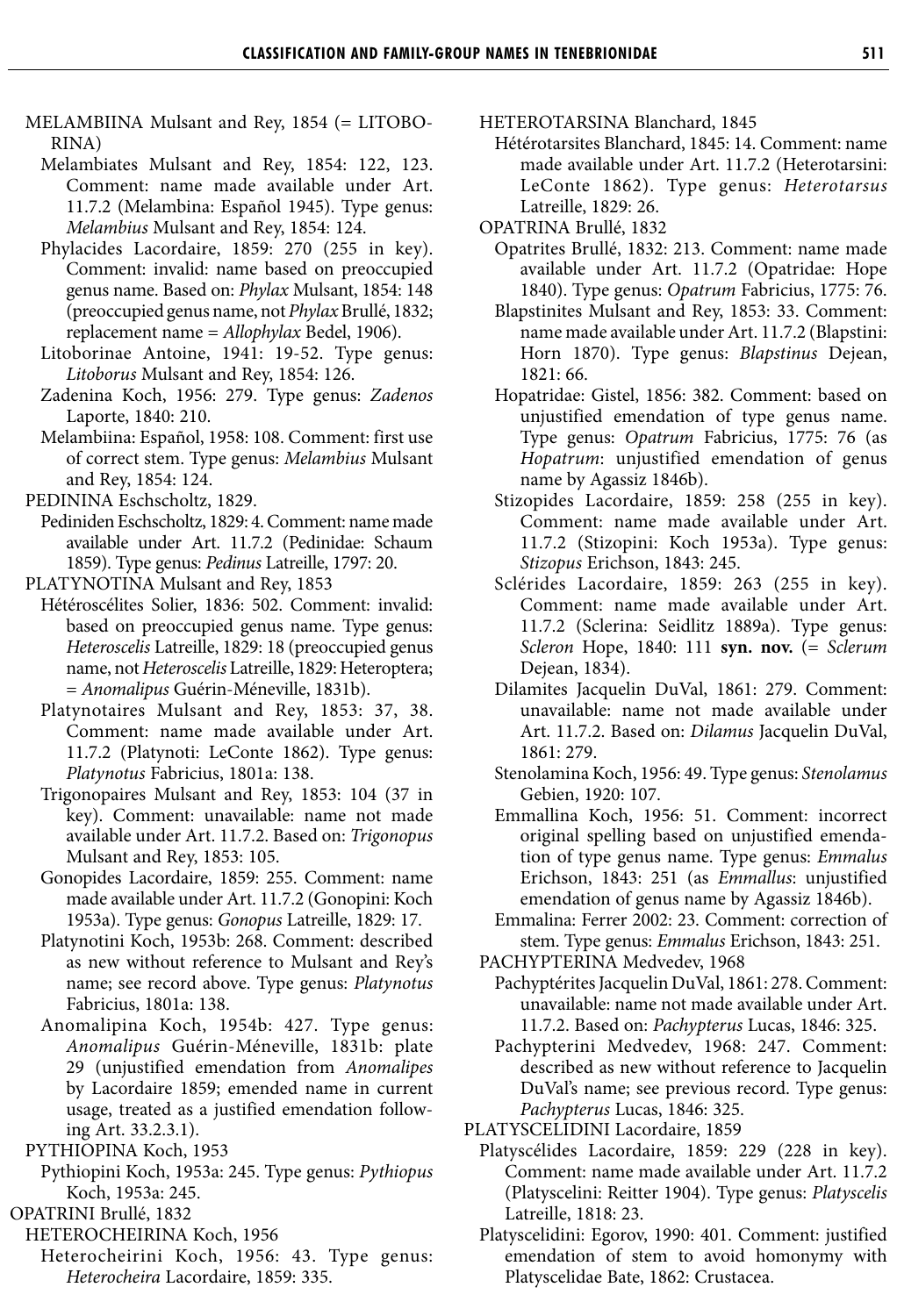MELAMBIINA Mulsant and Rey, 1854 (= LITOBORINA)

Melambiates Mulsant and Rey, 1854: 122, 123. Comment: name made available under Art. 11.7.2 (Melambina: Español 1945). Type genus: *Melambius* Mulsant and Rey, 1854: 124.

Phylacides Lacordaire, 1859: 270 (255 in key). Comment: invalid: name based on preoccupied genus name. Based on: *Phylax* Mulsant, 1854: 148 (preoccupied genus name, not *Phylax* Brullé, 1832; replacement name = *Allophylax* Bedel, 1906).

Litoborinae Antoine, 1941: 19-52. Type genus: *Litoborus* Mulsant and Rey, 1854: 126.

Zadenina Koch, 1956: 279. Type genus: *Zadenos* Laporte, 1840: 210.

Melambiina: Español, 1958: 108. Comment: first use of correct stem. Type genus: *Melambius* Mulsant and Rey, 1854: 124.

PEDININA Eschscholtz, 1829.

Pediniden Eschscholtz, 1829: 4. Comment: name made available under Art. 11.7.2 (Pedinidae: Schaum 1859). Type genus: *Pedinus* Latreille, 1797: 20.

PLATYNOTINA Mulsant and Rey, 1853

Hétéroscélites Solier, 1836: 502. Comment: invalid: based on preoccupied genus name. Type genus: *Heteroscelis* Latreille, 1829: 18 (preoccupied genus name, not *Heteroscelis* Latreille, 1829: Heteroptera; = *Anomalipus* Guérin-Méneville, 1831b).

Platynotaires Mulsant and Rey, 1853: 37, 38. Comment: name made available under Art. 11.7.2 (Platynoti: LeConte 1862). Type genus: *Platynotus* Fabricius, 1801a: 138.

Trigonopaires Mulsant and Rey, 1853: 104 (37 in key). Comment: unavailable: name not made available under Art. 11.7.2. Based on: *Trigonopus* Mulsant and Rey, 1853: 105.

Gonopides Lacordaire, 1859: 255. Comment: name made available under Art. 11.7.2 (Gonopini: Koch 1953a). Type genus: *Gonopus* Latreille, 1829: 17.

Platynotini Koch, 1953b: 268. Comment: described as new without reference to Mulsant and Rey's name; see record above. Type genus: *Platynotus* Fabricius, 1801a: 138.

Anomalipina Koch, 1954b: 427. Type genus: *Anomalipus* Guérin-Méneville, 1831b: plate 29 (unjustified emendation from *Anomalipes* by Lacordaire 1859; emended name in current usage, treated as a justified emendation following Art. 33.2.3.1).

PYTHIOPINA Koch, 1953

Pythiopini Koch, 1953a: 245. Type genus: *Pythiopus* Koch, 1953a: 245.

OPATRINI Brullé, 1832

HETEROCHEIRINA Koch, 1956

Heterocheirini Koch, 1956: 43. Type genus: *Heterocheira* Lacordaire, 1859: 335.

HETEROTARSINA Blanchard, 1845

Hétérotarsites Blanchard, 1845: 14. Comment: name made available under Art. 11.7.2 (Heterotarsini: LeConte 1862). Type genus: *Heterotarsus* Latreille, 1829: 26.

OPATRINA Brullé, 1832

Opatrites Brullé, 1832: 213. Comment: name made available under Art. 11.7.2 (Opatridae: Hope 1840). Type genus: *Opatrum* Fabricius, 1775: 76.

Blapstinites Mulsant and Rey, 1853: 33. Comment: name made available under Art. 11.7.2 (Blapstini: Horn 1870). Type genus: *Blapstinus* Dejean, 1821: 66.

Hopatridae: Gistel, 1856: 382. Comment: based on unjustified emendation of type genus name. Type genus: *Opatrum* Fabricius, 1775: 76 (as *Hopatrum*: unjustified emendation of genus name by Agassiz 1846b).

Stizopides Lacordaire, 1859: 258 (255 in key). Comment: name made available under Art. 11.7.2 (Stizopini: Koch 1953a). Type genus: *Stizopus* Erichson, 1843: 245.

Sclérides Lacordaire, 1859: 263 (255 in key). Comment: name made available under Art. 11.7.2 (Sclerina: Seidlitz 1889a). Type genus: *Scleron* Hope, 1840: 111 **syn. nov.** (= *Sclerum* Dejean, 1834).

Dilamites Jacquelin DuVal, 1861: 279. Comment: unavailable: name not made available under Art. 11.7.2. Based on: *Dilamus* Jacquelin DuVal, 1861: 279.

Stenolamina Koch, 1956: 49. Type genus: *Stenolamus* Gebien, 1920: 107.

Emmallina Koch, 1956: 51. Comment: incorrect original spelling based on unjustified emendation of type genus name. Type genus: *Emmalus* Erichson, 1843: 251 (as *Emmallus*: unjustified emendation of genus name by Agassiz 1846b).

Emmalina: Ferrer 2002: 23. Comment: correction of stem. Type genus: *Emmalus* Erichson, 1843: 251.

PACHYPTERINA Medvedev, 1968

Pachyptérites Jacquelin DuVal, 1861: 278. Comment: unavailable: name not made available under Art. 11.7.2. Based on: *Pachypterus* Lucas, 1846: 325.

Pachypterini Medvedev, 1968: 247. Comment: described as new without reference to Jacquelin DuVal's name; see previous record. Type genus: *Pachypterus* Lucas, 1846: 325.

PLATYSCELIDINI Lacordaire, 1859

Platyscélides Lacordaire, 1859: 229 (228 in key). Comment: name made available under Art. 11.7.2 (Platyscelini: Reitter 1904). Type genus: *Platyscelis* Latreille, 1818: 23.

Platyscelidini: Egorov, 1990: 401. Comment: justified emendation of stem to avoid homonymy with Platyscelidae Bate, 1862: Crustacea.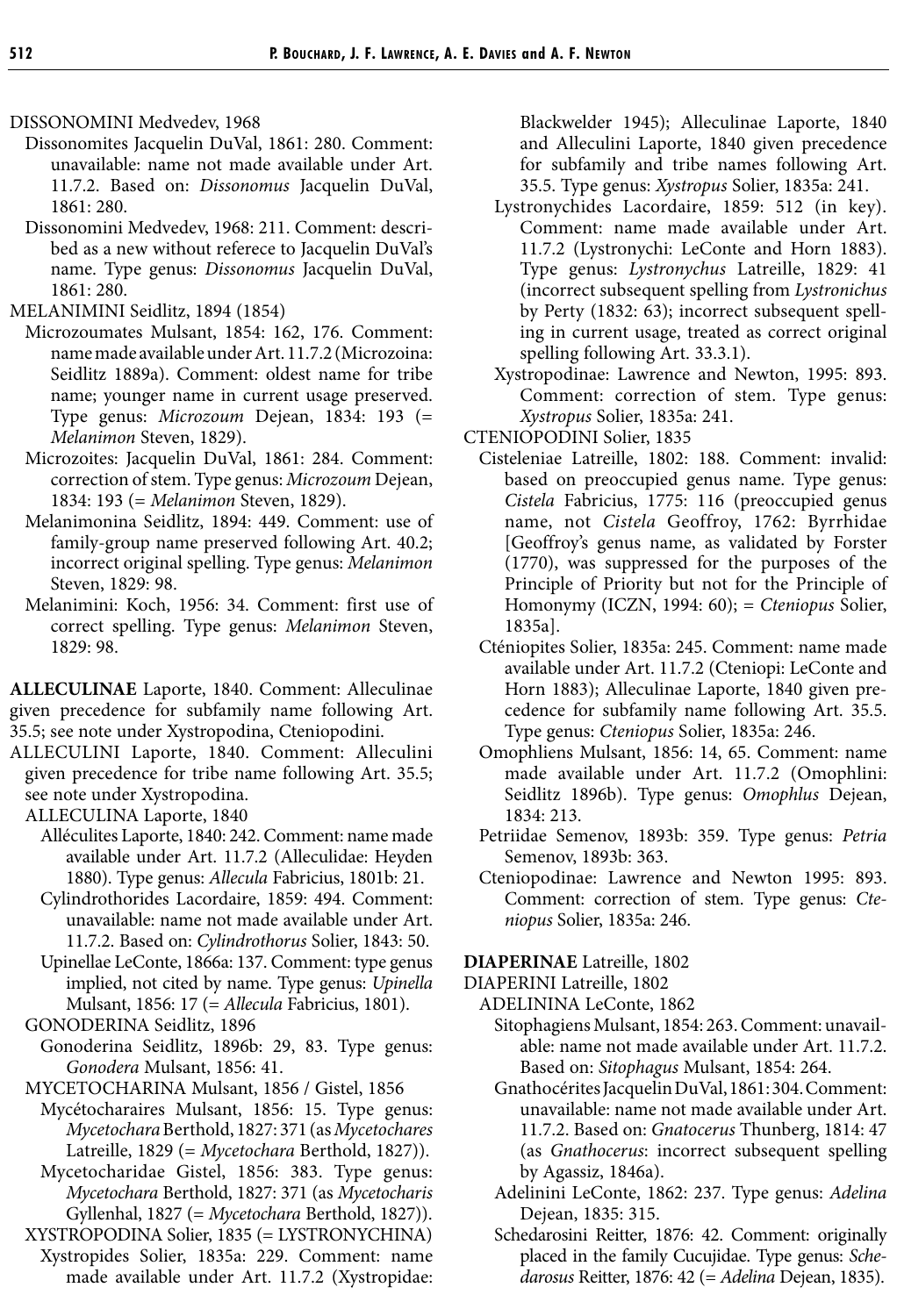DISSONOMINI Medvedev, 1968

Dissonomites Jacquelin DuVal, 1861: 280. Comment: unavailable: name not made available under Art. 11.7.2. Based on: *Dissonomus* Jacquelin DuVal, 1861: 280.

Dissonomini Medvedev, 1968: 211. Comment: described as a new without referece to Jacquelin DuVal's name. Type genus: *Dissonomus* Jacquelin DuVal, 1861: 280.

MELANIMINI Seidlitz, 1894 (1854)

Microzoumates Mulsant, 1854: 162, 176. Comment: name made available under Art. 11.7.2 (Microzoina: Seidlitz 1889a). Comment: oldest name for tribe name; younger name in current usage preserved. Type genus: *Microzoum* Dejean, 1834: 193 (= *Melanimon* Steven, 1829).

Microzoites: Jacquelin DuVal, 1861: 284. Comment: correction of stem. Type genus: *Microzoum* Dejean, 1834: 193 (= *Melanimon* Steven, 1829).

Melanimonina Seidlitz, 1894: 449. Comment: use of family-group name preserved following Art. 40.2; incorrect original spelling. Type genus: *Melanimon* Steven, 1829: 98.

Melanimini: Koch, 1956: 34. Comment: first use of correct spelling. Type genus: *Melanimon* Steven, 1829: 98.

**ALLECULINAE** Laporte, 1840. Comment: Alleculinae given precedence for subfamily name following Art. 35.5; see note under Xystropodina, Cteniopodini.

ALLECULINI Laporte, 1840. Comment: Alleculini given precedence for tribe name following Art. 35.5; see note under Xystropodina.

ALLECULINA Laporte, 1840

Alléculites Laporte, 1840: 242. Comment: name made available under Art. 11.7.2 (Alleculidae: Heyden 1880). Type genus: *Allecula* Fabricius, 1801b: 21.

Cylindrothorides Lacordaire, 1859: 494. Comment: unavailable: name not made available under Art. 11.7.2. Based on: *Cylindrothorus* Solier, 1843: 50.

Upinellae LeConte, 1866a: 137. Comment: type genus implied, not cited by name. Type genus: *Upinella* Mulsant, 1856: 17 (= *Allecula* Fabricius, 1801).

GONODERINA Seidlitz, 1896

Gonoderina Seidlitz, 1896b: 29, 83. Type genus: *Gonodera* Mulsant, 1856: 41.

MYCETOCHARINA Mulsant, 1856 / Gistel, 1856

Mycétocharaires Mulsant, 1856: 15. Type genus: *Mycetochara* Berthold, 1827: 371 (as *Mycetochares* Latreille, 1829 (= *Mycetochara* Berthold, 1827)).

Mycetocharidae Gistel, 1856: 383. Type genus: *Mycetochara* Berthold, 1827: 371 (as *Mycetocharis* Gyllenhal, 1827 (= *Mycetochara* Berthold, 1827)).

XYSTROPODINA Solier, 1835 (= LYSTRONYCHINA)

Xystropides Solier, 1835a: 229. Comment: name made available under Art. 11.7.2 (Xystropidae: Blackwelder 1945); Alleculinae Laporte, 1840 and Alleculini Laporte, 1840 given precedence for subfamily and tribe names following Art. 35.5. Type genus: *Xystropus* Solier, 1835a: 241.

Lystronychides Lacordaire, 1859: 512 (in key). Comment: name made available under Art. 11.7.2 (Lystronychi: LeConte and Horn 1883). Type genus: *Lystronychus* Latreille, 1829: 41 (incorrect subsequent spelling from *Lystronichus* by Perty (1832: 63); incorrect subsequent spelling in current usage, treated as correct original spelling following Art. 33.3.1).

Xystropodinae: Lawrence and Newton, 1995: 893. Comment: correction of stem. Type genus: *Xystropus* Solier, 1835a: 241.

CTENIOPODINI Solier, 1835

Cisteleniae Latreille, 1802: 188. Comment: invalid: based on preoccupied genus name. Type genus: *Cistela* Fabricius, 1775: 116 (preoccupied genus name, not *Cistela* Geoffroy, 1762: Byrrhidae [Geoffroy's genus name, as validated by Forster (1770), was suppressed for the purposes of the Principle of Priority but not for the Principle of Homonymy (ICZN, 1994: 60); = *Cteniopus* Solier, 1835a].

Cténiopites Solier, 1835a: 245. Comment: name made available under Art. 11.7.2 (Cteniopi: LeConte and Horn 1883); Alleculinae Laporte, 1840 given precedence for subfamily name following Art. 35.5. Type genus: *Cteniopus* Solier, 1835a: 246.

Omophliens Mulsant, 1856: 14, 65. Comment: name made available under Art. 11.7.2 (Omophlini: Seidlitz 1896b). Type genus: *Omophlus* Dejean, 1834: 213.

Petriidae Semenov, 1893b: 359. Type genus: *Petria* Semenov, 1893b: 363.

Cteniopodinae: Lawrence and Newton 1995: 893. Comment: correction of stem. Type genus: *Cteniopus* Solier, 1835a: 246.

**DIAPERINAE** Latreille, 1802

DIAPERINI Latreille, 1802

ADELININA LeConte, 1862

Sitophagiens Mulsant, 1854: 263. Comment: unavailable: name not made available under Art. 11.7.2. Based on: *Sitophagus* Mulsant, 1854: 264.

Gnathocérites Jacquelin DuVal, 1861: 304. Comment: unavailable: name not made available under Art. 11.7.2. Based on: *Gnatocerus* Thunberg, 1814: 47 (as *Gnathocerus*: incorrect subsequent spelling by Agassiz, 1846a).

Adelinini LeConte, 1862: 237. Type genus: *Adelina* Dejean, 1835: 315.

Schedarosini Reitter, 1876: 42. Comment: originally placed in the family Cucujidae. Type genus: *Schedarosus* Reitter, 1876: 42 (= *Adelina* Dejean, 1835).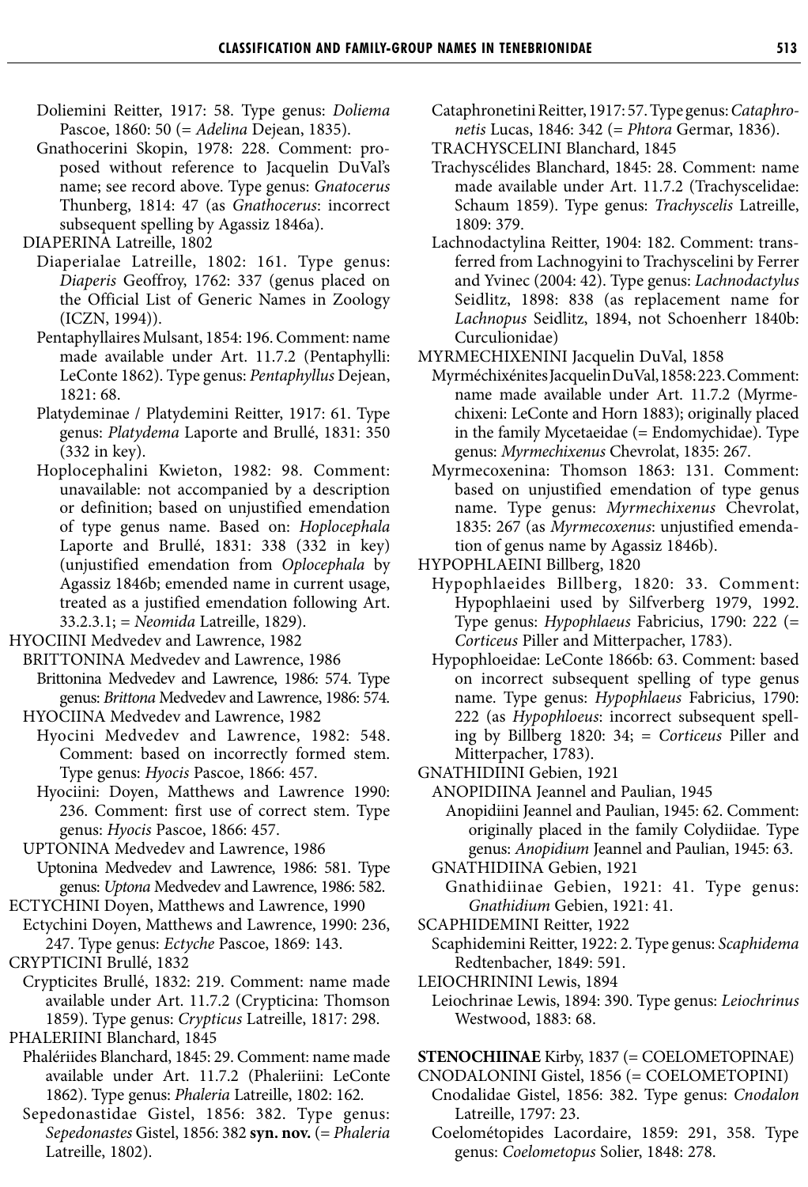Doliemini Reitter, 1917: 58. Type genus: *Doliema* Pascoe, 1860: 50 (= *Adelina* Dejean, 1835).

Gnathocerini Skopin, 1978: 228. Comment: proposed without reference to Jacquelin DuVal's name; see record above. Type genus: *Gnatocerus* Thunberg, 1814: 47 (as *Gnathocerus*: incorrect subsequent spelling by Agassiz 1846a).

DIAPERINA Latreille, 1802

Diaperialae Latreille, 1802: 161. Type genus: *Diaperis* Geoffroy, 1762: 337 (genus placed on the Official List of Generic Names in Zoology (ICZN, 1994)).

Pentaphyllaires Mulsant, 1854: 196. Comment: name made available under Art. 11.7.2 (Pentaphylli: LeConte 1862). Type genus: *Pentaphyllus* Dejean, 1821: 68.

Platydeminae / Platydemini Reitter, 1917: 61. Type genus: *Platydema* Laporte and Brullé, 1831: 350 (332 in key).

Hoplocephalini Kwieton, 1982: 98. Comment: unavailable: not accompanied by a description or definition; based on unjustified emendation of type genus name. Based on: *Hoplocephala* Laporte and Brullé, 1831: 338 (332 in key) (unjustified emendation from *Oplocephala* by Agassiz 1846b; emended name in current usage, treated as a justified emendation following Art. 33.2.3.1; = *Neomida* Latreille, 1829).

HYOCIINI Medvedev and Lawrence, 1982

BRITTONINA Medvedev and Lawrence, 1986

Brittonina Medvedev and Lawrence, 1986: 574. Type genus: *Brittona* Medvedev and Lawrence, 1986: 574.

HYOCIINA Medvedev and Lawrence, 1982

Hyocini Medvedev and Lawrence, 1982: 548. Comment: based on incorrectly formed stem. Type genus: *Hyocis* Pascoe, 1866: 457.

Hyociini: Doyen, Matthews and Lawrence 1990: 236. Comment: first use of correct stem. Type genus: *Hyocis* Pascoe, 1866: 457.

UPTONINA Medvedev and Lawrence, 1986

Uptonina Medvedev and Lawrence, 1986: 581. Type genus: *Uptona* Medvedev and Lawrence, 1986: 582.

ECTYCHINI Doyen, Matthews and Lawrence, 1990

Ectychini Doyen, Matthews and Lawrence, 1990: 236, 247. Type genus: *Ectyche* Pascoe, 1869: 143.

CRYPTICINI Brullé, 1832

Crypticites Brullé, 1832: 219. Comment: name made available under Art. 11.7.2 (Crypticina: Thomson 1859). Type genus: *Crypticus* Latreille, 1817: 298.

PHALERIINI Blanchard, 1845

Phalériides Blanchard, 1845: 29. Comment: name made available under Art. 11.7.2 (Phaleriini: LeConte 1862). Type genus: *Phaleria* Latreille, 1802: 162.

Sepedonastidae Gistel, 1856: 382. Type genus: *Sepedonastes* Gistel, 1856: 382 **syn. nov.** (= *Phaleria* Latreille, 1802).

Cataphronetini Reitter, 1917: 57. Type genus: *Cataphronetis* Lucas, 1846: 342 (= *Phtora* Germar, 1836).

TRACHYSCELINI Blanchard, 1845

Trachyscélides Blanchard, 1845: 28. Comment: name made available under Art. 11.7.2 (Trachyscelidae: Schaum 1859). Type genus: *Trachyscelis* Latreille, 1809: 379.

Lachnodactylina Reitter, 1904: 182. Comment: transferred from Lachnogyini to Trachyscelini by Ferrer and Yvinec (2004: 42). Type genus: *Lachnodactylus* Seidlitz, 1898: 838 (as replacement name for *Lachnopus* Seidlitz, 1894, not Schoenherr 1840b: Curculionidae)

MYRMECHIXENINI Jacquelin DuVal, 1858

Myrméchixénites Jacquelin DuVal, 1858: 223. Comment: name made available under Art. 11.7.2 (Myrmechixeni: LeConte and Horn 1883); originally placed in the family Mycetaeidae (= Endomychidae). Type genus: *Myrmechixenus* Chevrolat, 1835: 267.

Myrmecoxenina: Thomson 1863: 131. Comment: based on unjustified emendation of type genus name. Type genus: *Myrmechixenus* Chevrolat, 1835: 267 (as *Myrmecoxenus*: unjustified emendation of genus name by Agassiz 1846b).

HYPOPHLAEINI Billberg, 1820

Hypophlaeides Billberg, 1820: 33. Comment: Hypophlaeini used by Silfverberg 1979, 1992. Type genus: *Hypophlaeus* Fabricius, 1790: 222 (= *Corticeus* Piller and Mitterpacher, 1783).

Hypophloeidae: LeConte 1866b: 63. Comment: based on incorrect subsequent spelling of type genus name. Type genus: *Hypophlaeus* Fabricius, 1790: 222 (as *Hypophloeus*: incorrect subsequent spelling by Billberg 1820: 34; = *Corticeus* Piller and Mitterpacher, 1783).

GNATHIDIINI Gebien, 1921

ANOPIDIINA Jeannel and Paulian, 1945

Anopidiini Jeannel and Paulian, 1945: 62. Comment: originally placed in the family Colydiidae. Type genus: *Anopidium* Jeannel and Paulian, 1945: 63.

GNATHIDIINA Gebien, 1921

Gnathidiinae Gebien, 1921: 41. Type genus: *Gnathidium* Gebien, 1921: 41.

SCAPHIDEMINI Reitter, 1922

Scaphidemini Reitter, 1922: 2. Type genus: *Scaphidema* Redtenbacher, 1849: 591.

LEIOCHRININI Lewis, 1894

Leiochrinae Lewis, 1894: 390. Type genus: *Leiochrinus* Westwood, 1883: 68.

**STENOCHIINAE** Kirby, 1837 (= COELOMETOPINAE)

CNODALONINI Gistel, 1856 (= COELOMETOPINI)

Cnodalidae Gistel, 1856: 382. Type genus: *Cnodalon* Latreille, 1797: 23.

Coelométopides Lacordaire, 1859: 291, 358. Type genus: *Coelometopus* Solier, 1848: 278.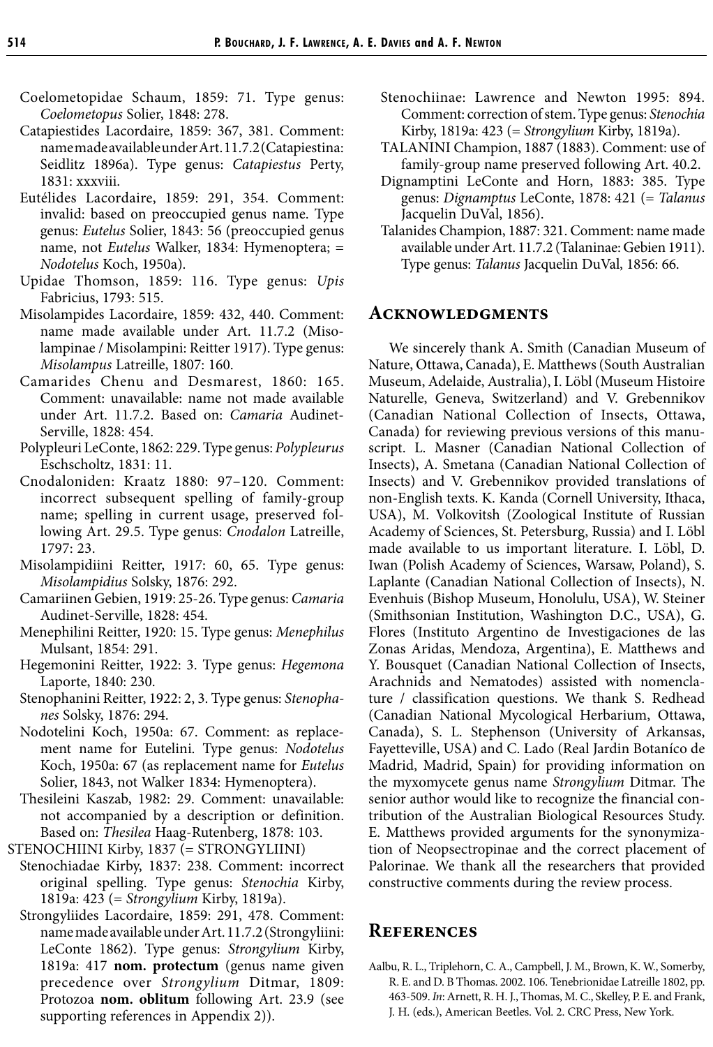Coelometopidae Schaum, 1859: 71. Type genus: *Coelometopus* Solier, 1848: 278.

Catapiestides Lacordaire, 1859: 367, 381. Comment: name made available under Art. 11.7.2 (Catapiestina: Seidlitz 1896a). Type genus: *Catapiestus* Perty, 1831: xxxviii.

Eutélides Lacordaire, 1859: 291, 354. Comment: invalid: based on preoccupied genus name. Type genus: *Eutelus* Solier, 1843: 56 (preoccupied genus name, not *Eutelus* Walker, 1834: Hymenoptera; = *Nodotelus* Koch, 1950a).

Upidae Thomson, 1859: 116. Type genus: *Upis* Fabricius, 1793: 515.

Misolampides Lacordaire, 1859: 432, 440. Comment: name made available under Art. 11.7.2 (Misolampinae / Misolampini: Reitter 1917). Type genus: *Misolampus* Latreille, 1807: 160.

Camarides Chenu and Desmarest, 1860: 165. Comment: unavailable: name not made available under Art. 11.7.2. Based on: *Camaria* Audinet-Serville, 1828: 454.

Polypleuri LeConte, 1862: 229. Type genus: *Polypleurus* Eschscholtz, 1831: 11.

Cnodaloniden: Kraatz 1880: 97–120. Comment: incorrect subsequent spelling of family-group name; spelling in current usage, preserved following Art. 29.5. Type genus: *Cnodalon* Latreille, 1797: 23.

Misolampidiini Reitter, 1917: 60, 65. Type genus: *Misolampidius* Solsky, 1876: 292.

Camariinen Gebien, 1919: 25-26. Type genus: *Camaria* Audinet-Serville, 1828: 454.

Menephilini Reitter, 1920: 15. Type genus: *Menephilus* Mulsant, 1854: 291.

Hegemonini Reitter, 1922: 3. Type genus: *Hegemona* Laporte, 1840: 230.

Stenophanini Reitter, 1922: 2, 3. Type genus: *Stenophanes* Solsky, 1876: 294.

Nodotelini Koch, 1950a: 67. Comment: as replacement name for Eutelini. Type genus: *Nodotelus* Koch, 1950a: 67 (as replacement name for *Eutelus* Solier, 1843, not Walker 1834: Hymenoptera).

Thesileini Kaszab, 1982: 29. Comment: unavailable: not accompanied by a description or definition. Based on: *Thesilea* Haag-Rutenberg, 1878: 103.

STENOCHIINI Kirby, 1837 (= STRONGYLIINI)

Stenochiadae Kirby, 1837: 238. Comment: incorrect original spelling. Type genus: *Stenochia* Kirby, 1819a: 423 (= *Strongylium* Kirby, 1819a).

Strongyliides Lacordaire, 1859: 291, 478. Comment: name made available under Art. 11.7.2 (Strongyliini: LeConte 1862). Type genus: *Strongylium* Kirby, 1819a: 417 **nom. protectum** (genus name given precedence over *Strongylium* Ditmar, 1809: Protozoa **nom. oblitum** following Art. 23.9 (see supporting references in Appendix 2)).

Stenochiinae: Lawrence and Newton 1995: 894. Comment: correction of stem. Type genus: *Stenochia* Kirby, 1819a: 423 (= *Strongylium* Kirby, 1819a).

TALANINI Champion, 1887 (1883). Comment: use of family-group name preserved following Art. 40.2.

Dignamptini LeConte and Horn, 1883: 385. Type genus: *Dignamptus* LeConte, 1878: 421 (= *Talanus* Jacquelin DuVal, 1856).

Talanides Champion, 1887: 321. Comment: name made available under Art. 11.7.2 (Talaninae: Gebien 1911). Type genus: *Talanus* Jacquelin DuVal, 1856: 66.

## Acknowledgments

We sincerely thank A. Smith (Canadian Museum of Nature, Ottawa, Canada), E. Matthews (South Australian Museum, Adelaide, Australia), I. Löbl (Museum Histoire Naturelle, Geneva, Switzerland) and V. Grebennikov (Canadian National Collection of Insects, Ottawa, Canada) for reviewing previous versions of this manuscript. L. Masner (Canadian National Collection of Insects), A. Smetana (Canadian National Collection of Insects) and V. Grebennikov provided translations of non-English texts. K. Kanda (Cornell University, Ithaca, USA), M. Volkovitsh (Zoological Institute of Russian Academy of Sciences, St. Petersburg, Russia) and I. Löbl made available to us important literature. I. Löbl, D. Iwan (Polish Academy of Sciences, Warsaw, Poland), S. Laplante (Canadian National Collection of Insects), N. Evenhuis (Bishop Museum, Honolulu, USA), W. Steiner (Smithsonian Institution, Washington D.C., USA), G. Flores (Instituto Argentino de Investigaciones de las Zonas Aridas, Mendoza, Argentina), E. Matthews and Y. Bousquet (Canadian National Collection of Insects, Arachnids and Nematodes) assisted with nomenclature / classification questions. We thank S. Redhead (Canadian National Mycological Herbarium, Ottawa, Canada), S. L. Stephenson (University of Arkansas, Fayetteville, USA) and C. Lado (Real Jardin Botaníco de Madrid, Madrid, Spain) for providing information on the myxomycete genus name *Strongylium* Ditmar. The senior author would like to recognize the financial contribution of the Australian Biological Resources Study. E. Matthews provided arguments for the synonymization of Neopsectropinae and the correct placement of Palorinae. We thank all the researchers that provided constructive comments during the review process.

## References

Aalbu, R. L., Triplehorn, C. A., Campbell, J. M., Brown, K. W., Somerby, R. E. and D. B Thomas. 2002. 106. Tenebrionidae Latreille 1802, pp. 463-509. *In*: Arnett, R. H. J., Thomas, M. C., Skelley, P. E. and Frank, J. H. (eds.), American Beetles. Vol. 2. CRC Press, New York.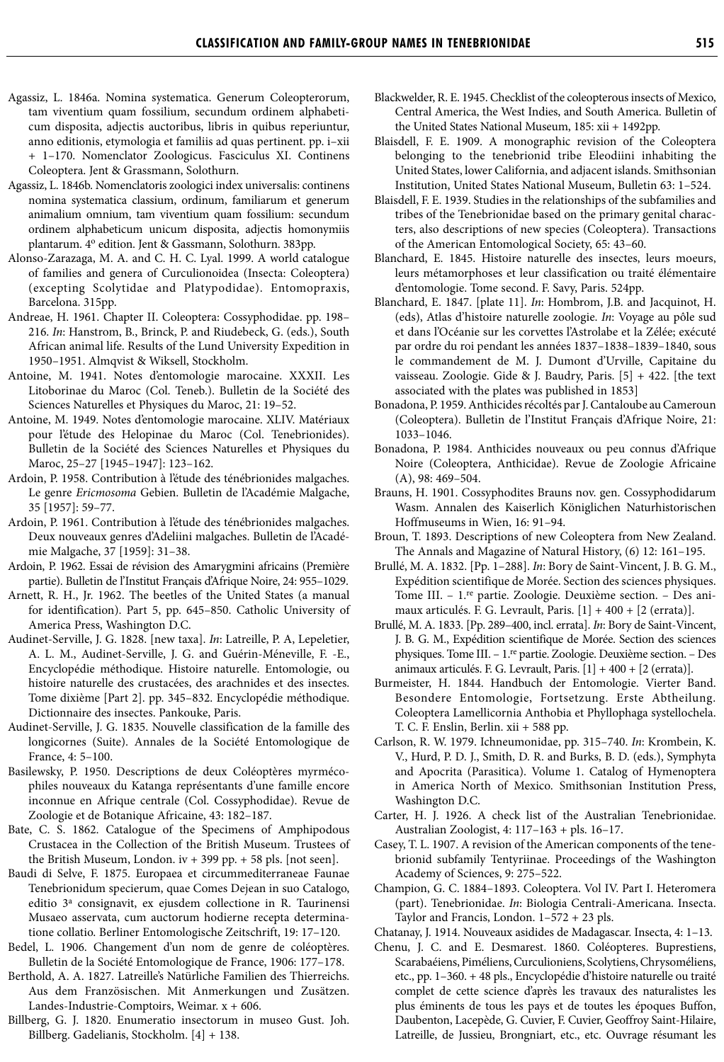Agassiz, L. 1846a. Nomina systematica. Generum Coleopterorum, tam viventium quam fossilium, secundum ordinem alphabeticum disposita, adjectis auctoribus, libris in quibus reperiuntur, anno editionis, etymologia et familiis ad quas pertinent. pp. i–xii + 1–170. Nomenclator Zoologicus. Fasciculus XI. Continens Coleoptera. Jent & Grassmann, Solothurn.

Agassiz, L. 1846b. Nomenclatoris zoologici index universalis: continens nomina systematica classium, ordinum, familiarum et generum animalium omnium, tam viventium quam fossilium: secundum ordinem alphabeticum unicum disposita, adjectis homonymiis plantarum. 4º edition. Jent & Gassmann, Solothurn. 383pp.

Alonso-Zarazaga, M. A. and C. H. C. Lyal. 1999. A world catalogue of families and genera of Curculionoidea (Insecta: Coleoptera) (excepting Scolytidae and Platypodidae). Entomopraxis, Barcelona. 315pp.

Andreae, H. 1961. Chapter II. Coleoptera: Cossyphodidae. pp. 198–216. *In*: Hanstrom, B., Brinck, P. and Riudebeck, G. (eds.), South African animal life. Results of the Lund University Expedition in 1950–1951. Almqvist & Wiksell, Stockholm.

Antoine, M. 1941. Notes d'entomologie marocaine. XXXII. Les Litoborinae du Maroc (Col. Teneb.). Bulletin de la Société des Sciences Naturelles et Physiques du Maroc, 21: 19–52.

Antoine, M. 1949. Notes d'entomologie marocaine. XLIV. Matériaux pour l'étude des Helopinae du Maroc (Col. Tenebrionides). Bulletin de la Société des Sciences Naturelles et Physiques du Maroc, 25–27 [1945–1947]: 123–162.

Ardoin, P. 1958. Contribution à l'étude des ténébrionides malgaches. Le genre *Ericmosoma* Gebien. Bulletin de l'Académie Malgache, 35 [1957]: 59–77.

Ardoin, P. 1961. Contribution à l'étude des ténébrionides malgaches. Deux nouveaux genres d'Adeliini malgaches. Bulletin de l'Académie Malgache, 37 [1959]: 31–38.

Ardoin, P. 1962. Essai de révision des Amarygmini africains (Première partie). Bulletin de l'Institut Français d'Afrique Noire, 24: 955–1029.

Arnett, R. H., Jr. 1962. The beetles of the United States (a manual for identification). Part 5, pp. 645–850. Catholic University of America Press, Washington D.C.

Audinet-Serville, J. G. 1828. [new taxa]. *In*: Latreille, P. A, Lepeletier, A. L. M., Audinet-Serville, J. G. and Guérin-Méneville, F. -E., Encyclopédie méthodique. Histoire naturelle. Entomologie, ou histoire naturelle des crustacées, des arachnides et des insectes. Tome dixième [Part 2]. pp. 345–832. Encyclopédie méthodique. Dictionnaire des insectes. Pankouke, Paris.

Audinet-Serville, J. G. 1835. Nouvelle classification de la famille des longicornes (Suite). Annales de la Société Entomologique de France, 4: 5–100.

Basilewsky, P. 1950. Descriptions de deux Coléoptères myrmécophiles nouveaux du Katanga représentants d'une famille encore inconnue en Afrique centrale (Col. Cossyphodidae). Revue de Zoologie et de Botanique Africaine, 43: 182–187.

Bate, C. S. 1862. Catalogue of the Specimens of Amphipodous Crustacea in the Collection of the British Museum. Trustees of the British Museum, London. iv + 399 pp. + 58 pls. [not seen].

Baudi di Selve, F. 1875. Europaea et circummediterraneae Faunae Tenebrionidum specierum, quae Comes Dejean in suo Catalogo, editio 3ª consignavit, ex ejusdem collectione in R. Taurinensi Musaeo asservata, cum auctorum hodierne recepta determinatione collatio. Berliner Entomologische Zeitschrift, 19: 17–120.

Bedel, L. 1906. Changement d'un nom de genre de coléoptères. Bulletin de la Société Entomologique de France, 1906: 177–178.

Berthold, A. A. 1827. Latreille's Natürliche Familien des Thierreichs. Aus dem Französischen. Mit Anmerkungen und Zusätzen. Landes-Industrie-Comptoirs, Weimar. x + 606.

Billberg, G. J. 1820. Enumeratio insectorum in museo Gust. Joh. Billberg. Gadelianis, Stockholm. [4] + 138.

Blackwelder, R. E. 1945. Checklist of the coleopterous insects of Mexico, Central America, the West Indies, and South America. Bulletin of the United States National Museum, 185: xii + 1492pp.

Blaisdell, F. E. 1909. A monographic revision of the Coleoptera belonging to the tenebrionid tribe Eleodiini inhabiting the United States, lower California, and adjacent islands. Smithsonian Institution, United States National Museum, Bulletin 63: 1–524.

Blaisdell, F. E. 1939. Studies in the relationships of the subfamilies and tribes of the Tenebrionidae based on the primary genital characters, also descriptions of new species (Coleoptera). Transactions of the American Entomological Society, 65: 43–60.

Blanchard, E. 1845. Histoire naturelle des insectes, leurs moeurs, leurs métamorphoses et leur classification ou traité élémentaire d'entomologie. Tome second. F. Savy, Paris. 524pp.

Blanchard, E. 1847. [plate 11]. *In*: Hombrom, J.B. and Jacquinot, H. (eds), Atlas d'histoire naturelle zoologie. *In*: Voyage au pôle sud et dans l'Océanie sur les corvettes l'Astrolabe et la Zélée; exécuté par ordre du roi pendant les années 1837–1838–1839–1840, sous le commandement de M. J. Dumont d'Urville, Capitaine du vaisseau. Zoologie. Gide & J. Baudry, Paris. [5] + 422. [the text associated with the plates was published in 1853]

Bonadona, P. 1959. Anthicides récoltés par J. Cantaloube au Cameroun (Coleoptera). Bulletin de l'Institut Français d'Afrique Noire, 21: 1033–1046.

Bonadona, P. 1984. Anthicides nouveaux ou peu connus d'Afrique Noire (Coleoptera, Anthicidae). Revue de Zoologie Africaine (A), 98: 469–504.

Brauns, H. 1901. Cossyphodites Brauns nov. gen. Cossyphodidarum Wasm. Annalen des Kaiserlich Königlichen Naturhistorischen Hoffmuseums in Wien, 16: 91–94.

Broun, T. 1893. Descriptions of new Coleoptera from New Zealand. The Annals and Magazine of Natural History, (6) 12: 161–195.

Brullé, M. A. 1832. [Pp. 1–288]. *In*: Bory de Saint-Vincent, J. B. G. M., Expédition scientifique de Morée. Section des sciences physiques. Tome III. – 1.re partie. Zoologie. Deuxième section. – Des animaux articulés. F. G. Levrault, Paris. [1] + 400 + [2 (errata)].

Brullé, M. A. 1833. [Pp. 289–400, incl. errata]. *In*: Bory de Saint-Vincent, J. B. G. M., Expédition scientifique de Morée. Section des sciences physiques. Tome III. – 1.re partie. Zoologie. Deuxième section. – Des animaux articulés. F. G. Levrault, Paris. [1] + 400 + [2 (errata)].

Burmeister, H. 1844. Handbuch der Entomologie. Vierter Band. Besondere Entomologie, Fortsetzung. Erste Abtheilung. Coleoptera Lamellicornia Anthobia et Phyllophaga systellochela. T. C. F. Enslin, Berlin. xii + 588 pp.

Carlson, R. W. 1979. Ichneumonidae, pp. 315–740. *In*: Krombein, K. V., Hurd, P. D. J., Smith, D. R. and Burks, B. D. (eds.), Symphyta and Apocrita (Parasitica). Volume 1. Catalog of Hymenoptera in America North of Mexico. Smithsonian Institution Press, Washington D.C.

Carter, H. J. 1926. A check list of the Australian Tenebrionidae. Australian Zoologist, 4: 117–163 + pls. 16–17.

Casey, T. L. 1907. A revision of the American components of the tenebrionid subfamily Tentyriinae. Proceedings of the Washington Academy of Sciences, 9: 275–522.

Champion, G. C. 1884–1893. Coleoptera. Vol IV. Part I. Heteromera (part). Tenebrionidae. *In*: Biologia Centrali-Americana. Insecta. Taylor and Francis, London. 1–572 + 23 pls.

Chatanay, J. 1914. Nouveaux asidides de Madagascar. Insecta, 4: 1–13.

Chenu, J. C. and E. Desmarest. 1860. Coléopteres. Buprestiens, Scarabaéiens, Piméliens, Curculioniens, Scolytiens, Chrysoméliens, etc., pp. 1–360. + 48 pls., Encyclopédie d'histoire naturelle ou traité complet de cette science d'après les travaux des naturalistes les plus éminents de tous les pays et de toutes les époques Buffon, Daubenton, Lacepède, G. Cuvier, F. Cuvier, Geoffroy Saint-Hilaire, Latreille, de Jussieu, Brongniart, etc., etc. Ouvrage résumant les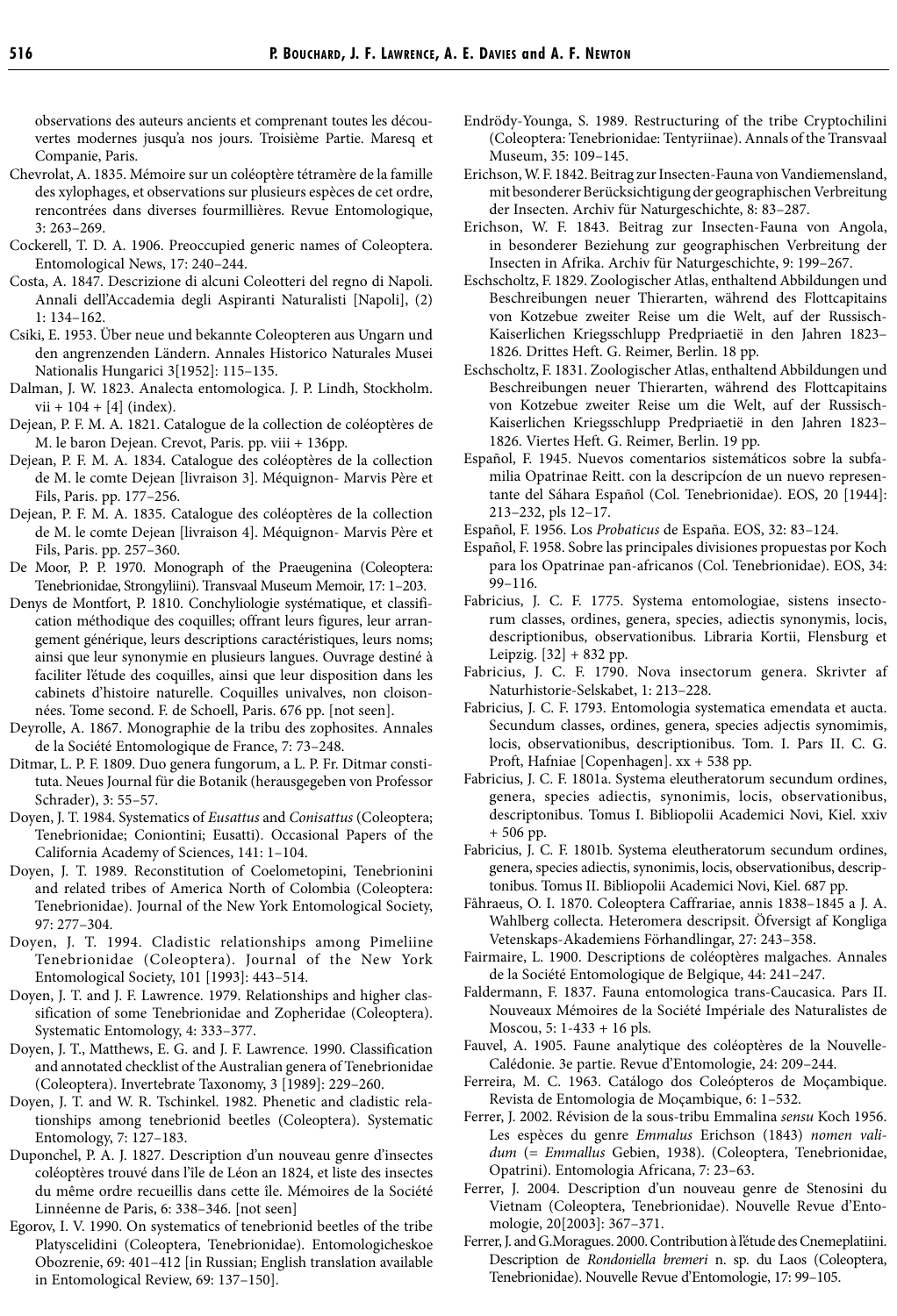observations des auteurs ancients et comprenant toutes les découvertes modernes jusqu'à nos jours. Troisième Partie. Maresq et Companie, Paris.

Chevrolat, A. 1835. Mémoire sur un coléoptère tétramère de la famille des xylophages, et observations sur plusieurs espèces de cet ordre, rencontrées dans diverses fourmillières. Revue Entomologique, 3: 263–269.

Cockerell, T. D. A. 1906. Preoccupied generic names of Coleoptera. Entomological News, 17: 240–244.

Costa, A. 1847. Descrizione di alcuni Coleotteri del regno di Napoli. Annali dell'Accademia degli Aspiranti Naturalisti [Napoli], (2) 1: 134–162.

Csiki, E. 1953. Über neue und bekannte Coleopteren aus Ungarn und den angrenzenden Ländern. Annales Historico Naturales Musei Nationalis Hungarici 3[1952]: 115–135.

Dalman, J. W. 1823. Analecta entomologica. J. P. Lindh, Stockholm. vii + 104 + [4] (index).

Dejean, P. F. M. A. 1821. Catalogue de la collection de coléoptères de M. le baron Dejean. Crevot, Paris. pp. viii + 136pp.

Dejean, P. F. M. A. 1834. Catalogue des coléoptères de la collection de M. le comte Dejean [livraison 3]. Méquignon- Marvis Père et Fils, Paris. pp. 177–256.

Dejean, P. F. M. A. 1835. Catalogue des coléoptères de la collection de M. le comte Dejean [livraison 4]. Méquignon- Marvis Père et Fils, Paris. pp. 257–360.

De Moor, P. P. 1970. Monograph of the Praeugenina (Coleoptera: Tenebrionidae, Strongyliini). Transvaal Museum Memoir, 17: 1–203.

Denys de Montfort, P. 1810. Conchyliologie systématique, et classification méthodique des coquilles; offrant leurs figures, leur arrangement générique, leurs descriptions caractéristiques, leurs noms; ainsi que leur synonymie en plusieurs langues. Ouvrage destiné à faciliter l'étude des coquilles, ainsi que leur disposition dans les cabinets d'histoire naturelle. Coquilles univalves, non cloisonnées. Tome second. F. de Schoell, Paris. 676 pp. [not seen].

Deyrolle, A. 1867. Monographie de la tribu des zophosites. Annales de la Société Entomologique de France, 7: 73–248.

Ditmar, L. P. F. 1809. Duo genera fungorum, a L. P. Fr. Ditmar constituta. Neues Journal für die Botanik (herausgegeben von Professor Schrader), 3: 55–57.

Doyen, J. T. 1984. Systematics of *Eusattus* and *Conisattus* (Coleoptera; Tenebrionidae; Coniontini; Eusatti). Occasional Papers of the California Academy of Sciences, 141: 1–104.

Doyen, J. T. 1989. Reconstitution of Coelometopini, Tenebrionini and related tribes of America North of Colombia (Coleoptera: Tenebrionidae). Journal of the New York Entomological Society, 97: 277–304.

Doyen, J. T. 1994. Cladistic relationships among Pimeliine Tenebrionidae (Coleoptera). Journal of the New York Entomological Society, 101 [1993]: 443–514.

Doyen, J. T. and J. F. Lawrence. 1979. Relationships and higher classification of some Tenebrionidae and Zopheridae (Coleoptera). Systematic Entomology, 4: 333–377.

Doyen, J. T., Matthews, E. G. and J. F. Lawrence. 1990. Classification and annotated checklist of the Australian genera of Tenebrionidae (Coleoptera). Invertebrate Taxonomy, 3 [1989]: 229–260.

Doyen, J. T. and W. R. Tschinkel. 1982. Phenetic and cladistic relationships among tenebrionid beetles (Coleoptera). Systematic Entomology, 7: 127–183.

Duponchel, P. A. J. 1827. Description d'un nouveau genre d'insectes coléoptères trouvé dans l'île de Léon an 1824, et liste des insectes du même ordre recueillis dans cette île. Mémoires de la Société Linnéenne de Paris, 6: 338–346. [not seen]

Egorov, I. V. 1990. On systematics of tenebrionid beetles of the tribe Platyscelidini (Coleoptera, Tenebrionidae). Entomologicheskoe Obozrenie, 69: 401–412 [in Russian; English translation available in Entomological Review, 69: 137–150].

Endrödy-Younga, S. 1989. Restructuring of the tribe Cryptochilini (Coleoptera: Tenebrionidae: Tentyriinae). Annals of the Transvaal Museum, 35: 109–145.

Erichson, W. F. 1842. Beitrag zur Insecten-Fauna von Vandiemensland, mit besonderer Berücksichtigung der geographischen Verbreitung der Insecten. Archiv für Naturgeschichte, 8: 83–287.

Erichson, W. F. 1843. Beitrag zur Insecten-Fauna von Angola, in besonderer Beziehung zur geographischen Verbreitung der Insecten in Afrika. Archiv für Naturgeschichte, 9: 199–267.

Eschscholtz, F. 1829. Zoologischer Atlas, enthaltend Abbildungen und Beschreibungen neuer Thierarten, während des Flottcapitains von Kotzebue zweiter Reise um die Welt, auf der Russisch-Kaiserlichen Kriegsschlupp Predpriaetië in den Jahren 1823–1826. Drittes Heft. G. Reimer, Berlin. 18 pp.

Eschscholtz, F. 1831. Zoologischer Atlas, enthaltend Abbildungen und Beschreibungen neuer Thierarten, während des Flottcapitains von Kotzebue zweiter Reise um die Welt, auf der Russisch-Kaiserlichen Kriegsschlupp Predpriaetië in den Jahren 1823–1826. Viertes Heft. G. Reimer, Berlin. 19 pp.

Español, F. 1945. Nuevos comentarios sistemáticos sobre la subfamilia Opatrinae Reitt. con la descripcíon de un nuevo representante del Sáhara Español (Col. Tenebrionidae). EOS, 20 [1944]: 213–232, pls 12–17.

Español, F. 1956. Los *Probaticus* de España. EOS, 32: 83–124.

Español, F. 1958. Sobre las principales divisiones propuestas por Koch para los Opatrinae pan-africanos (Col. Tenebrionidae). EOS, 34: 99–116.

Fabricius, J. C. F. 1775. Systema entomologiae, sistens insectorum classes, ordines, genera, species, adiectis synonymis, locis, descriptionibus, observationibus. Libraria Kortii, Flensburg et Leipzig. [32] + 832 pp.

Fabricius, J. C. F. 1790. Nova insectorum genera. Skrivter af Naturhistorie-Selskabet, 1: 213–228.

Fabricius, J. C. F. 1793. Entomologia systematica emendata et aucta. Secundum classes, ordines, genera, species adjectis synomimis, locis, observationibus, descriptionibus. Tom. I. Pars II. C. G. Proft, Hafniae [Copenhagen]. xx + 538 pp.

Fabricius, J. C. F. 1801a. Systema eleutheratorum secundum ordines, genera, species adiectis, synonimis, locis, observationibus, descriptonibus. Tomus I. Bibliopolii Academici Novi, Kiel. xxiv + 506 pp.

Fabricius, J. C. F. 1801b. Systema eleutheratorum secundum ordines, genera, species adiectis, synonimis, locis, observationibus, descriptonibus. Tomus II. Bibliopolii Academici Novi, Kiel. 687 pp.

Fåhraeus, O. I. 1870. Coleoptera Caffrariae, annis 1838–1845 a J. A. Wahlberg collecta. Heteromera descripsit. Öfversigt af Kongliga Vetenskaps-Akademiens Förhandlingar, 27: 243–358.

Fairmaire, L. 1900. Descriptions de coléoptères malgaches. Annales de la Société Entomologique de Belgique, 44: 241–247.

Faldermann, F. 1837. Fauna entomologica trans-Caucasica. Pars II. Nouveaux Mémoires de la Société Impériale des Naturalistes de Moscou, 5: 1-433 + 16 pls.

Fauvel, A. 1905. Faune analytique des coléoptères de la Nouvelle-Calédonie. 3e partie. Revue d'Entomologie, 24: 209–244.

Ferreira, M. C. 1963. Catálogo dos Coleópteros de Moçambique. Revista de Entomologia de Moçambique, 6: 1–532.

Ferrer, J. 2002. Révision de la sous-tribu Emmalina *sensu* Koch 1956. Les espèces du genre *Emmalus* Erichson (1843) *nomen validum* (= *Emmallus* Gebien, 1938). (Coleoptera, Tenebrionidae, Opatrini). Entomologia Africana, 7: 23–63.

Ferrer, J. 2004. Description d'un nouveau genre de Stenosini du Vietnam (Coleoptera, Tenebrionidae). Nouvelle Revue d'Entomologie, 20[2003]: 367–371.

Ferrer, J. and G. Moragues. 2000. Contribution à l'étude des Cnemeplatiini. Description de *Rondoniella bremeri* n. sp. du Laos (Coleoptera, Tenebrionidae). Nouvelle Revue d'Entomologie, 17: 99–105.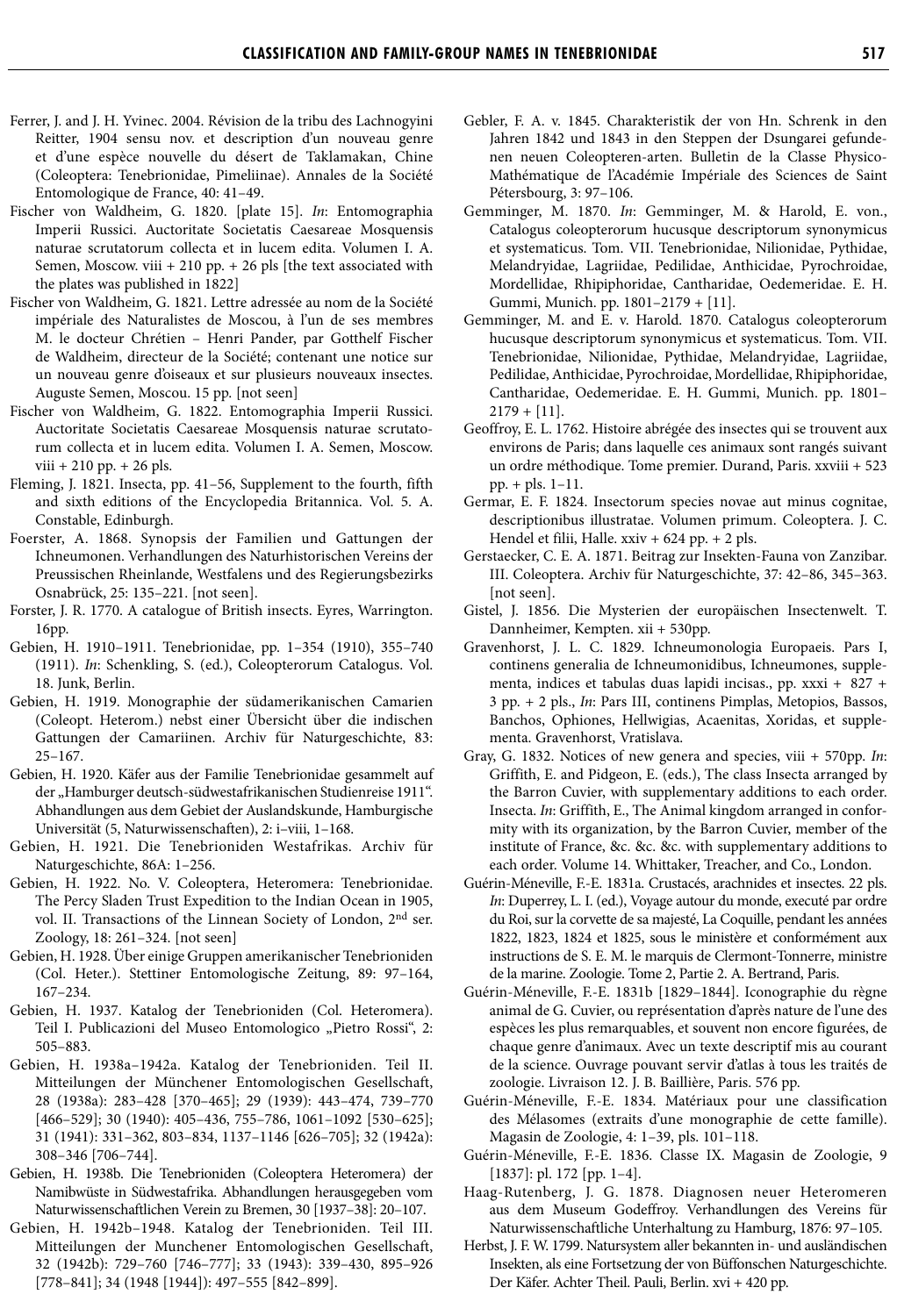Ferrer, J. and J. H. Yvinec. 2004. Révision de la tribu des Lachnogyini Reitter, 1904 sensu nov. et description d'un nouveau genre et d'une espèce nouvelle du désert de Taklamakan, Chine (Coleoptera: Tenebrionidae, Pimeliinae). Annales de la Société Entomologique de France, 40: 41–49.

Fischer von Waldheim, G. 1820. [plate 15]. *In*: Entomographia Imperii Russici. Auctoritate Societatis Caesareae Mosquensis naturae scrutatorum collecta et in lucem edita. Volumen I. A. Semen, Moscow. viii + 210 pp. + 26 pls [the text associated with the plates was published in 1822]

Fischer von Waldheim, G. 1821. Lettre adressée au nom de la Société impériale des Naturalistes de Moscou, à l'un de ses membres M. le docteur Chrétien – Henri Pander, par Gotthelf Fischer de Waldheim, directeur de la Société; contenant une notice sur un nouveau genre d'oiseaux et sur plusieurs nouveaux insectes. Auguste Semen, Moscou. 15 pp. [not seen]

Fischer von Waldheim, G. 1822. Entomographia Imperii Russici. Auctoritate Societatis Caesareae Mosquensis naturae scrutatorum collecta et in lucem edita. Volumen I. A. Semen, Moscow. viii + 210 pp. + 26 pls.

Fleming, J. 1821. Insecta, pp. 41–56, Supplement to the fourth, fifth and sixth editions of the Encyclopedia Britannica. Vol. 5. A. Constable, Edinburgh.

Foerster, A. 1868. Synopsis der Familien und Gattungen der Ichneumonen. Verhandlungen des Naturhistorischen Vereins der Preussischen Rheinlande, Westfalens und des Regierungsbezirks Osnabrück, 25: 135–221. [not seen].

Forster, J. R. 1770. A catalogue of British insects. Eyres, Warrington. 16pp.

Gebien, H. 1910–1911. Tenebrionidae, pp. 1–354 (1910), 355–740 (1911). *In*: Schenkling, S. (ed.), Coleopterorum Catalogus. Vol. 18. Junk, Berlin.

Gebien, H. 1919. Monographie der südamerikanischen Camarien (Coleopt. Heterom.) nebst einer Übersicht über die indischen Gattungen der Camariinen. Archiv für Naturgeschichte, 83: 25–167.

Gebien, H. 1920. Käfer aus der Familie Tenebrionidae gesammelt auf der „Hamburger deutsch-südwestafrikanischen Studienreise 1911". Abhandlungen aus dem Gebiet der Auslandskunde, Hamburgische Universität (5, Naturwissenschaften), 2: i–viii, 1–168.

Gebien, H. 1921. Die Tenebrioniden Westafrikas. Archiv für Naturgeschichte, 86A: 1–256.

Gebien, H. 1922. No. V. Coleoptera, Heteromera: Tenebrionidae. The Percy Sladen Trust Expedition to the Indian Ocean in 1905, vol. II. Transactions of the Linnean Society of London, 2nd ser. Zoology, 18: 261–324. [not seen]

Gebien, H. 1928. Über einige Gruppen amerikanischer Tenebrioniden (Col. Heter.). Stettiner Entomologische Zeitung, 89: 97–164, 167–234.

Gebien, H. 1937. Katalog der Tenebrioniden (Col. Heteromera). Teil I. Publicazioni del Museo Entomologico „Pietro Rossi", 2: 505–883.

Gebien, H. 1938a–1942a. Katalog der Tenebrioniden. Teil II. Mitteilungen der Münchener Entomologischen Gesellschaft, 28 (1938a): 283–428 [370–465]; 29 (1939): 443–474, 739–770 [466–529]; 30 (1940): 405–436, 755–786, 1061–1092 [530–625]; 31 (1941): 331–362, 803–834, 1137–1146 [626–705]; 32 (1942a): 308–346 [706–744].

Gebien, H. 1938b. Die Tenebrioniden (Coleoptera Heteromera) der Namibwüste in Südwestafrika. Abhandlungen herausgegeben vom Naturwissenschaftlichen Verein zu Bremen, 30 [1937–38]: 20–107.

Gebien, H. 1942b–1948. Katalog der Tenebrioniden. Teil III. Mitteilungen der Munchener Entomologischen Gesellschaft, 32 (1942b): 729–760 [746–777]; 33 (1943): 339–430, 895–926 [778–841]; 34 (1948 [1944]): 497–555 [842–899].

Gebler, F. A. v. 1845. Charakteristik der von Hn. Schrenk in den Jahren 1842 und 1843 in den Steppen der Dsungarei gefundenen neuen Coleopteren-arten. Bulletin de la Classe Physico-Mathématique de l'Académie Impériale des Sciences de Saint Pétersbourg, 3: 97–106.

Gemminger, M. 1870. *In*: Gemminger, M. & Harold, E. von., Catalogus coleopterorum hucusque descriptorum synonymicus et systematicus. Tom. VII. Tenebrionidae, Nilionidae, Pythidae, Melandryidae, Lagriidae, Pedilidae, Anthicidae, Pyrochroidae, Mordellidae, Rhipiphoridae, Cantharidae, Oedemeridae. E. H. Gummi, Munich. pp. 1801–2179 + [11].

Gemminger, M. and E. v. Harold. 1870. Catalogus coleopterorum hucusque descriptorum synonymicus et systematicus. Tom. VII. Tenebrionidae, Nilionidae, Pythidae, Melandryidae, Lagriidae, Pedilidae, Anthicidae, Pyrochroidae, Mordellidae, Rhipiphoridae, Cantharidae, Oedemeridae. E. H. Gummi, Munich. pp. 1801–2179 + [11].

Geoffroy, E. L. 1762. Histoire abrégée des insectes qui se trouvent aux environs de Paris; dans laquelle ces animaux sont rangés suivant un ordre méthodique. Tome premier. Durand, Paris. xxviii + 523 pp. + pls. 1–11.

Germar, E. F. 1824. Insectorum species novae aut minus cognitae, descriptionibus illustratae. Volumen primum. Coleoptera. J. C. Hendel et filii, Halle. xxiv + 624 pp. + 2 pls.

Gerstaecker, C. E. A. 1871. Beitrag zur Insekten-Fauna von Zanzibar. III. Coleoptera. Archiv für Naturgeschichte, 37: 42–86, 345–363. [not seen].

Gistel, J. 1856. Die Mysterien der europäischen Insectenwelt. T. Dannheimer, Kempten. xii + 530pp.

Gravenhorst, J. L. C. 1829. Ichneumonologia Europaeis. Pars I, continens generalia de Ichneumonidibus, Ichneumones, supplementa, indices et tabulas duas lapidi incisas., pp. xxxi + 827 + 3 pp. + 2 pls., *In*: Pars III, continens Pimplas, Metopios, Bassos, Banchos, Ophiones, Hellwigias, Acaenitas, Xoridas, et supplementa. Gravenhorst, Vratislava.

Gray, G. 1832. Notices of new genera and species, viii + 570pp. *In*: Griffith, E. and Pidgeon, E. (eds.), The class Insecta arranged by the Barron Cuvier, with supplementary additions to each order. Insecta. *In*: Griffith, E., The Animal kingdom arranged in conformity with its organization, by the Barron Cuvier, member of the institute of France, &c. &c. &c. with supplementary additions to each order. Volume 14. Whittaker, Treacher, and Co., London.

Guérin-Méneville, F.-E. 1831a. Crustacés, arachnides et insectes. 22 pls. *In*: Duperrey, L. I. (ed.), Voyage autour du monde, executé par ordre du Roi, sur la corvette de sa majesté, La Coquille, pendant les années 1822, 1823, 1824 et 1825, sous le ministère et conformément aux instructions de S. E. M. le marquis de Clermont-Tonnerre, ministre de la marine. Zoologie. Tome 2, Partie 2. A. Bertrand, Paris.

Guérin-Méneville, F.-E. 1831b [1829–1844]. Iconographie du règne animal de G. Cuvier, ou représentation d'après nature de l'une des espèces les plus remarquables, et souvent non encore figurées, de chaque genre d'animaux. Avec un texte descriptif mis au courant de la science. Ouvrage pouvant servir d'atlas à tous les traités de zoologie. Livraison 12. J. B. Baillière, Paris. 576 pp.

Guérin-Méneville, F.-E. 1834. Matériaux pour une classification des Mélasomes (extraits d'une monographie de cette famille). Magasin de Zoologie, 4: 1–39, pls. 101–118.

Guérin-Méneville, F.-E. 1836. Classe IX. Magasin de Zoologie, 9 [1837]: pl. 172 [pp. 1–4].

Haag-Rutenberg, J. G. 1878. Diagnosen neuer Heteromeren aus dem Museum Godeffroy. Verhandlungen des Vereins für Naturwissenschaftliche Unterhaltung zu Hamburg, 1876: 97–105.

Herbst, J. F. W. 1799. Natursystem aller bekannten in- und ausländischen Insekten, als eine Fortsetzung der von Büffonschen Naturgeschichte. Der Käfer. Achter Theil. Pauli, Berlin. xvi + 420 pp.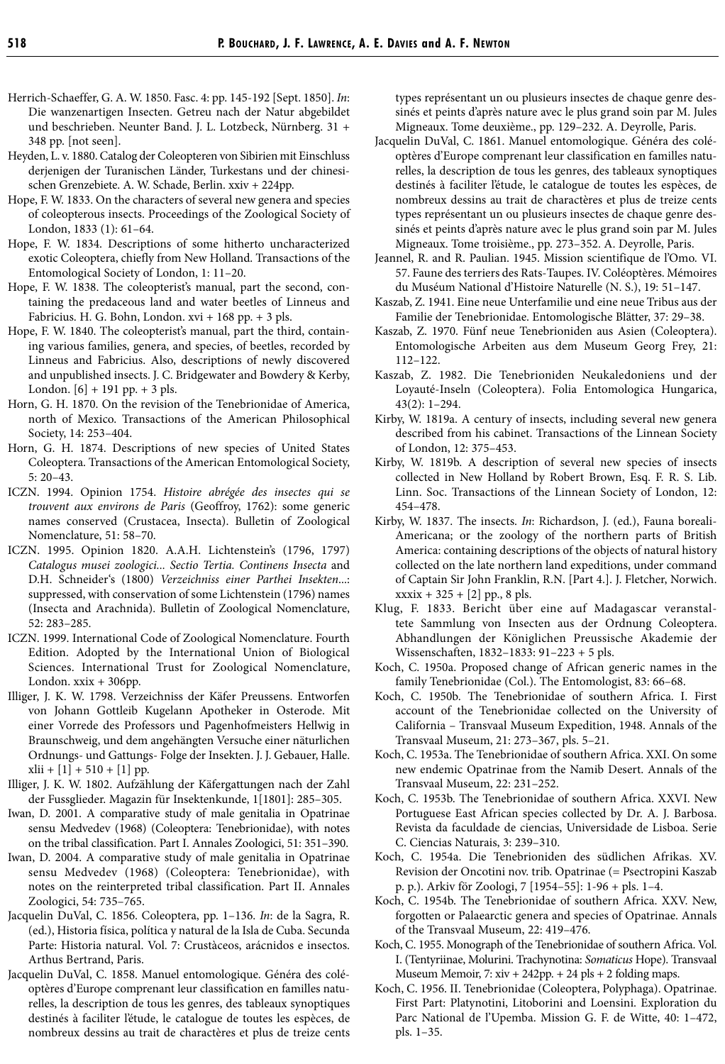Herrich-Schaeffer, G. A. W. 1850. Fasc. 4: pp. 145-192 [Sept. 1850]. *In*: Die wanzenartigen Insecten. Getreu nach der Natur abgebildet und beschrieben. Neunter Band. J. L. Lotzbeck, Nürnberg. 31 + 348 pp. [not seen].

Heyden, L. v. 1880. Catalog der Coleopteren von Sibirien mit Einschluss derjenigen der Turanischen Länder, Turkestans und der chinesischen Grenzebiete. A. W. Schade, Berlin. xxiv + 224pp.

Hope, F. W. 1833. On the characters of several new genera and species of coleopterous insects. Proceedings of the Zoological Society of London, 1833 (1): 61–64.

Hope, F. W. 1834. Descriptions of some hitherto uncharacterized exotic Coleoptera, chiefly from New Holland. Transactions of the Entomological Society of London, 1: 11–20.

Hope, F. W. 1838. The coleopterist's manual, part the second, containing the predaceous land and water beetles of Linneus and Fabricius. H. G. Bohn, London. xvi + 168 pp. + 3 pls.

Hope, F. W. 1840. The coleopterist's manual, part the third, containing various families, genera, and species, of beetles, recorded by Linneus and Fabricius. Also, descriptions of newly discovered and unpublished insects. J. C. Bridgewater and Bowdery & Kerby, London. [6] + 191 pp. + 3 pls.

Horn, G. H. 1870. On the revision of the Tenebrionidae of America, north of Mexico. Transactions of the American Philosophical Society, 14: 253–404.

Horn, G. H. 1874. Descriptions of new species of United States Coleoptera. Transactions of the American Entomological Society, 5: 20–43.

ICZN. 1994. Opinion 1754. *Histoire abrégée des insectes qui se trouvent aux environs de Paris* (Geoffroy, 1762): some generic names conserved (Crustacea, Insecta). Bulletin of Zoological Nomenclature, 51: 58–70.

ICZN. 1995. Opinion 1820. A.A.H. Lichtenstein's (1796, 1797) *Catalogus musei zoologici... Sectio Tertia. Continens Insecta* and D.H. Schneider's (1800) *Verzeichniss einer Parthei Insekten*...: suppressed, with conservation of some Lichtenstein (1796) names (Insecta and Arachnida). Bulletin of Zoological Nomenclature, 52: 283–285.

ICZN. 1999. International Code of Zoological Nomenclature. Fourth Edition. Adopted by the International Union of Biological Sciences. International Trust for Zoological Nomenclature, London. xxix + 306pp.

Illiger, J. K. W. 1798. Verzeichniss der Käfer Preussens. Entworfen von Johann Gottleib Kugelann Apotheker in Osterode. Mit einer Vorrede des Professors und Pagenhofmeisters Hellwig in Braunschweig, und dem angehängten Versuche einer natürlichen Ordnungs- und Gattungs- Folge der Insekten. J. J. Gebauer, Halle. xlii + [1] + 510 + [1] pp.

Illiger, J. K. W. 1802. Aufzählung der Käfergattungen nach der Zahl der Fussglieder. Magazin für Insektenkunde, 1[1801]: 285–305.

Iwan, D. 2001. A comparative study of male genitalia in Opatrinae sensu Medvedev (1968) (Coleoptera: Tenebrionidae), with notes on the tribal classification. Part I. Annales Zoologici, 51: 351–390.

Iwan, D. 2004. A comparative study of male genitalia in Opatrinae sensu Medvedev (1968) (Coleoptera: Tenebrionidae), with notes on the reinterpreted tribal classification. Part II. Annales Zoologici, 54: 735–765.

Jacquelin DuVal, C. 1856. Coleoptera, pp. 1–136. *In*: de la Sagra, R. (ed.), Historia física, política y natural de la Isla de Cuba. Secunda Parte: Historia natural. Vol. 7: Crustàceos, arácnidos e insectos. Arthus Bertrand, Paris.

Jacquelin DuVal, C. 1858. Manuel entomologique. Généra des coléoptères d'Europe comprenant leur classification en familles naturelles, la description de tous les genres, des tableaux synoptiques destinés à faciliter l'étude, le catalogue de toutes les espèces, de nombreux dessins au trait de charactères et plus de treize cents types représentant un ou plusieurs insectes de chaque genre dessinés et peints d'après nature avec le plus grand soin par M. Jules Migneaux. Tome deuxième., pp. 129–232. A. Deyrolle, Paris.

Jacquelin DuVal, C. 1861. Manuel entomologique. Généra des coléoptères d'Europe comprenant leur classification en familles naturelles, la description de tous les genres, des tableaux synoptiques destinés à faciliter l'étude, le catalogue de toutes les espèces, de nombreux dessins au trait de charactères et plus de treize cents types représentant un ou plusieurs insectes de chaque genre dessinés et peints d'après nature avec le plus grand soin par M. Jules Migneaux. Tome troisième., pp. 273–352. A. Deyrolle, Paris.

Jeannel, R. and R. Paulian. 1945. Mission scientifique de l'Omo. VI. 57. Faune des terriers des Rats-Taupes. IV. Coléoptères. Mémoires du Muséum National d'Histoire Naturelle (N. S.), 19: 51–147.

Kaszab, Z. 1941. Eine neue Unterfamilie und eine neue Tribus aus der Familie der Tenebrionidae. Entomologische Blätter, 37: 29–38.

Kaszab, Z. 1970. Fünf neue Tenebrioniden aus Asien (Coleoptera). Entomologische Arbeiten aus dem Museum Georg Frey, 21: 112–122.

Kaszab, Z. 1982. Die Tenebrioniden Neukaledoniens und der Loyauté-Inseln (Coleoptera). Folia Entomologica Hungarica, 43(2): 1–294.

Kirby, W. 1819a. A century of insects, including several new genera described from his cabinet. Transactions of the Linnean Society of London, 12: 375–453.

Kirby, W. 1819b. A description of several new species of insects collected in New Holland by Robert Brown, Esq. F. R. S. Lib. Linn. Soc. Transactions of the Linnean Society of London, 12: 454–478.

Kirby, W. 1837. The insects. *In*: Richardson, J. (ed.), Fauna boreali-Americana; or the zoology of the northern parts of British America: containing descriptions of the objects of natural history collected on the late northern land expeditions, under command of Captain Sir John Franklin, R.N. [Part 4.]. J. Fletcher, Norwich. xxxix + 325 + [2] pp., 8 pls.

Klug, F. 1833. Bericht über eine auf Madagascar veranstaltete Sammlung von Insecten aus der Ordnung Coleoptera. Abhandlungen der Königlichen Preussische Akademie der Wissenschaften, 1832–1833: 91–223 + 5 pls.

Koch, C. 1950a. Proposed change of African generic names in the family Tenebrionidae (Col.). The Entomologist, 83: 66–68.

Koch, C. 1950b. The Tenebrionidae of southern Africa. I. First account of the Tenebrionidae collected on the University of California – Transvaal Museum Expedition, 1948. Annals of the Transvaal Museum, 21: 273–367, pls. 5–21.

Koch, C. 1953a. The Tenebrionidae of southern Africa. XXI. On some new endemic Opatrinae from the Namib Desert. Annals of the Transvaal Museum, 22: 231–252.

Koch, C. 1953b. The Tenebrionidae of southern Africa. XXVI. New Portuguese East African species collected by Dr. A. J. Barbosa. Revista da faculdade de ciencias, Universidade de Lisboa. Serie C. Ciencias Naturais, 3: 239–310.

Koch, C. 1954a. Die Tenebrioniden des südlichen Afrikas. XV. Revision der Oncotini nov. trib. Opatrinae (= Psectropini Kaszab p. p.). Arkiv för Zoologi, 7 [1954–55]: 1-96 + pls. 1–4.

Koch, C. 1954b. The Tenebrionidae of southern Africa. XXV. New, forgotten or Palaearctic genera and species of Opatrinae. Annals of the Transvaal Museum, 22: 419–476.

Koch, C. 1955. Monograph of the Tenebrionidae of southern Africa. Vol. I. (Tentyriinae, Molurini. Trachynotina: *Somaticus* Hope). Transvaal Museum Memoir, 7: xiv + 242pp. + 24 pls + 2 folding maps.

Koch, C. 1956. II. Tenebrionidae (Coleoptera, Polyphaga). Opatrinae. First Part: Platynotini, Litoborini and Loensini. Exploration du Parc National de l'Upemba. Mission G. F. de Witte, 40: 1–472, pls. 1–35.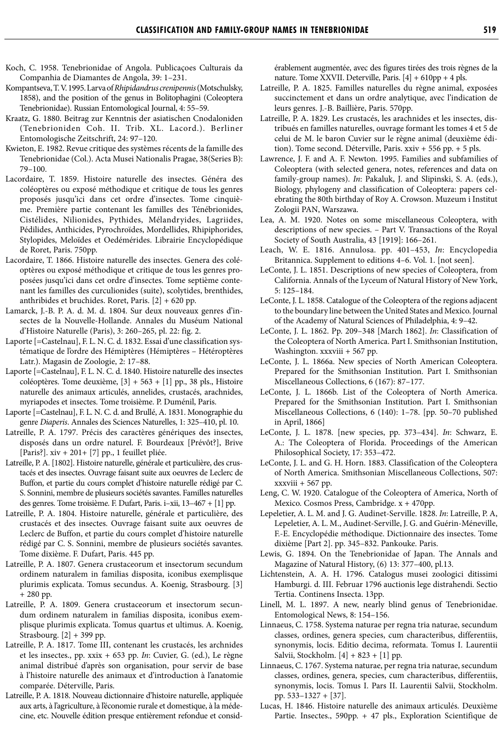Koch, C. 1958. Tenebrionidae of Angola. Publicaçoes Culturais da Companhia de Diamantes de Angola, 39: 1–231.

Kompantseva, T. V. 1995. Larva of *Rhipidandrus crenipennis* (Motschulsky, 1858), and the position of the genus in Bolitophagini (Coleoptera Tenebrionidae). Russian Entomological Journal, 4: 55–59.

Kraatz, G. 1880. Beitrag zur Kenntnis der asiatischen Cnodaloniden (Tenebrioniden Coh. II. Trib. XL. Lacord.). Berliner Entomologische Zeitschrift, 24: 97–120.

Kwieton, E. 1982. Revue critique des systèmes récents de la famille des Tenebrionidae (Col.). Acta Musei Nationalis Pragae, 38(Series B): 79–100.

Lacordaire, T. 1859. Histoire naturelle des insectes. Généra des coléoptères ou exposé méthodique et critique de tous les genres proposés jusqu'ici dans cet ordre d'insectes. Tome cinquième. Première partie contenant les familles des Ténébrionides, Cistélides, Nilionides, Pythides, Mélandryides, Lagriides, Pédilides, Anthicides, Pyrochroïdes, Mordellides, Rhipiphorides, Stylopides, Meloïdes et Oedémérides. Librairie Encyclopédique de Roret, Paris. 750pp.

Lacordaire, T. 1866. Histoire naturelle des insectes. Genera des coléoptères ou exposé méthodique et critique de tous les genres proposées jusqu'ici dans cet ordre d'insectes. Tome septième contenant les familles des curculionides (suite), scolytides, brenthides, anthribides et bruchides. Roret, Paris. [2] + 620 pp.

Lamarck, J.-B. P. A. d. M. d. 1804. Sur deux nouveaux genres d'insectes de la Nouvelle-Hollande. Annales du Muséum National d'Histoire Naturelle (Paris), 3: 260–265, pl. 22: fig. 2.

Laporte [=Castelnau], F. L. N. C. d. 1832. Essai d'une classification systématique de l'ordre des Hémiptères (Hémiptères – Hétéroptères Latr.). Magasin de Zoologie, 2: 17–88.

Laporte [=Castelnau], F. L. N. C. d. 1840. Histoire naturelle des insectes coléoptères. Tome deuxième, [3] + 563 + [1] pp., 38 pls., Histoire naturelle des animaux articulés, annelides, crustacés, arachnides, myriapodes et insectes. Tome troisième. P. Duménil, Paris.

Laporte [=Castelnau], F. L. N. C. d. and Brullé, A. 1831. Monographie du genre *Diaperis*. Annales des Sciences Naturelles, 1: 325–410, pl. 10.

Latreille, P. A. 1797. Précis des caractères génériques des insectes, disposés dans un ordre naturel. F. Bourdeaux [Prévôt?], Brive [Paris?]. xiv + 201+ [7] pp., 1 feuillet pliée.

Latreille, P. A. [1802]. Histoire naturelle, générale et particulière, des crustacés et des insectes. Ouvrage faisant suite aux oeuvres de Leclerc de Buffon, et partie du cours complet d'histoire naturelle rédigé par C. S. Sonnini, membre de plusieurs sociétés savantes. Familles naturelles des genres. Tome troisième. F. Dufart, Paris. i–xii, 13–467 + [1] pp.

Latreille, P. A. 1804. Histoire naturelle, générale et particulière, des crustacés et des insectes. Ouvrage faisant suite aux oeuvres de Leclerc de Buffon, et partie du cours complet d'histoire naturelle rédigé par C. S. Sonnini, membre de plusieurs sociétés savantes. Tome dixième. F. Dufart, Paris. 445 pp.

Latreille, P. A. 1807. Genera crustaceorum et insectorum secundum ordinem naturalem in familias disposita, iconibus exemplisque plurimis explicata. Tomus secundus. A. Koenig, Strasbourg. [3] + 280 pp.

Latreille, P. A. 1809. Genera crustaceorum et insectorum secundum ordinem naturalem in familias disposita, iconibus exemplisque plurimis explicata. Tomus quartus et ultimus. A. Koenig, Strasbourg. [2] + 399 pp.

Latreille, P. A. 1817. Tome III, contenant les crustacés, les archnides et les insectes., pp. xxix + 653 pp. *In*: Cuvier, G. (ed.), Le règne animal distribué d'après son organisation, pour servir de base à l'histoire naturelle des animaux et d'introduction à l'anatomie comparée. Déterville, Paris.

Latreille, P. A. 1818. Nouveau dictionnaire d'histoire naturelle, appliquée aux arts, à l'agriculture, à l'économie rurale et domestique, à la médecine, etc. Nouvelle édition presque entièrement refondue et considérablement augmentée, avec des figures tirées des trois règnes de la nature. Tome XXVII. Deterville, Paris. [4] + 610pp + 4 pls.

Latreille, P. A. 1825. Familles naturelles du règne animal, exposées succinctement et dans un ordre analytique, avec l'indication de leurs genres. J.-B. Baillière, Paris. 570pp.

Latreille, P. A. 1829. Les crustacés, les arachnides et les insectes, distribués en familles naturelles, ouvrage formant les tomes 4 et 5 de celui de M. le baron Cuvier sur le règne animal (deuxième édition). Tome second. Déterville, Paris. xxiv + 556 pp. + 5 pls.

Lawrence, J. F. and A. F. Newton. 1995. Families and subfamilies of Coleoptera (with selected genera, notes, references and data on family-group names). *In*: Pakaluk, J. and Slipinski, S. A. (eds.), Biology, phylogeny and classification of Coleoptera: papers celebrating the 80th birthday of Roy A. Crowson. Muzeum i Institut Zologii PAN, Warszawa.

Lea, A. M. 1920. Notes on some miscellaneous Coleoptera, with descriptions of new species. – Part V. Transactions of the Royal Society of South Australia, 43 [1919]: 166–261.

Leach, W. E. 1816. Annulosa. pp. 401–453, *In*: Encyclopedia Britannica. Supplement to editions 4–6. Vol. 1. [not seen].

LeConte, J. L. 1851. Descriptions of new species of Coleoptera, from California. Annals of the Lyceum of Natural History of New York, 5: 125–184.

LeConte, J. L. 1858. Catalogue of the Coleoptera of the regions adjacent to the boundary line between the United States and Mexico. Journal of the Academy of Natural Sciences of Philadelphia, 4: 9–42.

LeConte, J. L. 1862. Pp. 209–348 [March 1862]. *In*: Classification of the Coleoptera of North America. Part I. Smithsonian Institution, Washington. xxxviii + 567 pp.

LeConte, J. L. 1866a. New species of North American Coleoptera. Prepared for the Smithsonian Institution. Part I. Smithsonian Miscellaneous Collections, 6 (167): 87–177.

LeConte, J. L. 1866b. List of the Coleoptera of North America. Prepared for the Smithsonian Institution. Part I. Smithsonian Miscellaneous Collections, 6 (140): 1–78. [pp. 50–70 published in April, 1866]

LeConte, J. L. 1878. [new species, pp. 373–434]. *In*: Schwarz, E. A.: The Coleoptera of Florida. Proceedings of the American Philosophical Society, 17: 353–472.

LeConte, J. L. and G. H. Horn. 1883. Classification of the Coleoptera of North America. Smithsonian Miscellaneous Collections, 507: xxxviii + 567 pp.

Leng, C. W. 1920. Catalogue of the Coleoptera of America, North of Mexico. Cosmos Press, Cambridge. x + 470pp.

Lepeletier, A. L. M. and J. G. Audinet-Serville. 1828. *In*: Latreille, P. A, Lepeletier, A. L. M., Audinet-Serville, J. G. and Guérin-Méneville, F.-E. Encyclopédie méthodique. Dictionnaire des insectes. Tome dixième [Part 2]. pp. 345–832. Pankouke. Paris.

Lewis, G. 1894. On the Tenebrionidae of Japan. The Annals and Magazine of Natural History, (6) 13: 377–400, pl.13.

Lichtenstein, A. A. H. 1796. Catalogus musei zoologici ditissimi Hamburgi. d. III. Februar 1796 auctionis lege distrahendi. Sectio Tertia. Continens Insecta. 13pp.

Linell, M. L. 1897. A new, nearly blind genus of Tenebrionidae. Entomological News, 8: 154–156.

Linnaeus, C. 1758. Systema naturae per regna tria naturae, secundum classes, ordines, genera species, cum characteribus, differentiis, synonymis, locis. Editio decima, reformata. Tomus I. Laurentii Salvii, Stockholm. [4] + 823 + [1] pp.

Linnaeus, C. 1767. Systema naturae, per regna tria naturae, secundum classes, ordines, genera, species, cum characteribus, differentiis, synonymis, locis. Tomus I. Pars II. Laurentii Salvii, Stockholm. pp. 533–1327 + [37].

Lucas, H. 1846. Histoire naturelle des animaux articulés. Deuxième Partie. Insectes., 590pp. + 47 pls., Exploration Scientifique de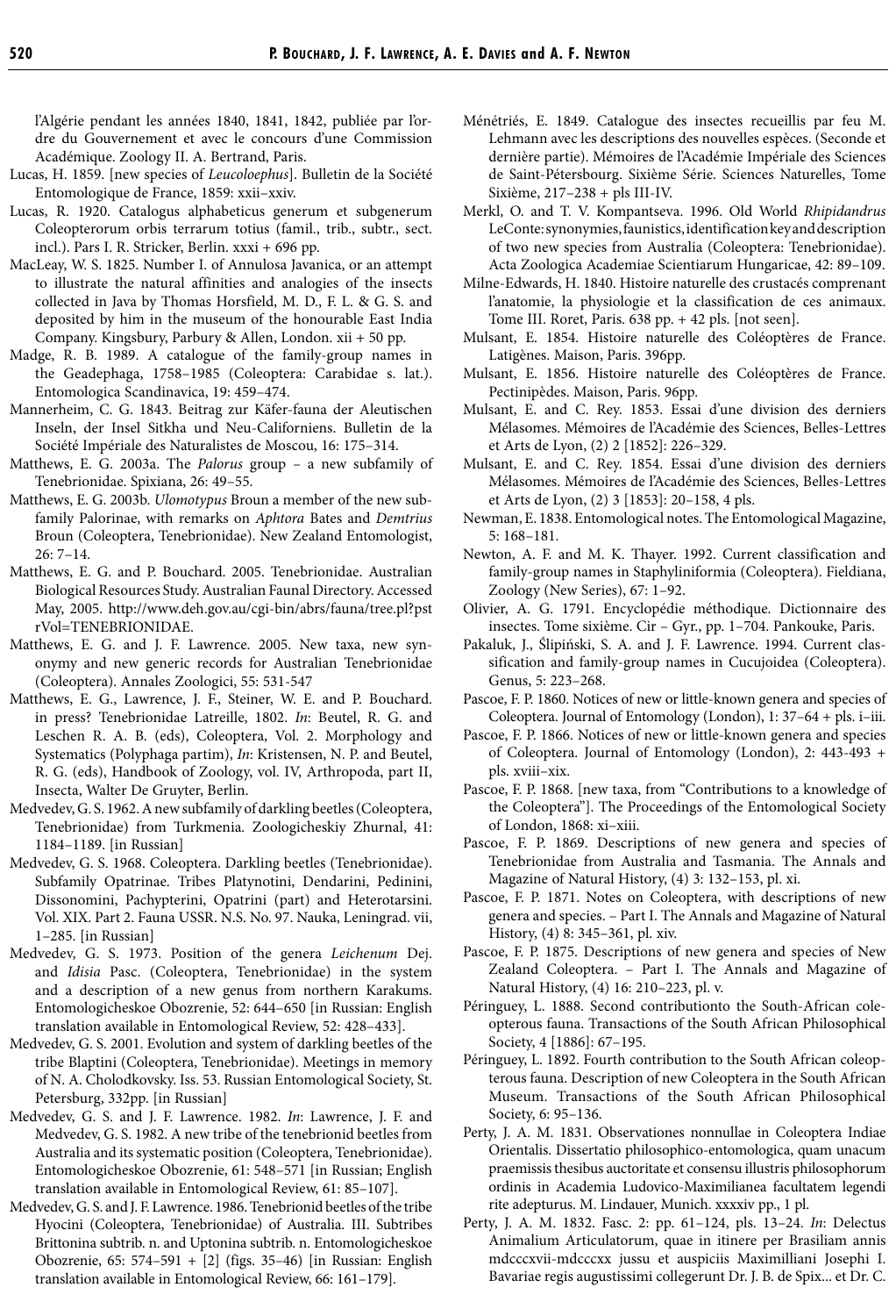l'Algérie pendant les années 1840, 1841, 1842, publiée par l'ordre du Gouvernement et avec le concours d'une Commission Académique. Zoology II. A. Bertrand, Paris.

Lucas, H. 1859. [new species of *Leucoloephus*]. Bulletin de la Société Entomologique de France, 1859: xxii–xxiv.

Lucas, R. 1920. Catalogus alphabeticus generum et subgenerum Coleopterorum orbis terrarum totius (famil., trib., subtr., sect. incl.). Pars I. R. Stricker, Berlin. xxxi + 696 pp.

MacLeay, W. S. 1825. Number I. of Annulosa Javanica, or an attempt to illustrate the natural affinities and analogies of the insects collected in Java by Thomas Horsfield, M. D., F. L. & G. S. and deposited by him in the museum of the honourable East India Company. Kingsbury, Parbury & Allen, London. xii + 50 pp.

Madge, R. B. 1989. A catalogue of the family-group names in the Geadephaga, 1758–1985 (Coleoptera: Carabidae s. lat.). Entomologica Scandinavica, 19: 459–474.

Mannerheim, C. G. 1843. Beitrag zur Käfer-fauna der Aleutischen Inseln, der Insel Sitkha und Neu-Californiens. Bulletin de la Société Impériale des Naturalistes de Moscou, 16: 175–314.

Matthews, E. G. 2003a. The *Palorus* group – a new subfamily of Tenebrionidae. Spixiana, 26: 49–55.

Matthews, E. G. 2003b. *Ulomotypus* Broun a member of the new subfamily Palorinae, with remarks on *Aphtora* Bates and *Demtrius* Broun (Coleoptera, Tenebrionidae). New Zealand Entomologist, 26: 7–14.

Matthews, E. G. and P. Bouchard. 2005. Tenebrionidae. Australian Biological Resources Study. Australian Faunal Directory. Accessed May, 2005. http://www.deh.gov.au/cgi-bin/abrs/fauna/tree.pl?pstrVol=TENEBRIONIDAE.

Matthews, E. G. and J. F. Lawrence. 2005. New taxa, new synonymy and new generic records for Australian Tenebrionidae (Coleoptera). Annales Zoologici, 55: 531-547

Matthews, E. G., Lawrence, J. F., Steiner, W. E. and P. Bouchard. in press? Tenebrionidae Latreille, 1802. *In*: Beutel, R. G. and Leschen R. A. B. (eds), Coleoptera, Vol. 2. Morphology and Systematics (Polyphaga partim), *In*: Kristensen, N. P. and Beutel, R. G. (eds), Handbook of Zoology, vol. IV, Arthropoda, part II, Insecta, Walter De Gruyter, Berlin.

Medvedev, G. S. 1962. A new subfamily of darkling beetles (Coleoptera, Tenebrionidae) from Turkmenia. Zoologicheskiy Zhurnal, 41: 1184–1189. [in Russian]

Medvedev, G. S. 1968. Coleoptera. Darkling beetles (Tenebrionidae). Subfamily Opatrinae. Tribes Platynotini, Dendarini, Pedinini, Dissonomini, Pachypterini, Opatrini (part) and Heterotarsini. Vol. XIX. Part 2. Fauna USSR. N.S. No. 97. Nauka, Leningrad. vii, 1–285. [in Russian]

Medvedev, G. S. 1973. Position of the genera *Leichenum* Dej. and *Idisia* Pasc. (Coleoptera, Tenebrionidae) in the system and a description of a new genus from northern Karakums. Entomologicheskoe Obozrenie, 52: 644–650 [in Russian: English translation available in Entomological Review, 52: 428–433].

Medvedev, G. S. 2001. Evolution and system of darkling beetles of the tribe Blaptini (Coleoptera, Tenebrionidae). Meetings in memory of N. A. Cholodkovsky. Iss. 53. Russian Entomological Society, St. Petersburg, 332pp. [in Russian]

Medvedev, G. S. and J. F. Lawrence. 1982. *In*: Lawrence, J. F. and Medvedev, G. S. 1982. A new tribe of the tenebrionid beetles from Australia and its systematic position (Coleoptera, Tenebrionidae). Entomologicheskoe Obozrenie, 61: 548–571 [in Russian; English translation available in Entomological Review, 61: 85–107].

Medvedev, G. S. and J. F. Lawrence. 1986. Tenebrionid beetles of the tribe Hyocini (Coleoptera, Tenebrionidae) of Australia. III. Subtribes Brittonina subtrib. n. and Uptonina subtrib. n. Entomologicheskoe Obozrenie, 65: 574–591 + [2] (figs. 35–46) [in Russian: English translation available in Entomological Review, 66: 161–179].

Ménétriés, E. 1849. Catalogue des insectes recueillis par feu M. Lehmann avec les descriptions des nouvelles espèces. (Seconde et dernière partie). Mémoires de l'Académie Impériale des Sciences de Saint-Pétersbourg. Sixième Série. Sciences Naturelles, Tome Sixième, 217–238 + pls III-IV.

Merkl, O. and T. V. Kompantseva. 1996. Old World *Rhipidandrus* LeConte: synonymies, faunistics, identification key and description of two new species from Australia (Coleoptera: Tenebrionidae). Acta Zoologica Academiae Scientiarum Hungaricae, 42: 89–109.

Milne-Edwards, H. 1840. Histoire naturelle des crustacés comprenant l'anatomie, la physiologie et la classification de ces animaux. Tome III. Roret, Paris. 638 pp. + 42 pls. [not seen].

Mulsant, E. 1854. Histoire naturelle des Coléoptères de France. Latigènes. Maison, Paris. 396pp.

Mulsant, E. 1856. Histoire naturelle des Coléoptères de France. Pectinipèdes. Maison, Paris. 96pp.

Mulsant, E. and C. Rey. 1853. Essai d'une division des derniers Mélasomes. Mémoires de l'Académie des Sciences, Belles-Lettres et Arts de Lyon, (2) 2 [1852]: 226–329.

Mulsant, E. and C. Rey. 1854. Essai d'une division des derniers Mélasomes. Mémoires de l'Académie des Sciences, Belles-Lettres et Arts de Lyon, (2) 3 [1853]: 20–158, 4 pls.

Newman, E. 1838. Entomological notes. The Entomological Magazine, 5: 168–181.

Newton, A. F. and M. K. Thayer. 1992. Current classification and family-group names in Staphyliniformia (Coleoptera). Fieldiana, Zoology (New Series), 67: 1–92.

Olivier, A. G. 1791. Encyclopédie méthodique. Dictionnaire des insectes. Tome sixième. Cir – Gyr., pp. 1–704. Pankouke, Paris.

Pakaluk, J., Ślipiński, S. A. and J. F. Lawrence. 1994. Current classification and family-group names in Cucujoidea (Coleoptera). Genus, 5: 223–268.

Pascoe, F. P. 1860. Notices of new or little-known genera and species of Coleoptera. Journal of Entomology (London), 1: 37–64 + pls. i–iii.

Pascoe, F. P. 1866. Notices of new or little-known genera and species of Coleoptera. Journal of Entomology (London), 2: 443-493 + pls. xviii–xix.

Pascoe, F. P. 1868. [new taxa, from "Contributions to a knowledge of the Coleoptera"]. The Proceedings of the Entomological Society of London, 1868: xi–xiii.

Pascoe, F. P. 1869. Descriptions of new genera and species of Tenebrionidae from Australia and Tasmania. The Annals and Magazine of Natural History, (4) 3: 132–153, pl. xi.

Pascoe, F. P. 1871. Notes on Coleoptera, with descriptions of new genera and species. – Part I. The Annals and Magazine of Natural History, (4) 8: 345–361, pl. xiv.

Pascoe, F. P. 1875. Descriptions of new genera and species of New Zealand Coleoptera. – Part I. The Annals and Magazine of Natural History, (4) 16: 210–223, pl. v.

Péringuey, L. 1888. Second contributionto the South-African coleopterous fauna. Transactions of the South African Philosophical Society, 4 [1886]: 67–195.

Péringuey, L. 1892. Fourth contribution to the South-African coleopterous fauna. Description of new Coleoptera in the South African Museum. Transactions of the South African Philosophical Society, 6: 95–136.

Perty, J. A. M. 1831. Observationes nonnullae in Coleoptera Indiae Orientalis. Dissertatio philosophico-entomologica, quam unacum praemissis thesibus auctoritate et consensu illustris philosophorum ordinis in Academia Ludovico-Maximilianea facultatem legendi rite adepturus. M. Lindauer, Munich. xxxxiv pp., 1 pl.

Perty, J. A. M. 1832. Fasc. 2: pp. 61–124, pls. 13–24. *In*: Delectus Animalium Articulatorum, quae in itinere per Brasiliam annis mdcccxvii-mdcccxx jussu et auspiciis Maximilliani Josephi I. Bavariae regis augustissimi collegerunt Dr. J. B. de Spix... et Dr. C.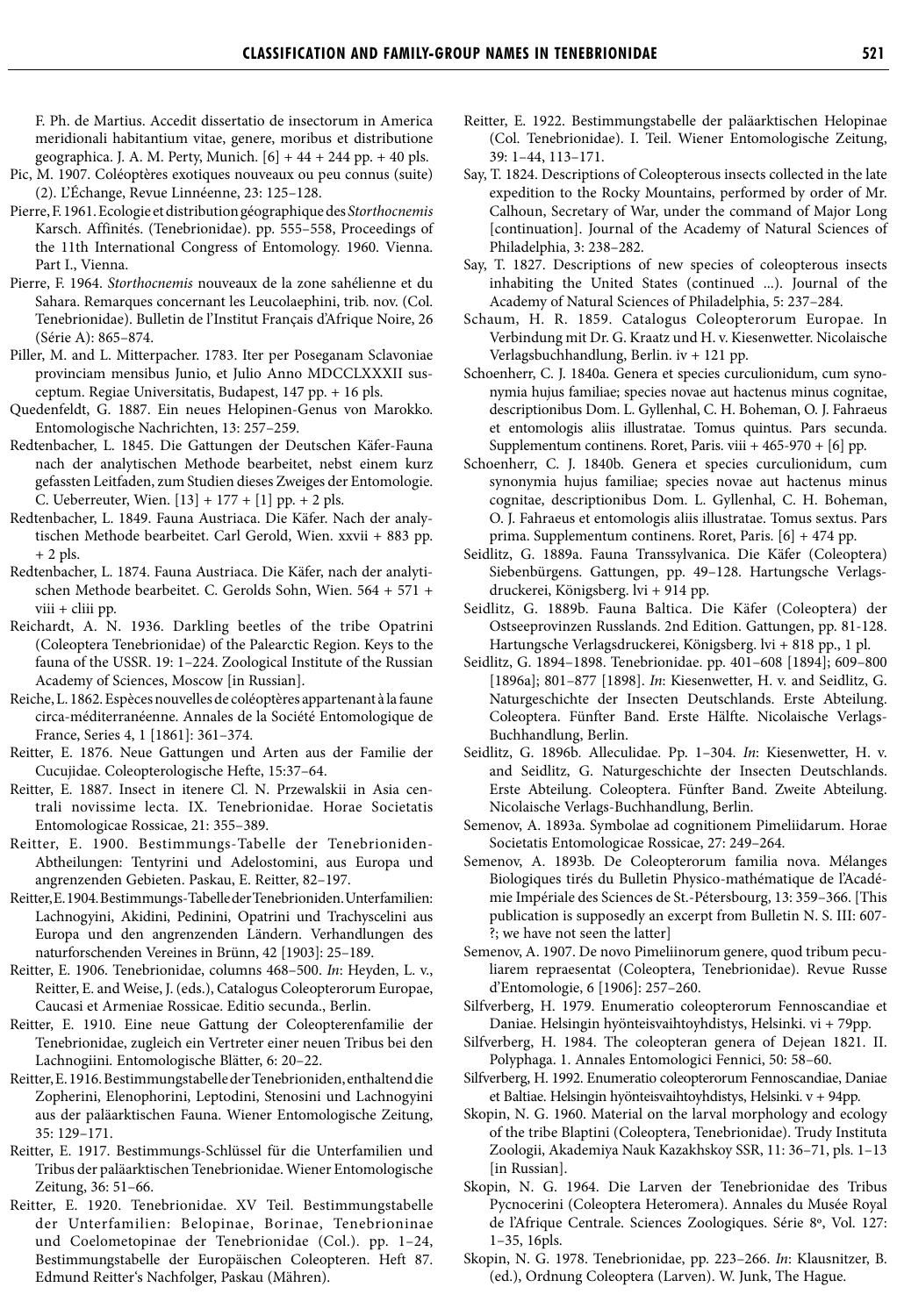F. Ph. de Martius. Accedit dissertatio de insectorum in America meridionali habitantium vitae, genere, moribus et distributione geographica. J. A. M. Perty, Munich. [6] + 44 + 244 pp. + 40 pls.

Pic, M. 1907. Coléoptères exotiques nouveaux ou peu connus (suite) (2). L'Échange, Revue Linnéenne, 23: 125–128.

Pierre, F. 1961. Ecologie et distribution géographique des *Storthocnemis* Karsch. Affinités. (Tenebrionidae). pp. 555–558, Proceedings of the 11th International Congress of Entomology. 1960. Vienna. Part I., Vienna.

Pierre, F. 1964. *Storthocnemis* nouveaux de la zone sahélienne et du Sahara. Remarques concernant les Leucolaephini, trib. nov. (Col. Tenebrionidae). Bulletin de l'Institut Français d'Afrique Noire, 26 (Série A): 865–874.

Piller, M. and L. Mitterpacher. 1783. Iter per Poseganam Sclavoniae provinciam mensibus Junio, et Julio Anno MDCCLXXXII susceptum. Regiae Universitatis, Budapest, 147 pp. + 16 pls.

Quedenfeldt, G. 1887. Ein neues Helopinen-Genus von Marokko. Entomologische Nachrichten, 13: 257–259.

Redtenbacher, L. 1845. Die Gattungen der Deutschen Käfer-Fauna nach der analytischen Methode bearbeitet, nebst einem kurz gefassten Leitfaden, zum Studien dieses Zweiges der Entomologie. C. Ueberreuter, Wien. [13] + 177 + [1] pp. + 2 pls.

Redtenbacher, L. 1849. Fauna Austriaca. Die Käfer. Nach der analytischen Methode bearbeitet. Carl Gerold, Wien. xxvii + 883 pp. + 2 pls.

Redtenbacher, L. 1874. Fauna Austriaca. Die Käfer, nach der analytischen Methode bearbeitet. C. Gerolds Sohn, Wien. 564 + 571 + viii + cliii pp.

Reichardt, A. N. 1936. Darkling beetles of the tribe Opatrini (Coleoptera Tenebrionidae) of the Palearctic Region. Keys to the fauna of the USSR. 19: 1–224. Zoological Institute of the Russian Academy of Sciences, Moscow [in Russian].

Reiche, L. 1862. Espèces nouvelles de coléoptères appartenant à la faune circa-méditerranéenne. Annales de la Société Entomologique de France, Series 4, 1 [1861]: 361–374.

Reitter, E. 1876. Neue Gattungen und Arten aus der Familie der Cucujidae. Coleopterologische Hefte, 15:37–64.

Reitter, E. 1887. Insect in itenere Cl. N. Przewalskii in Asia centrali novissime lecta. IX. Tenebrionidae. Horae Societatis Entomologicae Rossicae, 21: 355–389.

Reitter, E. 1900. Bestimmungs-Tabelle der Tenebrioniden-Abtheilungen: Tentyrini und Adelostomini, aus Europa und angrenzenden Gebieten. Paskau, E. Reitter, 82–197.

Reitter, E. 1904. Bestimmungs-Tabelle der Tenebrioniden. Unterfamilien: Lachnogyini, Akidini, Pedinini, Opatrini und Trachyscelini aus Europa und den angrenzenden Ländern. Verhandlungen des naturforschenden Vereines in Brünn, 42 [1903]: 25–189.

Reitter, E. 1906. Tenebrionidae, columns 468–500. *In*: Heyden, L. v., Reitter, E. and Weise, J. (eds.), Catalogus Coleopterorum Europae, Caucasi et Armeniae Rossicae. Editio secunda., Berlin.

Reitter, E. 1910. Eine neue Gattung der Coleopterenfamilie der Tenebrionidae, zugleich ein Vertreter einer neuen Tribus bei den Lachnogiini. Entomologische Blätter, 6: 20–22.

Reitter, E. 1916. Bestimmungstabelle der Tenebrioniden, enthaltend die Zopherini, Elenophorini, Leptodini, Stenosini und Lachnogyini aus der paläarktischen Fauna. Wiener Entomologische Zeitung, 35: 129–171.

Reitter, E. 1917. Bestimmungs-Schlüssel für die Unterfamilien und Tribus der paläarktischen Tenebrionidae. Wiener Entomologische Zeitung, 36: 51–66.

Reitter, E. 1920. Tenebrionidae. XV Teil. Bestimmungstabelle der Unterfamilien: Belopinae, Borinae, Tenebrioninae und Coelometopinae der Tenebrionidae (Col.). pp. 1–24, Bestimmungstabelle der Europäischen Coleopteren. Heft 87. Edmund Reitter's Nachfolger, Paskau (Mähren).

Reitter, E. 1922. Bestimmungstabelle der paläarktischen Helopinae (Col. Tenebrionidae). I. Teil. Wiener Entomologische Zeitung, 39: 1–44, 113–171.

Say, T. 1824. Descriptions of Coleopterous insects collected in the late expedition to the Rocky Mountains, performed by order of Mr. Calhoun, Secretary of War, under the command of Major Long [continuation]. Journal of the Academy of Natural Sciences of Philadelphia, 3: 238–282.

Say, T. 1827. Descriptions of new species of coleopterous insects inhabiting the United States (continued ...). Journal of the Academy of Natural Sciences of Philadelphia, 5: 237–284.

Schaum, H. R. 1859. Catalogus Coleopterorum Europae. In Verbindung mit Dr. G. Kraatz und H. v. Kiesenwetter. Nicolaische Verlagsbuchhandlung, Berlin. iv + 121 pp.

Schoenherr, C. J. 1840a. Genera et species curculionidum, cum synonymia hujus familiae; species novae aut hactenus minus cognitae, descriptionibus Dom. L. Gyllenhal, C. H. Boheman, O. J. Fahraeus et entomologis aliis illustratae. Tomus quintus. Pars secunda. Supplementum continens. Roret, Paris. viii + 465-970 + [6] pp.

Schoenherr, C. J. 1840b. Genera et species curculionidum, cum synonymia hujus familiae; species novae aut hactenus minus cognitae, descriptionibus Dom. L. Gyllenhal, C. H. Boheman, O. J. Fahraeus et entomologis aliis illustratae. Tomus sextus. Pars prima. Supplementum continens. Roret, Paris. [6] + 474 pp.

Seidlitz, G. 1889a. Fauna Transsylvanica. Die Käfer (Coleoptera) Siebenbürgens. Gattungen, pp. 49–128. Hartungsche Verlagsdruckerei, Königsberg. lvi + 914 pp.

Seidlitz, G. 1889b. Fauna Baltica. Die Käfer (Coleoptera) der Ostseeprovinzen Russlands. 2nd Edition. Gattungen, pp. 81-128. Hartungsche Verlagsdruckerei, Königsberg. lvi + 818 pp., 1 pl.

Seidlitz, G. 1894–1898. Tenebrionidae. pp. 401–608 [1894]; 609–800 [1896a]; 801–877 [1898]. *In*: Kiesenwetter, H. v. and Seidlitz, G. Naturgeschichte der Insecten Deutschlands. Erste Abteilung. Coleoptera. Fünfter Band. Erste Hälfte. Nicolaische Verlags-Buchhandlung, Berlin.

Seidlitz, G. 1896b. Alleculidae. Pp. 1–304. *In*: Kiesenwetter, H. v. and Seidlitz, G. Naturgeschichte der Insecten Deutschlands. Erste Abteilung. Coleoptera. Fünfter Band. Zweite Abteilung. Nicolaische Verlags-Buchhandlung, Berlin.

Semenov, A. 1893a. Symbolae ad cognitionem Pimeliidarum. Horae Societatis Entomologicae Rossicae, 27: 249–264.

Semenov, A. 1893b. De Coleopterorum familia nova. Mélanges Biologiques tirés du Bulletin Physico-mathématique de l'Académie Impériale des Sciences de St.-Pétersbourg, 13: 359–366. [This publication is supposedly an excerpt from Bulletin N. S. III: 607-?; we have not seen the latter]

Semenov, A. 1907. De novo Pimeliinorum genere, quod tribum peculiarem repraesentat (Coleoptera, Tenebrionidae). Revue Russe d'Entomologie, 6 [1906]: 257–260.

Silfverberg, H. 1979. Enumeratio coleopterorum Fennoscandiae et Daniae. Helsingin hyönteisvaihtoyhdistys, Helsinki. vi + 79pp.

Silfverberg, H. 1984. The coleopteran genera of Dejean 1821. II. Polyphaga. 1. Annales Entomologici Fennici, 50: 58–60.

Silfverberg, H. 1992. Enumeratio coleopterorum Fennoscandiae, Daniae et Baltiae. Helsingin hyönteisvaihtoyhdistys, Helsinki. v + 94pp.

Skopin, N. G. 1960. Material on the larval morphology and ecology of the tribe Blaptini (Coleoptera, Tenebrionidae). Trudy Instituta Zoologii, Akademiya Nauk Kazakhskoy SSR, 11: 36–71, pls. 1–13 [in Russian].

Skopin, N. G. 1964. Die Larven der Tenebrionidae des Tribus Pycnocerini (Coleoptera Heteromera). Annales du Musée Royal de l'Afrique Centrale. Sciences Zoologiques. Série 8º, Vol. 127: 1–35, 16pls.

Skopin, N. G. 1978. Tenebrionidae, pp. 223–266. *In*: Klausnitzer, B. (ed.), Ordnung Coleoptera (Larven). W. Junk, The Hague.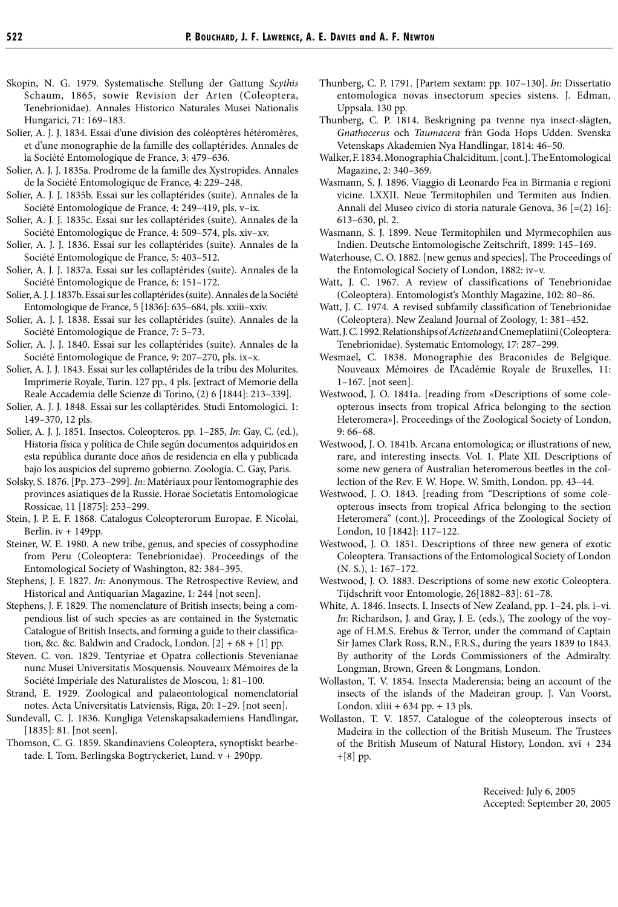Skopin, N. G. 1979. Systematische Stellung der Gattung *Scythis* Schaum, 1865, sowie Revision der Arten (Coleoptera, Tenebrionidae). Annales Historico Naturales Musei Nationalis Hungarici, 71: 169–183.

Solier, A. J. J. 1834. Essai d'une division des coléoptères hétéromères, et d'une monographie de la famille des collaptérides. Annales de la Société Entomologique de France, 3: 479–636.

Solier, A. J. J. 1835a. Prodrome de la famille des Xystropides. Annales de la Société Entomologique de France, 4: 229–248.

Solier, A. J. J. 1835b. Essai sur les collaptérides (suite). Annales de la Société Entomologique de France, 4: 249–419, pls. v–ix.

Solier, A. J. J. 1835c. Essai sur les collaptérides (suite). Annales de la Société Entomologique de France, 4: 509–574, pls. xiv–xv.

Solier, A. J. J. 1836. Essai sur les collaptérides (suite). Annales de la Société Entomologique de France, 5: 403–512.

Solier, A. J. J. 1837a. Essai sur les collaptérides (suite). Annales de la Société Entomologique de France, 6: 151–172.

Solier, A. J. J. 1837b. Essai sur les collaptérides (suite). Annales de la Société Entomologique de France, 5 [1836]: 635–684, pls. xxiii–xxiv.

Solier, A. J. J. 1838. Essai sur les collaptérides (suite). Annales de la Société Entomologique de France, 7: 5–73.

Solier, A. J. J. 1840. Essai sur les collaptérides (suite). Annales de la Société Entomologique de France, 9: 207–270, pls. ix–x.

Solier, A. J. J. 1843. Essai sur les collaptérides de la tribu des Molurites. Imprimerie Royale, Turin. 127 pp., 4 pls. [extract of Memorie della Reale Accademia delle Scienze di Torino, (2) 6 [1844]: 213–339].

Solier, A. J. J. 1848. Essai sur les collaptérides. Studi Entomologici, 1: 149–370, 12 pls.

Solier, A. J. J. 1851. Insectos. Coleopteros. pp. 1–285, *In*: Gay, C. (ed.), Historia física y política de Chile según documentos adquiridos en esta república durante doce años de residencia en ella y publicada bajo los auspicios del supremo gobierno. Zoología. C. Gay, Paris.

Solsky, S. 1876. [Pp. 273–299]. *In*: Matériaux pour l'entomographie des provinces asiatiques de la Russie. Horae Societatis Entomologicae Rossicae, 11 [1875]: 253–299.

Stein, J. P. E. F. 1868. Catalogus Coleopterorum Europae. F. Nicolai, Berlin. iv + 149pp.

Steiner, W. E. 1980. A new tribe, genus, and species of cossyphodine from Peru (Coleoptera: Tenebrionidae). Proceedings of the Entomological Society of Washington, 82: 384–395.

Stephens, J. F. 1827. *In*: Anonymous. The Retrospective Review, and Historical and Antiquarian Magazine, 1: 244 [not seen].

Stephens, J. F. 1829. The nomenclature of British insects; being a compendious list of such species as are contained in the Systematic Catalogue of British Insects, and forming a guide to their classification, &c. &c. Baldwin and Cradock, London. [2] + 68 + [1] pp.

Steven. C. von. 1829. Tentyriae et Opatra collectionis Stevenianae nunc Musei Universitatis Mosquensis. Nouveaux Mémoires de la Société Impériale des Naturalistes de Moscou, 1: 81–100.

Strand, E. 1929. Zoological and palaeontological nomenclatorial notes. Acta Universitatis Latviensis, Riga, 20: 1–29. [not seen].

Sundevall, C. J. 1836. Kungliga Vetenskapsakademiens Handlingar, [1835]: 81. [not seen].

Thomson, C. G. 1859. Skandinaviens Coleoptera, synoptiskt bearbetade. I. Tom. Berlingska Bogtryckeriet, Lund. v + 290pp.

Thunberg, C. P. 1791. [Partem sextam: pp. 107–130]. *In*: Dissertatio entomologica novas insectorum species sistens. J. Edman, Uppsala. 130 pp.

Thunberg, C. P. 1814. Beskrigning pa tvenne nya insect-slägten, *Gnathocerus* och *Taumacera* från Goda Hops Udden. Svenska Vetenskaps Akademien Nya Handlingar, 1814: 46–50.

Walker, F. 1834. Monographia Chalciditum. [cont.]. The Entomological Magazine, 2: 340–369.

Wasmann, S. J. 1896. Viaggio di Leonardo Fea in Birmania e regioni vicine. LXXII. Neue Termitophilen und Termiten aus Indien. Annali del Museo civico di storia naturale Genova, 36 [=(2) 16]: 613–630, pl. 2.

Wasmann, S. J. 1899. Neue Termitophilen und Myrmecophilen aus Indien. Deutsche Entomologische Zeitschrift, 1899: 145–169.

Waterhouse, C. O. 1882. [new genus and species]. The Proceedings of the Entomological Society of London, 1882: iv–v.

Watt, J. C. 1967. A review of classifications of Tenebrionidae (Coleoptera). Entomologist's Monthly Magazine, 102: 80–86.

Watt, J. C. 1974. A revised subfamily classification of Tenebrionidae (Coleoptera). New Zealand Journal of Zoology, 1: 381–452.

Watt, J. C. 1992. Relationships of *Actizeta* and Cnemeplatiini (Coleoptera: Tenebrionidae). Systematic Entomology, 17: 287–299.

Wesmael, C. 1838. Monographie des Braconides de Belgique. Nouveaux Mémoires de l'Académie Royale de Bruxelles, 11: 1–167. [not seen].

Westwood, J. O. 1841a. [reading from «Descriptions of some coleopterous insects from tropical Africa belonging to the section Heteromera»]. Proceedings of the Zoological Society of London, 9: 66–68.

Westwood, J. O. 1841b. Arcana entomologica; or illustrations of new, rare, and interesting insects. Vol. 1. Plate XII. Descriptions of some new genera of Australian heteromerous beetles in the collection of the Rev. F. W. Hope. W. Smith, London. pp. 43–44.

Westwood, J. O. 1843. [reading from "Descriptions of some coleopterous insects from tropical Africa belonging to the section Heteromera" (cont.)]. Proceedings of the Zoological Society of London, 10 [1842]: 117–122.

Westwood, J. O. 1851. Descriptions of three new genera of exotic Coleoptera. Transactions of the Entomological Society of London (N. S.), 1: 167–172.

Westwood, J. O. 1883. Descriptions of some new exotic Coleoptera. Tijdschrift voor Entomologie, 26[1882–83]: 61–78.

White, A. 1846. Insects. I. Insects of New Zealand, pp. 1–24, pls. i–vi. *In*: Richardson, J. and Gray, J. E. (eds.), The zoology of the voyage of H.M.S. Erebus & Terror, under the command of Captain Sir James Clark Ross, R.N., F.R.S., during the years 1839 to 1843. By authority of the Lords Commissioners of the Admiralty. Longman, Brown, Green & Longmans, London.

Wollaston, T. V. 1854. Insecta Maderensia; being an account of the insects of the islands of the Madeiran group. J. Van Voorst, London. xliii + 634 pp. + 13 pls.

Wollaston, T. V. 1857. Catalogue of the coleopterous insects of Madeira in the collection of the British Museum. The Trustees of the British Museum of Natural History, London. xvi + 234 +[8] pp.

Received: July 6, 2005
Accepted: September 20, 2005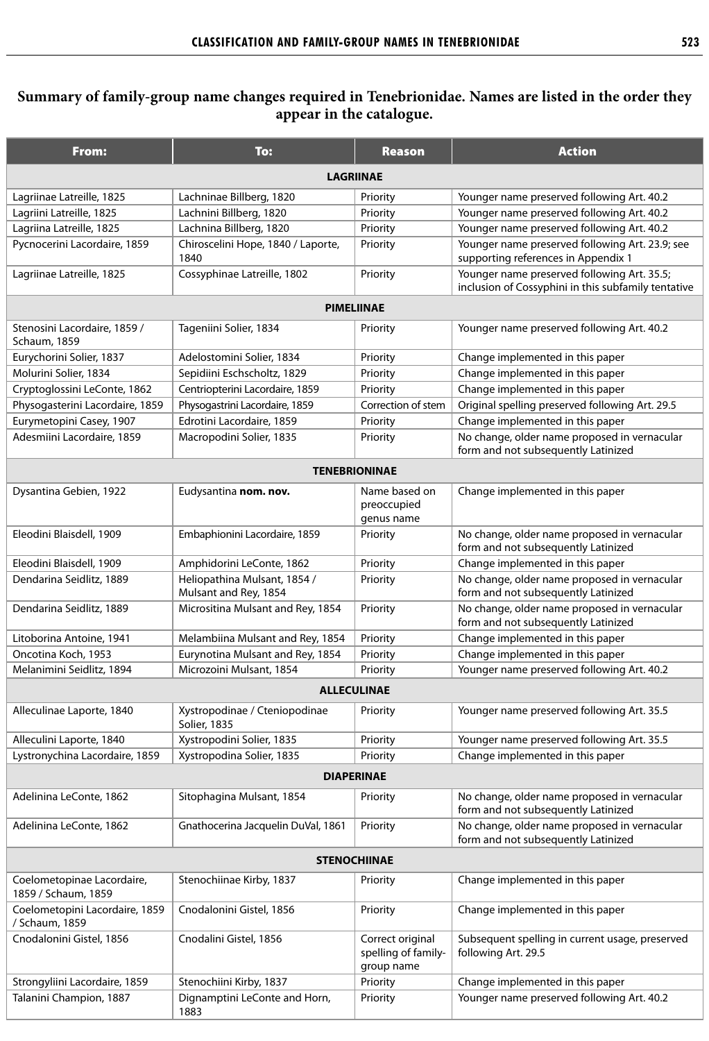**Summary of family-group name changes required in Tenebrionidae. Names are listed in the order they appear in the catalogue.**

| From: | To: | Reason | Action |
|---|---|---|---|
| | **LAGRIINAE** | | |
| Lagriinae Latreille, 1825 | Lachninae Billberg, 1820 | Priority | Younger name preserved following Art. 40.2 |
| Lagriini Latreille, 1825 | Lachnini Billberg, 1820 | Priority | Younger name preserved following Art. 40.2 |
| Lagriina Latreille, 1825 | Lachnina Billberg, 1820 | Priority | Younger name preserved following Art. 40.2 |
| Pycnocerini Lacordaire, 1859 | Chiroscelini Hope, 1840 / Laporte, 1840 | Priority | Younger name preserved following Art. 23.9; see supporting references in Appendix 1 |
| Lagriinae Latreille, 1825 | Cossyphinae Latreille, 1802 | Priority | Younger name preserved following Art. 35.5; inclusion of Cossyphini in this subfamily tentative |
| | **PIMELIINAE** | | |
| Stenosini Lacordaire, 1859 / Schaum, 1859 | Tageniini Solier, 1834 | Priority | Younger name preserved following Art. 40.2 |
| Eurychorini Solier, 1837 | Adelostomini Solier, 1834 | Priority | Change implemented in this paper |
| Molurini Solier, 1834 | Sepidiini Eschscholtz, 1829 | Priority | Change implemented in this paper |
| Cryptoglossini LeConte, 1862 | Centriopterini Lacordaire, 1859 | Priority | Change implemented in this paper |
| Physogasterini Lacordaire, 1859 | Physogastrini Lacordaire, 1859 | Correction of stem | Original spelling preserved following Art. 29.5 |
| Eurymetopini Casey, 1907 | Edrotini Lacordaire, 1859 | Priority | Change implemented in this paper |
| Adesmiini Lacordaire, 1859 | Macropodini Solier, 1835 | Priority | No change, older name proposed in vernacular form and not subsequently Latinized |
| | **TENEBRIONINAE** | | |
| Dysantina Gebien, 1922 | Eudysantina **nom. nov.** | Name based on preoccupied genus name | Change implemented in this paper |
| Eleodini Blaisdell, 1909 | Embaphionini Lacordaire, 1859 | Priority | No change, older name proposed in vernacular form and not subsequently Latinized |
| Eleodini Blaisdell, 1909 | Amphidorini LeConte, 1862 | Priority | Change implemented in this paper |
| Dendarina Seidlitz, 1889 | Heliopathina Mulsant, 1854 / Mulsant and Rey, 1854 | Priority | No change, older name proposed in vernacular form and not subsequently Latinized |
| Dendarina Seidlitz, 1889 | Micrositina Mulsant and Rey, 1854 | Priority | No change, older name proposed in vernacular form and not subsequently Latinized |
| Litoborina Antoine, 1941 | Melambiina Mulsant and Rey, 1854 | Priority | Change implemented in this paper |
| Oncotina Koch, 1953 | Eurynotina Mulsant and Rey, 1854 | Priority | Change implemented in this paper |
| Melanimini Seidlitz, 1894 | Microzoini Mulsant, 1854 | Priority | Younger name preserved following Art. 40.2 |
| | **ALLECULINAE** | | |
| Alleculinae Laporte, 1840 | Xystropodinae / Cteniopodinae Solier, 1835 | Priority | Younger name preserved following Art. 35.5 |
| Alleculini Laporte, 1840 | Xystropodini Solier, 1835 | Priority | Younger name preserved following Art. 35.5 |
| Lystronychina Lacordaire, 1859 | Xystropodina Solier, 1835 | Priority | Change implemented in this paper |
| | **DIAPERINAE** | | |
| Adelinina LeConte, 1862 | Sitophagina Mulsant, 1854 | Priority | No change, older name proposed in vernacular form and not subsequently Latinized |
| Adelinina LeConte, 1862 | Gnathocerina Jacquelin DuVal, 1861 | Priority | No change, older name proposed in vernacular form and not subsequently Latinized |
| | **STENOCHIINAE** | | |
| Coelometopinae Lacordaire, 1859 / Schaum, 1859 | Stenochiinae Kirby, 1837 | Priority | Change implemented in this paper |
| Coelometopini Lacordaire, 1859 / Schaum, 1859 | Cnodalonini Gistel, 1856 | Priority | Change implemented in this paper |
| Cnodalonini Gistel, 1856 | Cnodalini Gistel, 1856 | Correct original spelling of family-group name | Subsequent spelling in current usage, preserved following Art. 29.5 |
| Strongyliini Lacordaire, 1859 | Stenochiini Kirby, 1837 | Priority | Change implemented in this paper |
| Talanini Champion, 1887 | Dignamptini LeConte and Horn, 1883 | Priority | Younger name preserved following Art. 40.2 |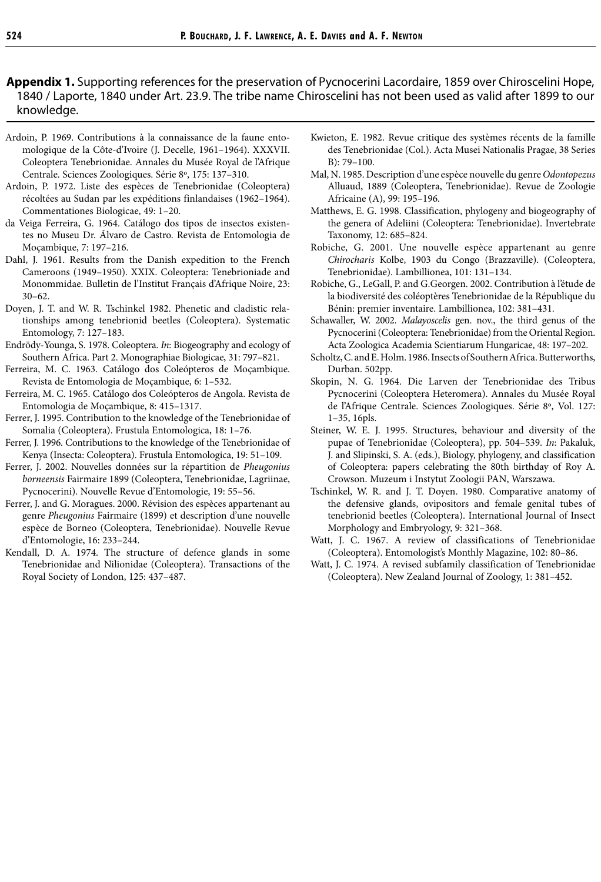**Appendix 1.** Supporting references for the preservation of Pycnocerini Lacordaire, 1859 over Chiroscelini Hope, 1840 / Laporte, 1840 under Art. 23.9. The tribe name Chiroscelini has not been used as valid after 1899 to our knowledge.

Ardoin, P. 1969. Contributions à la connaissance de la faune entomologique de la Côte-d'Ivoire (J. Decelle, 1961–1964). XXXVII. Coleoptera Tenebrionidae. Annales du Musée Royal de l'Afrique Centrale. Sciences Zoologiques. Série 8º, 175: 137–310.

Ardoin, P. 1972. Liste des espèces de Tenebrionidae (Coleoptera) récoltées au Sudan par les expéditions finlandaises (1962–1964). Commentationes Biologicae, 49: 1–20.

da Veiga Ferreira, G. 1964. Catálogo dos tipos de insectos existentes no Museu Dr. Álvaro de Castro. Revista de Entomologia de Moçambique, 7: 197–216.

Dahl, J. 1961. Results from the Danish expedition to the French Cameroons (1949–1950). XXIX. Coleoptera: Tenebrioniade and Monommidae. Bulletin de l'Institut Français d'Afrique Noire, 23: 30–62.

Doyen, J. T. and W. R. Tschinkel 1982. Phenetic and cladistic relationships among tenebrionid beetles (Coleoptera). Systematic Entomology, 7: 127–183.

Endrödy-Younga, S. 1978. Coleoptera. *In*: Biogeography and ecology of Southern Africa. Part 2. Monographiae Biologicae, 31: 797–821.

Ferreira, M. C. 1963. Catálogo dos Coleópteros de Moçambique. Revista de Entomologia de Moçambique, 6: 1–532.

Ferreira, M. C. 1965. Catálogo dos Coleópteros de Angola. Revista de Entomologia de Moçambique, 8: 415–1317.

Ferrer, J. 1995. Contribution to the knowledge of the Tenebrionidae of Somalia (Coleoptera). Frustula Entomologica, 18: 1–76.

Ferrer, J. 1996. Contributions to the knowledge of the Tenebrionidae of Kenya (Insecta: Coleoptera). Frustula Entomologica, 19: 51–109.

Ferrer, J. 2002. Nouvelles données sur la répartition de *Pheugonius borneensis* Fairmaire 1899 (Coleoptera, Tenebrionidae, Lagriinae, Pycnocerini). Nouvelle Revue d'Entomologie, 19: 55–56.

Ferrer, J. and G. Moragues. 2000. Révision des espèces appartenant au genre *Pheugonius* Fairmaire (1899) et description d'une nouvelle espèce de Borneo (Coleoptera, Tenebrionidae). Nouvelle Revue d'Entomologie, 16: 233–244.

Kendall, D. A. 1974. The structure of defence glands in some Tenebrionidae and Nilionidae (Coleoptera). Transactions of the Royal Society of London, 125: 437–487.

Kwieton, E. 1982. Revue critique des systèmes récents de la famille des Tenebrionidae (Col.). Acta Musei Nationalis Pragae, 38 Series B): 79–100.

Mal, N. 1985. Description d'une espèce nouvelle du genre *Odontopezus* Alluaud, 1889 (Coleoptera, Tenebrionidae). Revue de Zoologie Africaine (A), 99: 195–196.

Matthews, E. G. 1998. Classification, phylogeny and biogeography of the genera of Adeliini (Coleoptera: Tenebrionidae). Invertebrate Taxonomy, 12: 685–824.

Robiche, G. 2001. Une nouvelle espèce appartenant au genre *Chirocharis* Kolbe, 1903 du Congo (Brazzaville). (Coleoptera, Tenebrionidae). Lambillionea, 101: 131–134.

Robiche, G., LeGall, P. and G.Georgen. 2002. Contribution à l'étude de la biodiversité des coléoptères Tenebrionidae de la République du Bénin: premier inventaire. Lambillionea, 102: 381–431.

Schawaller, W. 2002. *Malayoscelis* gen. nov., the third genus of the Pycnocerini (Coleoptera: Tenebrionidae) from the Oriental Region. Acta Zoologica Academia Scientiarum Hungaricae, 48: 197–202.

Scholtz, C. and E. Holm. 1986. Insects of Southern Africa. Butterworths, Durban. 502pp.

Skopin, N. G. 1964. Die Larven der Tenebrionidae des Tribus Pycnocerini (Coleoptera Heteromera). Annales du Musée Royal de l'Afrique Centrale. Sciences Zoologiques. Série 8º, Vol. 127: 1–35, 16pls.

Steiner, W. E. J. 1995. Structures, behaviour and diversity of the pupae of Tenebrionidae (Coleoptera), pp. 504–539. *In*: Pakaluk, J. and Slipinski, S. A. (eds.), Biology, phylogeny, and classification of Coleoptera: papers celebrating the 80th birthday of Roy A. Crowson. Muzeum i Instytut Zoologii PAN, Warszawa.

Tschinkel, W. R. and J. T. Doyen. 1980. Comparative anatomy of the defensive glands, ovipositors and female genital tubes of tenebrionid beetles (Coleoptera). International Journal of Insect Morphology and Embryology, 9: 321–368.

Watt, J. C. 1967. A review of classifications of Tenebrionidae (Coleoptera). Entomologist's Monthly Magazine, 102: 80–86.

Watt, J. C. 1974. A revised subfamily classification of Tenebrionidae (Coleoptera). New Zealand Journal of Zoology, 1: 381–452.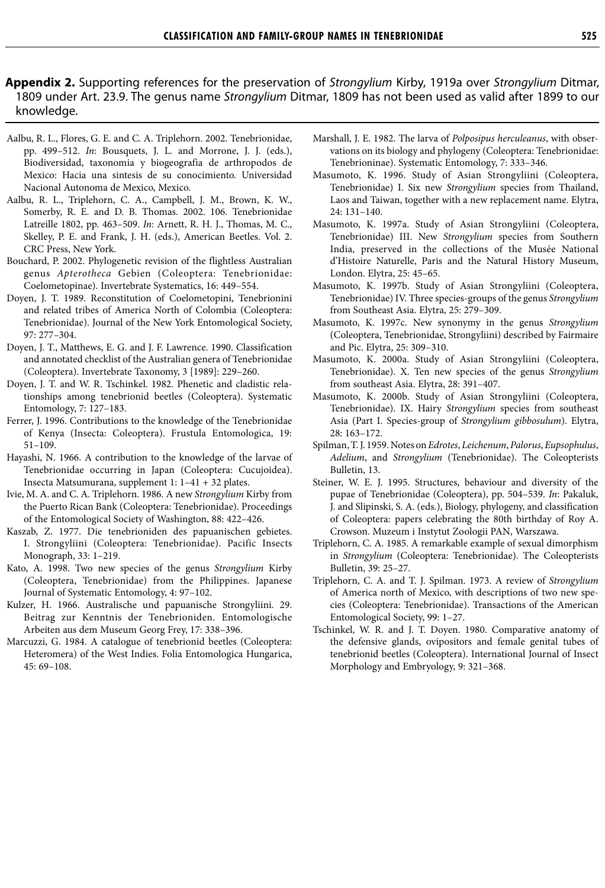**Appendix 2.** Supporting references for the preservation of *Strongylium* Kirby, 1919a over *Strongylium* Ditmar, 1809 under Art. 23.9. The genus name *Strongylium* Ditmar, 1809 has not been used as valid after 1899 to our knowledge.

Aalbu, R. L., Flores, G. E. and C. A. Triplehorn. 2002. Tenebrionidae, pp. 499–512. *In*: Bousquets, J. L. and Morrone, J. J. (eds.), Biodiversidad, taxonomia y biogeografia de arthropodos de Mexico: Hacia una sintesis de su conocimiento. Universidad Nacional Autonoma de Mexico, Mexico.

Aalbu, R. L., Triplehorn, C. A., Campbell, J. M., Brown, K. W., Somerby, R. E. and D. B. Thomas. 2002. 106. Tenebrionidae Latreille 1802, pp. 463–509. *In*: Arnett, R. H. J., Thomas, M. C., Skelley, P. E. and Frank, J. H. (eds.), American Beetles. Vol. 2. CRC Press, New York.

Bouchard, P. 2002. Phylogenetic revision of the flightless Australian genus *Apterotheca* Gebien (Coleoptera: Tenebrionidae: Coelometopinae). Invertebrate Systematics, 16: 449–554.

Doyen, J. T. 1989. Reconstitution of Coelometopini, Tenebrionini and related tribes of America North of Colombia (Coleoptera: Tenebrionidae). Journal of the New York Entomological Society, 97: 277–304.

Doyen, J. T., Matthews, E. G. and J. F. Lawrence. 1990. Classification and annotated checklist of the Australian genera of Tenebrionidae (Coleoptera). Invertebrate Taxonomy, 3 [1989]: 229–260.

Doyen, J. T. and W. R. Tschinkel. 1982. Phenetic and cladistic relationships among tenebrionid beetles (Coleoptera). Systematic Entomology, 7: 127–183.

Ferrer, J. 1996. Contributions to the knowledge of the Tenebrionidae of Kenya (Insecta: Coleoptera). Frustula Entomologica, 19: 51–109.

Hayashi, N. 1966. A contribution to the knowledge of the larvae of Tenebrionidae occurring in Japan (Coleoptera: Cucujoidea). Insecta Matsumurana, supplement 1: 1–41 + 32 plates.

Ivie, M. A. and C. A. Triplehorn. 1986. A new *Strongylium* Kirby from the Puerto Rican Bank (Coleoptera: Tenebrionidae). Proceedings of the Entomological Society of Washington, 88: 422–426.

Kaszab, Z. 1977. Die tenebrioniden des papuanischen gebietes. I. Strongyliini (Coleoptera: Tenebrionidae). Pacific Insects Monograph, 33: 1–219.

Kato, A. 1998. Two new species of the genus *Strongylium* Kirby (Coleoptera, Tenebrionidae) from the Philippines. Japanese Journal of Systematic Entomology, 4: 97–102.

Kulzer, H. 1966. Australische und papuanische Strongyliini. 29. Beitrag zur Kenntnis der Tenebrioniden. Entomologische Arbeiten aus dem Museum Georg Frey, 17: 338–396.

Marcuzzi, G. 1984. A catalogue of tenebrionid beetles (Coleoptera: Heteromera) of the West Indies. Folia Entomologica Hungarica, 45: 69–108.

Marshall, J. E. 1982. The larva of *Polposipus herculeanus*, with observations on its biology and phylogeny (Coleoptera: Tenebrionidae: Tenebrioninae). Systematic Entomology, 7: 333–346.

Masumoto, K. 1996. Study of Asian Strongyliini (Coleoptera, Tenebrionidae) I. Six new *Strongylium* species from Thailand, Laos and Taiwan, together with a new replacement name. Elytra, 24: 131–140.

Masumoto, K. 1997a. Study of Asian Strongyliini (Coleoptera, Tenebrionidae) III. New *Strongylium* species from Southern India, preserved in the collections of the Musée National d'Histoire Naturelle, Paris and the Natural History Museum, London. Elytra, 25: 45–65.

Masumoto, K. 1997b. Study of Asian Strongyliini (Coleoptera, Tenebrionidae) IV. Three species-groups of the genus *Strongylium* from Southeast Asia. Elytra, 25: 279–309.

Masumoto, K. 1997c. New synonymy in the genus *Strongylium* (Coleoptera, Tenebrionidae, Strongyliini) described by Fairmaire and Pic. Elytra, 25: 309–310.

Masumoto, K. 2000a. Study of Asian Strongyliini (Coleoptera, Tenebrionidae). X. Ten new species of the genus *Strongylium* from southeast Asia. Elytra, 28: 391–407.

Masumoto, K. 2000b. Study of Asian Strongyliini (Coleoptera, Tenebrionidae). IX. Hairy *Strongylium* species from southeast Asia (Part I. Species-group of *Strongylium gibbosulum*). Elytra, 28: 163–172.

Spilman, T. J. 1959. Notes on *Edrotes*, *Leichenum*, *Palorus*, *Eupsophulus*, *Adelium*, and *Strongylium* (Tenebrionidae). The Coleopterists Bulletin, 13.

Steiner, W. E. J. 1995. Structures, behaviour and diversity of the pupae of Tenebrionidae (Coleoptera), pp. 504–539. *In*: Pakaluk, J. and Slipinski, S. A. (eds.), Biology, phylogeny, and classification of Coleoptera: papers celebrating the 80th birthday of Roy A. Crowson. Muzeum i Instytut Zoologii PAN, Warszawa.

Triplehorn, C. A. 1985. A remarkable example of sexual dimorphism in *Strongylium* (Coleoptera: Tenebrionidae). The Coleopterists Bulletin, 39: 25–27.

Triplehorn, C. A. and T. J. Spilman. 1973. A review of *Strongylium* of America north of Mexico, with descriptions of two new species (Coleoptera: Tenebrionidae). Transactions of the American Entomological Society, 99: 1–27.

Tschinkel, W. R. and J. T. Doyen. 1980. Comparative anatomy of the defensive glands, ovipositors and female genital tubes of tenebrionid beetles (Coleoptera). International Journal of Insect Morphology and Embryology, 9: 321–368.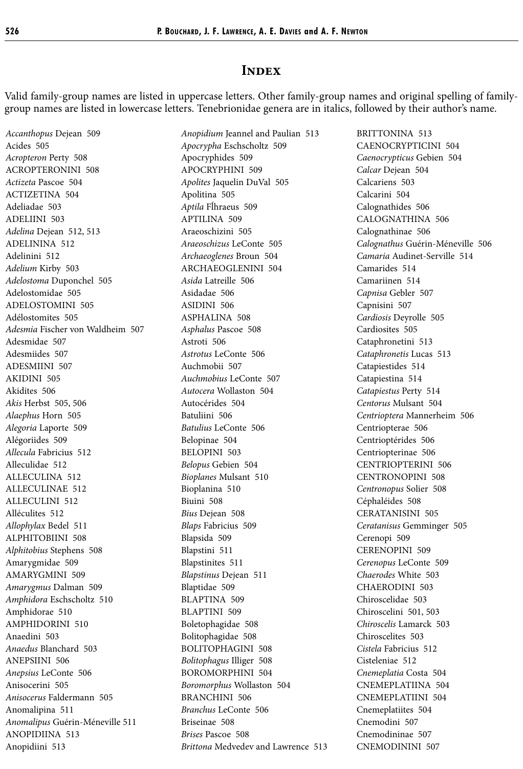# Index

Valid family-group names are listed in uppercase letters. Other family-group names and original spelling of family-group names are listed in lowercase letters. Tenebrionidae genera are in italics, followed by their author's name.

*Accanthopus* Dejean 509
Acides 505
*Acropteron* Perty 508
ACROPTERONINI 508
*Actizeta* Pascoe 504
ACTIZETINA 504
Adeliadae 503
ADELIINI 503
*Adelina* Dejean 512, 513
ADELININA 512
Adelinini 512
*Adelium* Kirby 503
*Adelostoma* Duponchel 505
Adelostomidae 505
ADELOSTOMINI 505
Adélostomites 505
*Adesmia* Fischer von Waldheim 507
Adesmidae 507
Adesmiides 507
ADESMIINI 507
AKIDINI 505
Akidites 505
*Akis* Herbst 505, 506
*Alaephus* Horn 505
*Alegoria* Laporte 509
Alégoriides 509
*Allecula* Fabricius 512
Alleculidae 512
ALLECULINA 512
ALLECULINAE 512
ALLECULINI 512
Alléculites 512
*Allophylax* Bedel 511
ALPHITOBIINI 508
*Alphitobius* Stephens 508
Amarygmidae 509
AMARYGMINI 509
*Amarygmus* Dalman 509
*Amphidora* Eschscholtz 510
Amphidorae 510
AMPHIDORINI 510
Anaedini 503
*Anaedus* Blanchard 503
ANEPSIINI 506
*Anepsius* LeConte 506
Anisocerini 505
*Anisocerus* Faldermann 505
Anomalipina 511
*Anomalipus* Guérin-Méneville 511
ANOPIDIINA 513
Anopidiini 513
*Anopidium* Jeannel and Paulian 513
*Apocrypha* Eschscholtz 509
Apocryphides 509
APOCRYPHINI 509
*Apolites* Jaquelin DuVal 505
Apolitina 505
*Aptila* Fåhraeus 509
APTILINA 509
Araeoschizini 505
*Araeoschizus* LeConte 505
*Archaeoglenes* Broun 504
ARCHAEOGLENINI 504
*Asida* Latreille 506
Asidadae 506
ASIDINI 506
ASPHALINA 508
*Asphalus* Pascoe 508
Astroti 506
*Astrotus* LeConte 506
Auchmobii 507
*Auchmobius* LeConte 507
*Autocera* Wollaston 504
Autocérides 504
Batuliini 506
*Batulius* LeConte 506
Belopinae 504
BELOPINI 503
*Belopus* Gebien 504
*Bioplanes* Mulsant 510
Bioplanina 510
Biuini 508
*Bius* Dejean 508
*Blaps* Fabricius 509
Blapsida 509
Blapstini 511
Blapstinites 511
*Blapstinus* Dejean 511
Blaptidae 509
BLAPTINA 509
BLAPTINI 509
Boletophagidae 508
Bolitophagidae 508
BOLITOPHAGINI 508
*Bolitophagus* Illiger 508
BOROMORPHINI 504
*Boromorphus* Wollaston 504
BRANCHINI 506
*Branchus* LeConte 506
Briseinae 508
*Brises* Pascoe 508
*Brittona* Medvedev and Lawrence 513
BRITTONINA 513
CAENOCRYPTICINI 504
*Caenocrypticus* Gebien 504
*Calcar* Dejean 504
Calcariens 503
Calcarini 504
Calognathides 506
CALOGNATHINA 506
Calognathinae 506
*Calognathus* Guérin-Méneville 506
*Camaria* Audinet-Serville 514
Camarides 514
Camariinen 514
*Capnisa* Gebler 507
Capnisini 507
*Cardiosis* Deyrolle 505
Cardiosites 505
Cataphronetini 513
*Cataphronetis* Lucas 513
Catapiestides 514
Catapiestina 514
*Catapiestus* Perty 514
*Centorus* Mulsant 504
*Centrioptera* Mannerheim 506
Centriopterae 506
Centrioptérides 506
Centriopterinae 506
CENTRIOPTERINI 506
CENTRONOPINI 508
*Centronopus* Solier 508
Céphaléides 508
CERATANISINI 505
*Ceratanisus* Gemminger 505
Cerenopi 509
CERENOPINI 509
*Cerenopus* LeConte 509
*Chaerodes* White 503
CHAERODINI 503
Chiroscelidae 503
Chiroscelini 501, 503
*Chiroscelis* Lamarck 503
Chiroscelites 503
*Cistela* Fabricius 512
Cisteleniae 512
*Cnemeplatia* Costa 504
CNEMEPLATIINA 504
CNEMEPLATIINI 504
Cnemeplatiites 504
Cnemodini 507
Cnemodininae 507
CNEMODININI 507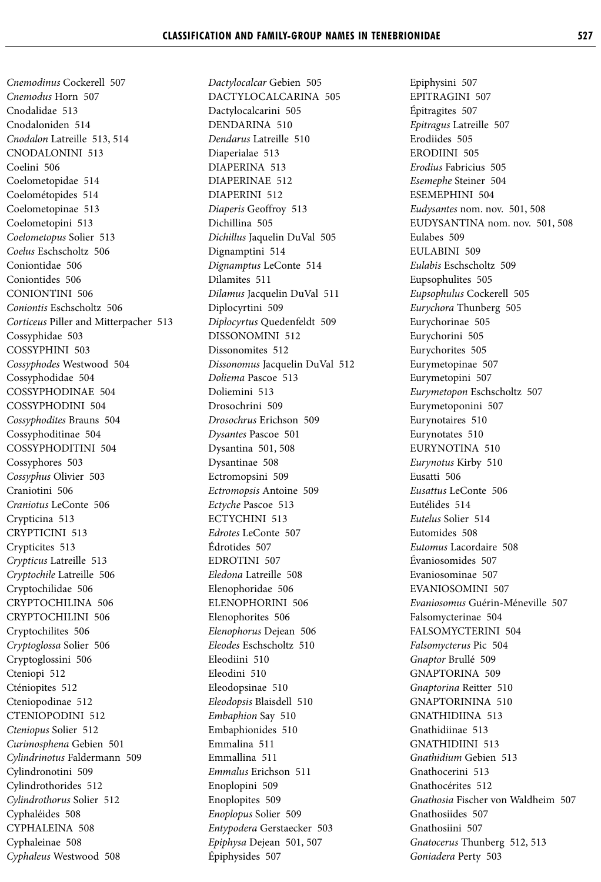*Cnemodinus* Cockerell 507
*Cnemodus* Horn 507
Cnodalidae 513
Cnodaloniden 514
*Cnodalon* Latreille 513, 514
CNODALONINI 513
Coelini 506
Coelometopidae 514
Coelométopides 514
Coelometopinae 513
Coelometopini 513
*Coelometopus* Solier 513
*Coelus* Eschscholtz 506
Coniontidae 506
Coniontides 506
CONIONTINI 506
*Coniontis* Eschscholtz 506
*Corticeus* Piller and Mitterpacher 513
Cossyphidae 503
COSSYPHINI 503
*Cossyphodes* Westwood 504
Cossyphodidae 504
COSSYPHODINAE 504
COSSYPHODINI 504
*Cossyphodites* Brauns 504
Cossyphoditinae 504
COSSYPHODITINI 504
Cossyphores 503
*Cossyphus* Olivier 503
Craniotini 506
*Craniotus* LeConte 506
Crypticina 513
CRYPTICINI 513
Crypticites 513
*Crypticus* Latreille 513
*Cryptochile* Latreille 506
Cryptochilidae 506
CRYPTOCHILINA 506
CRYPTOCHILINI 506
Cryptochilites 506
*Cryptoglossa* Solier 506
Cryptoglossini 506
Cteniopi 512
Cténiopites 512
Cteniopodinae 512
CTENIOPODINI 512
*Cteniopus* Solier 512
*Curimosphena* Gebien 501
*Cylindrinotus* Faldermann 509
Cylindronotini 509
Cylindrothorides 512
*Cylindrothorus* Solier 512
Cyphaléides 508
CYPHALEINA 508
Cyphaleinae 508
*Cyphaleus* Westwood 508
*Dactylocalcar* Gebien 505
DACTYLOCALCARINA 505
Dactylocalcarini 505
DENDARINA 510
*Dendarus* Latreille 510
Diaperialae 513
DIAPERINA 513
DIAPERINAE 512
DIAPERINI 512
*Diaperis* Geoffroy 513
Dichillina 505
*Dichillus* Jaquelin DuVal 505
Dignamptini 514
*Dignamptus* LeConte 514
Dilamites 511
*Dilamus* Jacquelin DuVal 511
Diplocyrtini 509
*Diplocyrtus* Quedenfeldt 509
DISSONOMINI 512
Dissonomites 512
*Dissonomus* Jacquelin DuVal 512
*Doliema* Pascoe 513
Doliemini 513
Drosochrini 509
*Drosochrus* Erichson 509
*Dysantes* Pascoe 501
Dysantina 501, 508
Dysantinae 508
Ectromopsini 509
*Ectromopsis* Antoine 509
*Ectyche* Pascoe 513
ECTYCHINI 513
*Edrotes* LeConte 507
Édrotides 507
EDROTINI 507
*Eledona* Latreille 508
Elenophoridae 506
ELENOPHORINI 506
Elenophorites 506
*Elenophorus* Dejean 506
*Eleodes* Eschscholtz 510
Eleodiini 510
Eleodini 510
Eleodopsinae 510
*Eleodopsis* Blaisdell 510
*Embaphion* Say 510
Embaphionides 510
Emmalina 511
Emmallina 511
*Emmalus* Erichson 511
Enoplopini 509
Enoplopites 509
*Enoplopus* Solier 509
*Entypodera* Gerstaecker 503
*Epiphysa* Dejean 501, 507
Épiphysides 507
Epiphysini 507
EPITRAGINI 507
Épitragites 507
*Epitragus* Latreille 507
Erodiides 505
ERODIINI 505
*Erodius* Fabricius 505
*Esemephe* Steiner 504
ESEMEPHINI 504
*Eudysantes* nom. nov. 501, 508
EUDYSANTINA nom. nov. 501, 508
Eulabes 509
EULABINI 509
*Eulabis* Eschscholtz 509
Eupsophulites 505
*Eupsophulus* Cockerell 505
*Eurychora* Thunberg 505
Eurychorinae 505
Eurychorini 505
Eurychorites 505
Eurymetopinae 507
Eurymetopini 507
*Eurymetopon* Eschscholtz 507
Eurymetoponini 507
Eurynotaires 510
Eurynotates 510
EURYNOTINA 510
*Eurynotus* Kirby 510
Eusatti 506
*Eusattus* LeConte 506
Eutélides 514
*Eutelus* Solier 514
Eutomides 508
*Eutomus* Lacordaire 508
Évaniosomides 507
Evaniosominae 507
EVANIOSOMINI 507
*Evaniosomus* Guérin-Méneville 507
Falsomycterinae 504
FALSOMYCTERINI 504
*Falsomycterus* Pic 504
*Gnaptor* Brullé 509
GNAPTORINA 509
*Gnaptorina* Reitter 510
GNAPTORININA 510
GNATHIDIINA 513
Gnathidiinae 513
GNATHIDIINI 513
*Gnathidium* Gebien 513
Gnathocerini 513
Gnathocérites 512
*Gnathosia* Fischer von Waldheim 507
Gnathosiides 507
Gnathosiini 507
*Gnatocerus* Thunberg 512, 513
*Goniadera* Perty 503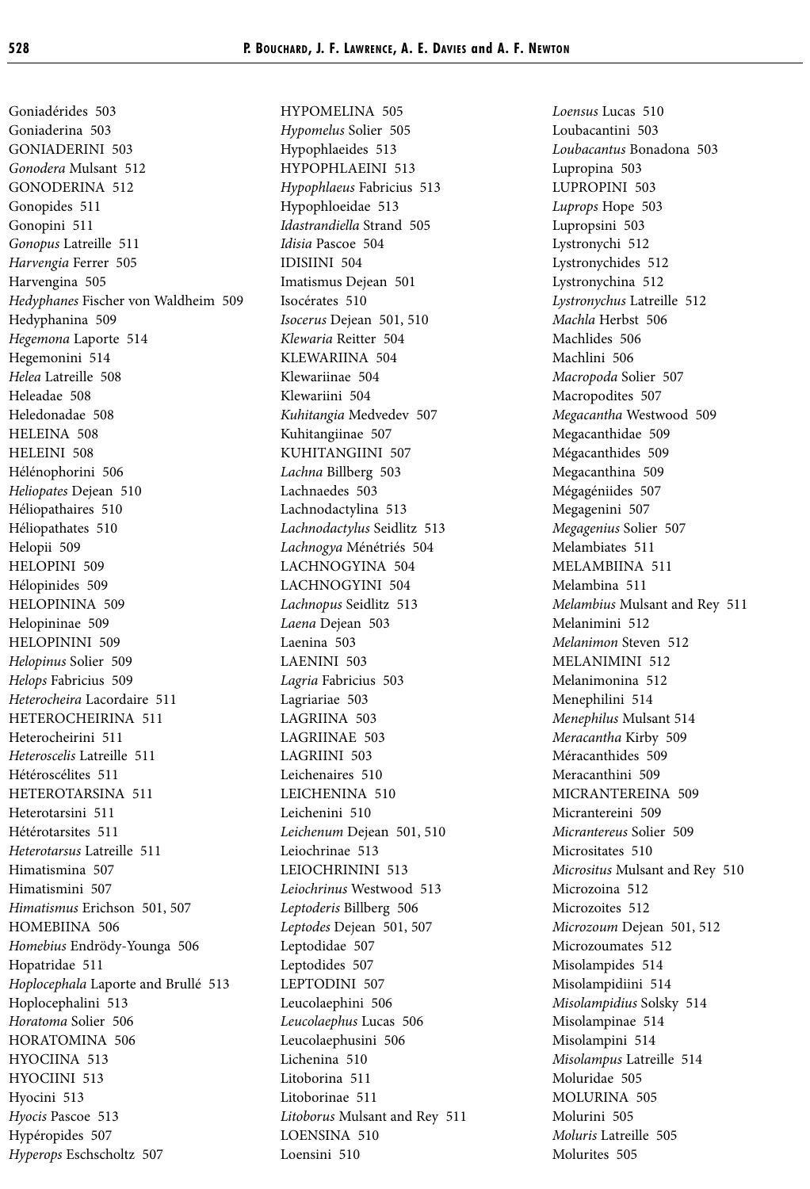Goniadérides 503
Goniaderina 503
GONIADERINI 503
*Gonodera* Mulsant 512
GONODERINA 512
Gonopides 511
Gonopini 511
*Gonopus* Latreille 511
*Harvengia* Ferrer 505
Harvengina 505
*Hedyphanes* Fischer von Waldheim 509
Hedyphanina 509
*Hegemona* Laporte 514
Hegemonini 514
*Helea* Latreille 508
Heleadae 508
Heledonadae 508
HELEINA 508
HELEINI 508
Hélénophorini 506
*Heliopates* Dejean 510
Héliopathaires 510
Héliopathates 510
Helopii 509
HELOPINI 509
Hélopinides 509
HELOPININA 509
Helopininae 509
HELOPININI 509
*Helopinus* Solier 509
*Helops* Fabricius 509
*Heterocheira* Lacordaire 511
HETEROCHEIRINA 511
Heterocheirini 511
*Heteroscelis* Latreille 511
Hétéroscélites 511
HETEROTARSINA 511
Heterotarsini 511
Hétérotarsites 511
*Heterotarsus* Latreille 511
Himatismina 507
Himatismini 507
*Himatismus* Erichson 501, 507
HOMEBIINA 506
*Homebius* Endrödy-Younga 506
Hopatridae 511
*Hoplocephala* Laporte and Brullé 513
Hoplocephalini 513
*Horatoma* Solier 506
HORATOMINA 506
HYOCIINA 513
HYOCIINI 513
Hyocini 513
*Hyocis* Pascoe 513
Hypéropides 507
*Hyperops* Eschscholtz 507
HYPOMELINA 505
*Hypomelus* Solier 505
Hypophlaeides 513
HYPOPHLAEINI 513
*Hypophlaeus* Fabricius 513
Hypophloeidae 513
*Idastrandiella* Strand 505
*Idisia* Pascoe 504
IDISIINI 504
Imatismus Dejean 501
Isocérates 510
*Isocerus* Dejean 501, 510
*Klewaria* Reitter 504
KLEWARIINA 504
Klewariinae 504
Klewariini 504
*Kuhitangia* Medvedev 507
Kuhitangiinae 507
KUHITANGIINI 507
*Lachna* Billberg 503
Lachnaedes 503
Lachnodactylina 513
*Lachnodactylus* Seidlitz 513
*Lachnogya* Ménétriés 504
LACHNOGYINA 504
LACHNOGYINI 504
*Lachnopus* Seidlitz 513
*Laena* Dejean 503
Laenina 503
LAENINI 503
*Lagria* Fabricius 503
Lagriariae 503
LAGRIINA 503
LAGRIINAE 503
LAGRIINI 503
Leichenaires 510
LEICHENINA 510
Leichenini 510
*Leichenum* Dejean 501, 510
Leiochrinae 513
LEIOCHRININI 513
*Leiochrinus* Westwood 513
*Leptoderis* Billberg 506
*Leptodes* Dejean 501, 507
Leptodidae 507
Leptodides 507
LEPTODINI 507
Leucolaephini 506
*Leucolaephus* Lucas 506
Leucolaephusini 506
Lichenina 510
Litoborina 511
Litoborinae 511
*Litoborus* Mulsant and Rey 511
LOENSINA 510
Loensini 510
*Loensus* Lucas 510
Loubacantini 503
*Loubacantus* Bonadona 503
Lupropina 503
LUPROPINI 503
*Luprops* Hope 503
Lupropsini 503
Lystronychi 512
Lystronychides 512
Lystronychina 512
*Lystronychus* Latreille 512
*Machla* Herbst 506
Machlides 506
Machlini 506
*Macropoda* Solier 507
Macropodites 507
*Megacantha* Westwood 509
Megacanthidae 509
Mégacanthides 509
Megacanthina 509
Mégagéniides 507
Megagenini 507
*Megagenius* Solier 507
Melambiates 511
MELAMBIINA 511
Melambina 511
*Melambius* Mulsant and Rey 511
Melanimini 512
*Melanimon* Steven 512
MELANIMINI 512
Melanimonina 512
Menephilini 514
*Menephilus* Mulsant 514
*Meracantha* Kirby 509
Méracanthides 509
Meracanthini 509
MICRANTEREINA 509
Micrantereini 509
*Micrantereus* Solier 509
Micrositates 510
*Micrositus* Mulsant and Rey 510
Microzoina 512
Microzoites 512
*Microzoum* Dejean 501, 512
Microzoumates 512
Misolampides 514
Misolampidiini 514
*Misolampidius* Solsky 514
Misolampinae 514
Misolampini 514
*Misolampus* Latreille 514
Moluridae 505
MOLURINA 505
Molurini 505
*Moluris* Latreille 505
Molurites 505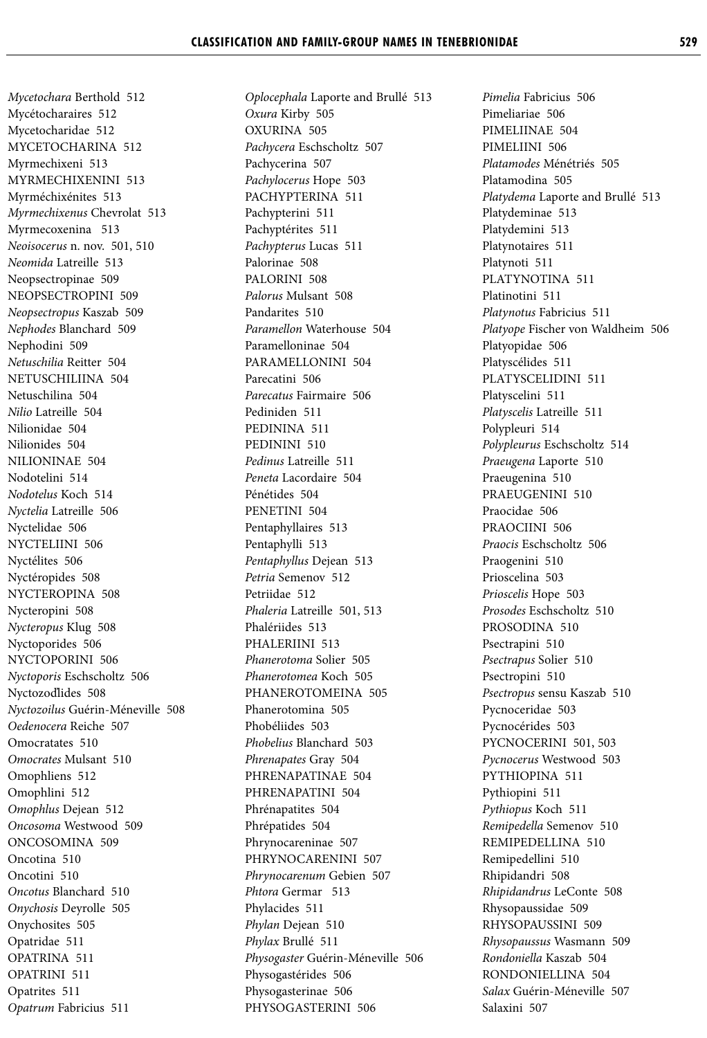*Mycetochara* Berthold 512
Mycétocharaires 512
Mycetocharidae 512
MYCETOCHARINA 512
Myrmechixeni 513
MYRMECHIXENINI 513
Myrméchixénites 513
*Myrmechixenus* Chevrolat 513
Myrmecoxenina 513
*Neoisocerus* n. nov. 501, 510
*Neomida* Latreille 513
Neopsectropinae 509
NEOPSECTROPINI 509
*Neopsectropus* Kaszab 509
*Nephodes* Blanchard 509
Nephodini 509
*Netuschilia* Reitter 504
NETUSCHILIINA 504
Netuschilina 504
*Nilio* Latreille 504
Nilionidae 504
Nilionides 504
NILIONINAE 504
Nodotelini 514
*Nodotelus* Koch 514
*Nyctelia* Latreille 506
Nyctelidae 506
NYCTELIINI 506
Nyctélites 506
Nyctéropides 508
NYCTEROPINA 508
Nycteropini 508
*Nycteropus* Klug 508
Nyctoporides 506
NYCTOPORINI 506
*Nyctoporis* Eschscholtz 506
Nyctozoïlides 508
*Nyctozoilus* Guérin-Méneville 508
*Oedenocera* Reiche 507
Omocratates 510
*Omocrates* Mulsant 510
Omophliens 512
Omophlini 512
*Omophlus* Dejean 512
*Oncosoma* Westwood 509
ONCOSOMINA 509
Oncotina 510
Oncotini 510
*Oncotus* Blanchard 510
*Onychosis* Deyrolle 505
Onychosites 505
Opatridae 511
OPATRINA 511
OPATRINI 511
Opatrites 511
*Opatrum* Fabricius 511
*Oplocephala* Laporte and Brullé 513
*Oxura* Kirby 505
OXURINA 505
*Pachycera* Eschscholtz 507
Pachycerina 507
*Pachylocerus* Hope 503
PACHYPTERINA 511
Pachypterini 511
Pachyptérites 511
*Pachypterus* Lucas 511
Palorinae 508
PALORINI 508
*Palorus* Mulsant 508
Pandarites 510
*Paramellon* Waterhouse 504
Paramelloninae 504
PARAMELLONINI 504
Parecatini 506
*Parecatus* Fairmaire 506
Pediniden 511
PEDININA 511
PEDININI 510
*Pedinus* Latreille 511
*Peneta* Lacordaire 504
Pénétides 504
PENETINI 504
Pentaphyllaires 513
Pentaphylli 513
*Pentaphyllus* Dejean 513
*Petria* Semenov 512
Petriidae 512
*Phaleria* Latreille 501, 513
Phalériides 513
PHALERIINI 513
*Phanerotoma* Solier 505
*Phanerotomea* Koch 505
PHANEROTOMEINA 505
Phanerotomina 505
Phobéliides 503
*Phobelius* Blanchard 503
*Phrenapates* Gray 504
PHRENAPATINAE 504
PHRENAPATINI 504
Phrénapatites 504
Phrépatides 504
Phrynocareninae 507
PHRYNOCARENINI 507
*Phrynocarenum* Gebien 507
*Phtora* Germar 513
Phylacides 511
*Phylan* Dejean 510
*Phylax* Brullé 511
*Physogaster* Guérin-Méneville 506
Physogastérides 506
Physogasterinae 506
PHYSOGASTERINI 506
*Pimelia* Fabricius 506
Pimeliariae 506
PIMELIINAE 504
PIMELIINI 506
*Platamodes* Ménétriés 505
Platamodina 505
*Platydema* Laporte and Brullé 513
Platydeminae 513
Platydemini 513
Platynotaires 511
Platynoti 511
PLATYNOTINA 511
Platinotini 511
*Platynotus* Fabricius 511
*Platyope* Fischer von Waldheim 506
Platyopidae 506
Platyscélides 511
PLATYSCELIDINI 511
Platyscelini 511
*Platyscelis* Latreille 511
Polypleuri 514
*Polypleurus* Eschscholtz 514
*Praeugena* Laporte 510
Praeugenina 510
PRAEUGENINI 510
Praocidae 506
PRAOCIINI 506
*Praocis* Eschscholtz 506
Praogenini 510
Prioscelina 503
*Prioscelis* Hope 503
*Prosodes* Eschscholtz 510
PROSODINA 510
Psectrapini 510
*Psectrapus* Solier 510
Psectropini 510
*Psectropus* sensu Kaszab 510
Pycnoceridae 503
Pycnocérides 503
PYCNOCERINI 501, 503
*Pycnocerus* Westwood 503
PYTHIOPINA 511
Pythiopini 511
*Pythiopus* Koch 511
*Remipedella* Semenov 510
REMIPEDELLINA 510
Remipedellini 510
Rhipidandri 508
*Rhipidandrus* LeConte 508
Rhysopaussidae 509
RHYSOPAUSSINI 509
*Rhysopaussus* Wasmann 509
*Rondoniella* Kaszab 504
RONDONIELLINA 504
*Salax* Guérin-Méneville 507
Salaxini 507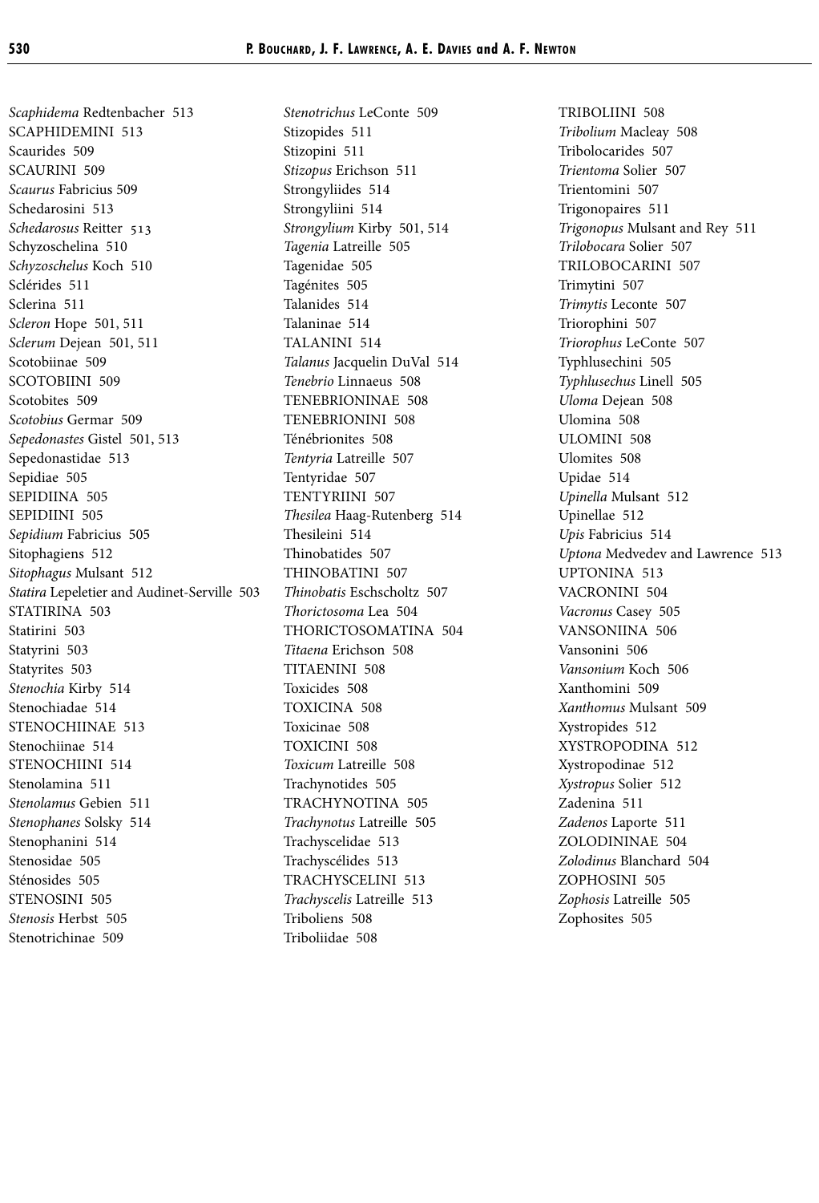*Scaphidema* Redtenbacher 513
SCAPHIDEMINI 513
Scaurides 509
SCAURINI 509
*Scaurus* Fabricius 509
Schedarosini 513
*Schedarosus* Reitter 513
Schyzoschelina 510
*Schyzoschelus* Koch 510
Sclérides 511
Sclerina 511
*Scleron* Hope 501, 511
*Sclerum* Dejean 501, 511
Scotobiinae 509
SCOTOBIINI 509
Scotobites 509
*Scotobius* Germar 509
*Sepedonastes* Gistel 501, 513
Sepedonastidae 513
Sepidiae 505
SEPIDIINA 505
SEPIDIINI 505
*Sepidium* Fabricius 505
Sitophagiens 512
*Sitophagus* Mulsant 512
*Statira* Lepeletier and Audinet-Serville 503
STATIRINA 503
Statirini 503
Statyrini 503
Statyrites 503
*Stenochia* Kirby 514
Stenochiadae 514
STENOCHIINAE 513
Stenochiinae 514
STENOCHIINI 514
Stenolamina 511
*Stenolamus* Gebien 511
*Stenophanes* Solsky 514
Stenophanini 514
Stenosidae 505
Sténosides 505
STENOSINI 505
*Stenosis* Herbst 505
Stenotrichinae 509
*Stenotrichus* LeConte 509
Stizopides 511
Stizopini 511
*Stizopus* Erichson 511
Strongyliides 514
Strongyliini 514
*Strongylium* Kirby 501, 514
*Tagenia* Latreille 505
Tagenidae 505
Tagénites 505
Talanides 514
Talaninae 514
TALANINI 514
*Talanus* Jacquelin DuVal 514
*Tenebrio* Linnaeus 508
TENEBRIONINAE 508
TENEBRIONINI 508
Ténébrionites 508
*Tentyria* Latreille 507
Tentyridae 507
TENTYRIINI 507
*Thesilea* Haag-Rutenberg 514
Thesileini 514
Thinobatides 507
THINOBATINI 507
*Thinobatis* Eschscholtz 507
*Thorictosoma* Lea 504
THORICTOSOMATINA 504
*Titaena* Erichson 508
TITAENINI 508
Toxicides 508
TOXICINA 508
Toxicinae 508
TOXICINI 508
*Toxicum* Latreille 508
Trachynotides 505
TRACHYNOTINA 505
*Trachynotus* Latreille 505
Trachyscelidae 513
Trachyscélides 513
TRACHYSCELINI 513
*Trachyscelis* Latreille 513
Triboliens 508
Triboliidae 508
TRIBOLIINI 508
*Tribolium* Macleay 508
Tribolocarides 507
*Trientoma* Solier 507
Trientomini 507
Trigonopaires 511
*Trigonopus* Mulsant and Rey 511
*Trilobocara* Solier 507
TRILOBOCARINI 507
Trimytini 507
*Trimytis* Leconte 507
Triorophini 507
*Triorophus* LeConte 507
Typhlusechini 505
*Typhlusechus* Linell 505
*Uloma* Dejean 508
Ulomina 508
ULOMINI 508
Ulomites 508
Upidae 514
*Upinella* Mulsant 512
Upinellae 512
*Upis* Fabricius 514
*Uptona* Medvedev and Lawrence 513
UPTONINA 513
VACRONINI 504
*Vacronus* Casey 505
VANSONIINA 506
Vansonini 506
*Vansonium* Koch 506
Xanthomini 509
*Xanthomus* Mulsant 509
Xystropides 512
XYSTROPODINA 512
Xystropodinae 512
*Xystropus* Solier 512
Zadenina 511
*Zadenos* Laporte 511
ZOLODININAE 504
*Zolodinus* Blanchard 504
ZOPHOSINI 505
*Zophosis* Latreille 505
Zophosites 505